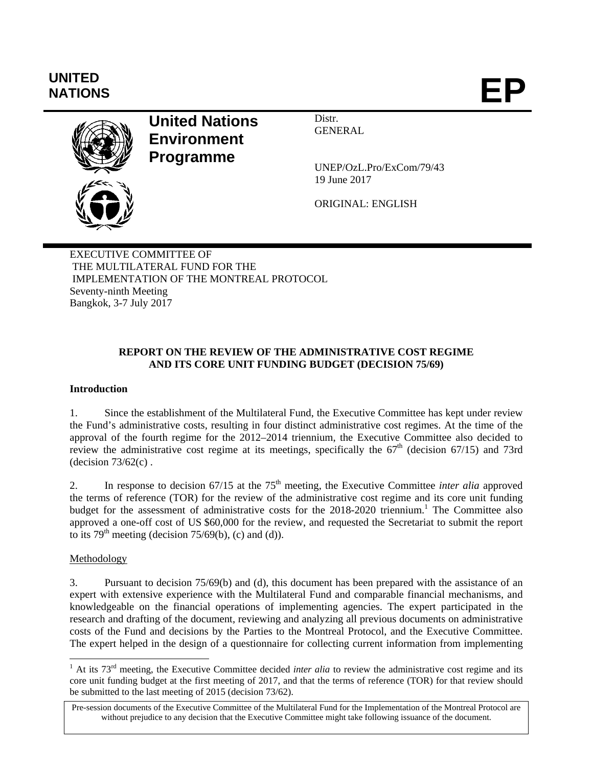UNITED NATIONS

# EP

**United Nations Environment Programme**

Distr.
GENERAL

UNEP/OzL.Pro/ExCom/79/43
19 June 2017

ORIGINAL: ENGLISH

EXECUTIVE COMMITTEE OF
THE MULTILATERAL FUND FOR THE
IMPLEMENTATION OF THE MONTREAL PROTOCOL
Seventy-ninth Meeting
Bangkok, 3-7 July 2017

## REPORT ON THE REVIEW OF THE ADMINISTRATIVE COST REGIME AND ITS CORE UNIT FUNDING BUDGET (DECISION 75/69)

### Introduction

1. Since the establishment of the Multilateral Fund, the Executive Committee has kept under review the Fund's administrative costs, resulting in four distinct administrative cost regimes. At the time of the approval of the fourth regime for the 2012–2014 triennium, the Executive Committee also decided to review the administrative cost regime at its meetings, specifically the 67th (decision 67/15) and 73rd (decision 73/62(c) .

2. In response to decision 67/15 at the 75th meeting, the Executive Committee *inter alia* approved the terms of reference (TOR) for the review of the administrative cost regime and its core unit funding budget for the assessment of administrative costs for the 2018-2020 triennium.[1] The Committee also approved a one-off cost of US $60,000 for the review, and requested the Secretariat to submit the report to its 79th meeting (decision 75/69(b), (c) and (d)).

Methodology

3. Pursuant to decision 75/69(b) and (d), this document has been prepared with the assistance of an expert with extensive experience with the Multilateral Fund and comparable financial mechanisms, and knowledgeable on the financial operations of implementing agencies. The expert participated in the research and drafting of the document, reviewing and analyzing all previous documents on administrative costs of the Fund and decisions by the Parties to the Montreal Protocol, and the Executive Committee. The expert helped in the design of a questionnaire for collecting current information from implementing

[1] At its 73rd meeting, the Executive Committee decided *inter alia* to review the administrative cost regime and its core unit funding budget at the first meeting of 2017, and that the terms of reference (TOR) for that review should be submitted to the last meeting of 2015 (decision 73/62).

Pre-session documents of the Executive Committee of the Multilateral Fund for the Implementation of the Montreal Protocol are without prejudice to any decision that the Executive Committee might take following issuance of the document.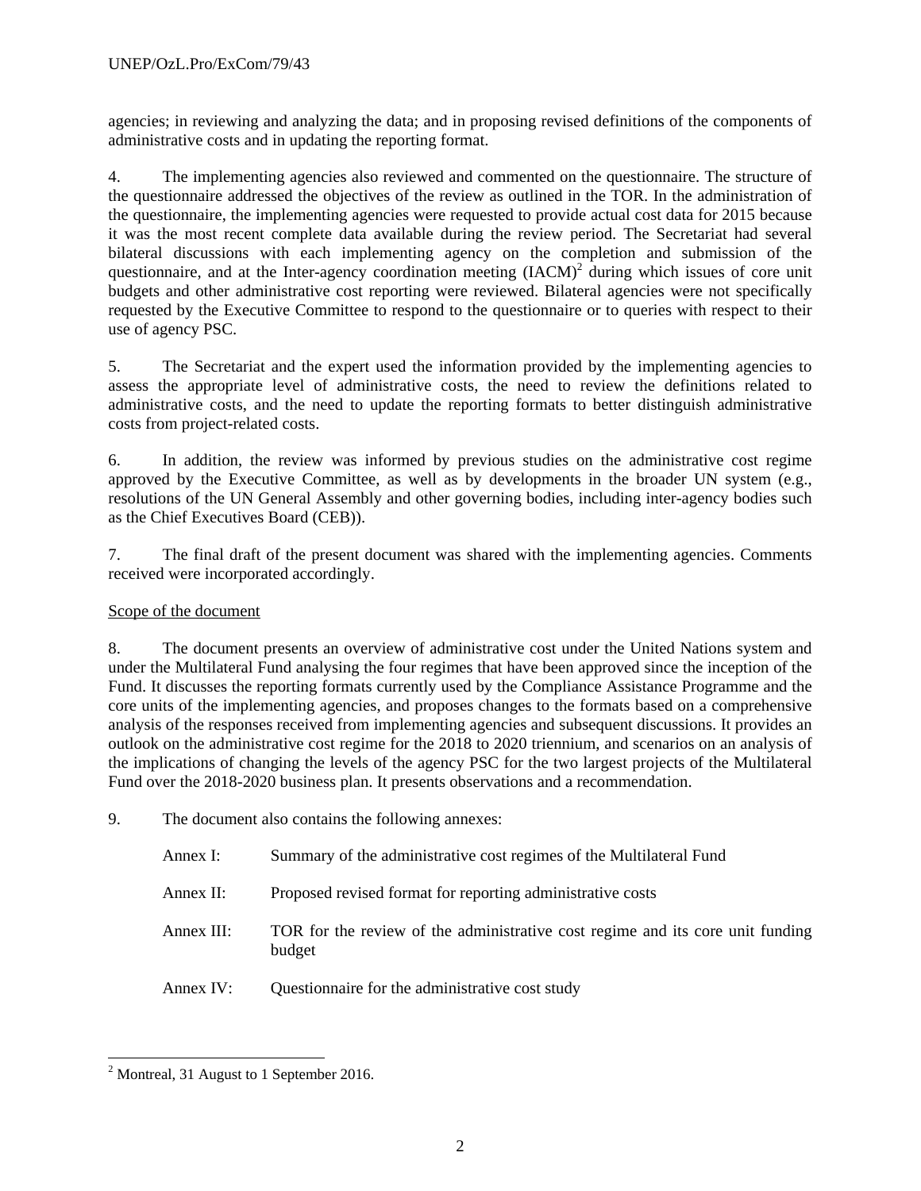agencies; in reviewing and analyzing the data; and in proposing revised definitions of the components of administrative costs and in updating the reporting format.

4. The implementing agencies also reviewed and commented on the questionnaire. The structure of the questionnaire addressed the objectives of the review as outlined in the TOR. In the administration of the questionnaire, the implementing agencies were requested to provide actual cost data for 2015 because it was the most recent complete data available during the review period. The Secretariat had several bilateral discussions with each implementing agency on the completion and submission of the questionnaire, and at the Inter-agency coordination meeting (IACM)[2] during which issues of core unit budgets and other administrative cost reporting were reviewed. Bilateral agencies were not specifically requested by the Executive Committee to respond to the questionnaire or to queries with respect to their use of agency PSC.

5. The Secretariat and the expert used the information provided by the implementing agencies to assess the appropriate level of administrative costs, the need to review the definitions related to administrative costs, and the need to update the reporting formats to better distinguish administrative costs from project-related costs.

6. In addition, the review was informed by previous studies on the administrative cost regime approved by the Executive Committee, as well as by developments in the broader UN system (e.g., resolutions of the UN General Assembly and other governing bodies, including inter-agency bodies such as the Chief Executives Board (CEB)).

7. The final draft of the present document was shared with the implementing agencies. Comments received were incorporated accordingly.

Scope of the document

8. The document presents an overview of administrative cost under the United Nations system and under the Multilateral Fund analysing the four regimes that have been approved since the inception of the Fund. It discusses the reporting formats currently used by the Compliance Assistance Programme and the core units of the implementing agencies, and proposes changes to the formats based on a comprehensive analysis of the responses received from implementing agencies and subsequent discussions. It provides an outlook on the administrative cost regime for the 2018 to 2020 triennium, and scenarios on an analysis of the implications of changing the levels of the agency PSC for the two largest projects of the Multilateral Fund over the 2018-2020 business plan. It presents observations and a recommendation.

9. The document also contains the following annexes:

| | |
|---|---|
| Annex I: | Summary of the administrative cost regimes of the Multilateral Fund |
| Annex II: | Proposed revised format for reporting administrative costs |
| Annex III: | TOR for the review of the administrative cost regime and its core unit funding budget |
| Annex IV: | Questionnaire for the administrative cost study |

[2] Montreal, 31 August to 1 September 2016.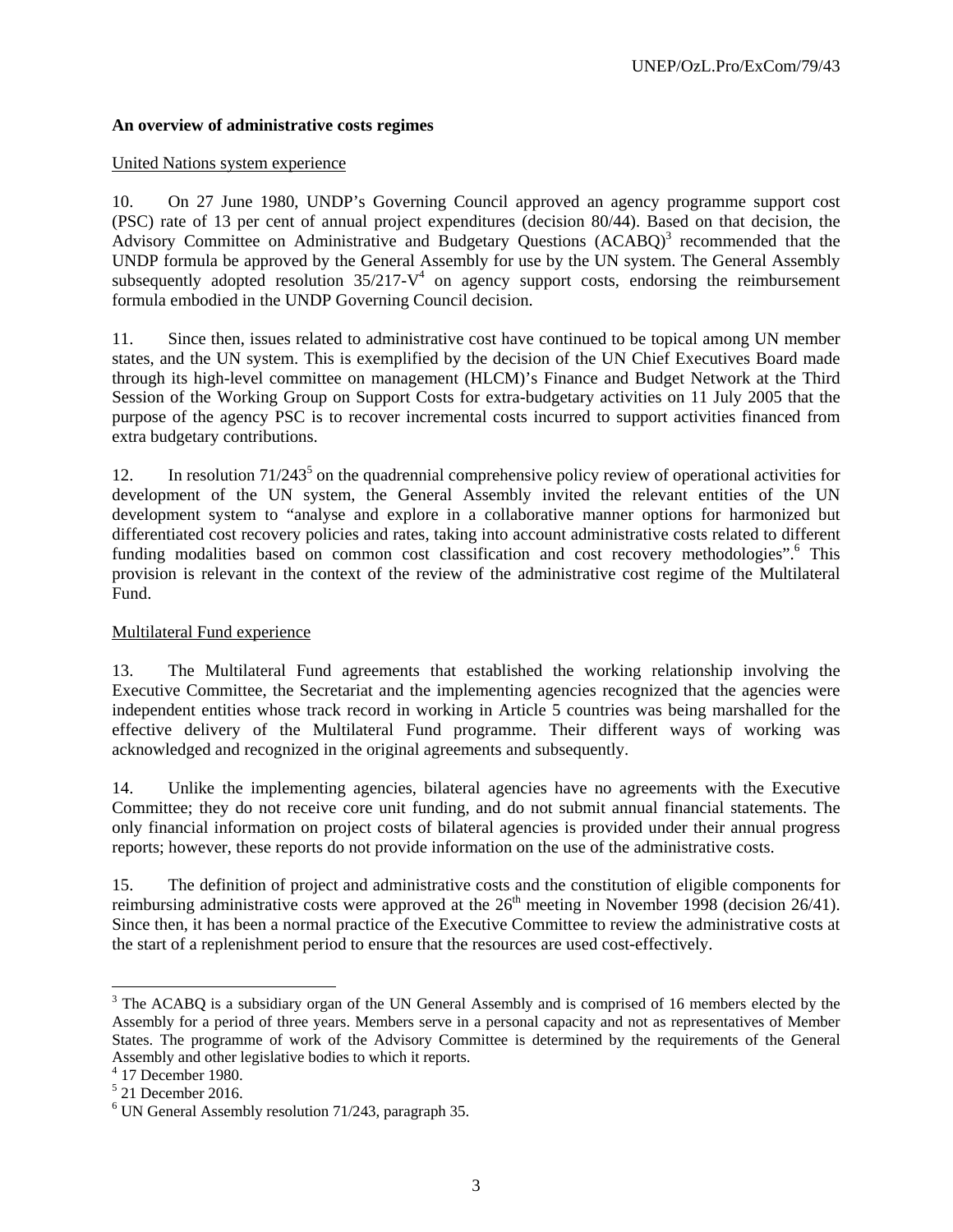**An overview of administrative costs regimes**

United Nations system experience

10. On 27 June 1980, UNDP's Governing Council approved an agency programme support cost (PSC) rate of 13 per cent of annual project expenditures (decision 80/44). Based on that decision, the Advisory Committee on Administrative and Budgetary Questions (ACABQ)[3] recommended that the UNDP formula be approved by the General Assembly for use by the UN system. The General Assembly subsequently adopted resolution 35/217-V[4] on agency support costs, endorsing the reimbursement formula embodied in the UNDP Governing Council decision.

11. Since then, issues related to administrative cost have continued to be topical among UN member states, and the UN system. This is exemplified by the decision of the UN Chief Executives Board made through its high-level committee on management (HLCM)'s Finance and Budget Network at the Third Session of the Working Group on Support Costs for extra-budgetary activities on 11 July 2005 that the purpose of the agency PSC is to recover incremental costs incurred to support activities financed from extra budgetary contributions.

12. In resolution 71/243[5] on the quadrennial comprehensive policy review of operational activities for development of the UN system, the General Assembly invited the relevant entities of the UN development system to "analyse and explore in a collaborative manner options for harmonized but differentiated cost recovery policies and rates, taking into account administrative costs related to different funding modalities based on common cost classification and cost recovery methodologies".[6] This provision is relevant in the context of the review of the administrative cost regime of the Multilateral Fund.

Multilateral Fund experience

13. The Multilateral Fund agreements that established the working relationship involving the Executive Committee, the Secretariat and the implementing agencies recognized that the agencies were independent entities whose track record in working in Article 5 countries was being marshalled for the effective delivery of the Multilateral Fund programme. Their different ways of working was acknowledged and recognized in the original agreements and subsequently.

14. Unlike the implementing agencies, bilateral agencies have no agreements with the Executive Committee; they do not receive core unit funding, and do not submit annual financial statements. The only financial information on project costs of bilateral agencies is provided under their annual progress reports; however, these reports do not provide information on the use of the administrative costs.

15. The definition of project and administrative costs and the constitution of eligible components for reimbursing administrative costs were approved at the 26th meeting in November 1998 (decision 26/41). Since then, it has been a normal practice of the Executive Committee to review the administrative costs at the start of a replenishment period to ensure that the resources are used cost-effectively.

---

[3] The ACABQ is a subsidiary organ of the UN General Assembly and is comprised of 16 members elected by the Assembly for a period of three years. Members serve in a personal capacity and not as representatives of Member States. The programme of work of the Advisory Committee is determined by the requirements of the General Assembly and other legislative bodies to which it reports.

[4] 17 December 1980.

[5] 21 December 2016.

[6] UN General Assembly resolution 71/243, paragraph 35.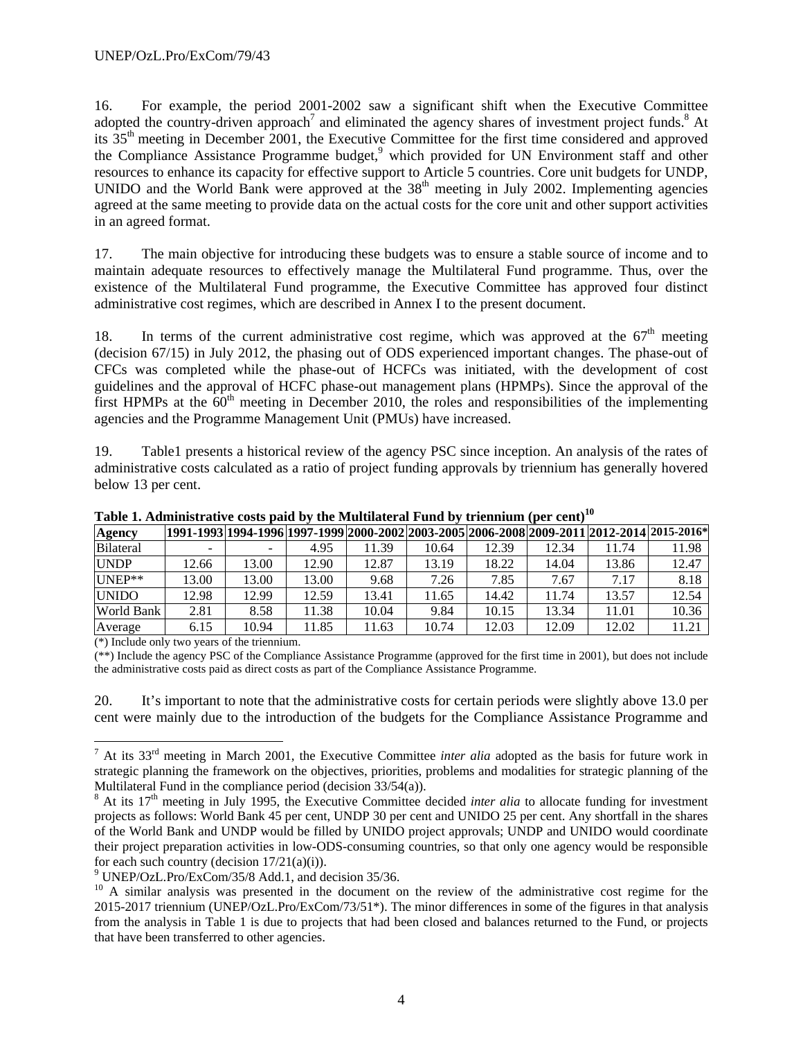16. For example, the period 2001-2002 saw a significant shift when the Executive Committee adopted the country-driven approach[7] and eliminated the agency shares of investment project funds.[8] At its 35th meeting in December 2001, the Executive Committee for the first time considered and approved the Compliance Assistance Programme budget,[9] which provided for UN Environment staff and other resources to enhance its capacity for effective support to Article 5 countries. Core unit budgets for UNDP, UNIDO and the World Bank were approved at the 38th meeting in July 2002. Implementing agencies agreed at the same meeting to provide data on the actual costs for the core unit and other support activities in an agreed format.

17. The main objective for introducing these budgets was to ensure a stable source of income and to maintain adequate resources to effectively manage the Multilateral Fund programme. Thus, over the existence of the Multilateral Fund programme, the Executive Committee has approved four distinct administrative cost regimes, which are described in Annex I to the present document.

18. In terms of the current administrative cost regime, which was approved at the 67th meeting (decision 67/15) in July 2012, the phasing out of ODS experienced important changes. The phase-out of CFCs was completed while the phase-out of HCFCs was initiated, with the development of cost guidelines and the approval of HCFC phase-out management plans (HPMPs). Since the approval of the first HPMPs at the 60th meeting in December 2010, the roles and responsibilities of the implementing agencies and the Programme Management Unit (PMUs) have increased.

19. Table1 presents a historical review of the agency PSC since inception. An analysis of the rates of administrative costs calculated as a ratio of project funding approvals by triennium has generally hovered below 13 per cent.

**Table 1. Administrative costs paid by the Multilateral Fund by triennium (per cent)[10]**

| Agency | 1991-1993 | 1994-1996 | 1997-1999 | 2000-2002 | 2003-2005 | 2006-2008 | 2009-2011 | 2012-2014 | 2015-2016* |
|---|---|---|---|---|---|---|---|---|---|
| Bilateral | - | - | 4.95 | 11.39 | 10.64 | 12.39 | 12.34 | 11.74 | 11.98 |
| UNDP | 12.66 | 13.00 | 12.90 | 12.87 | 13.19 | 18.22 | 14.04 | 13.86 | 12.47 |
| UNEP** | 13.00 | 13.00 | 13.00 | 9.68 | 7.26 | 7.85 | 7.67 | 7.17 | 8.18 |
| UNIDO | 12.98 | 12.99 | 12.59 | 13.41 | 11.65 | 14.42 | 11.74 | 13.57 | 12.54 |
| World Bank | 2.81 | 8.58 | 11.38 | 10.04 | 9.84 | 10.15 | 13.34 | 11.01 | 10.36 |
| Average | 6.15 | 10.94 | 11.85 | 11.63 | 10.74 | 12.03 | 12.09 | 12.02 | 11.21 |

(*) Include only two years of the triennium.

(**) Include the agency PSC of the Compliance Assistance Programme (approved for the first time in 2001), but does not include the administrative costs paid as direct costs as part of the Compliance Assistance Programme.

20. It's important to note that the administrative costs for certain periods were slightly above 13.0 per cent were mainly due to the introduction of the budgets for the Compliance Assistance Programme and

---

[7] At its 33rd meeting in March 2001, the Executive Committee *inter alia* adopted as the basis for future work in strategic planning the framework on the objectives, priorities, problems and modalities for strategic planning of the Multilateral Fund in the compliance period (decision 33/54(a)).

[8] At its 17th meeting in July 1995, the Executive Committee decided *inter alia* to allocate funding for investment projects as follows: World Bank 45 per cent, UNDP 30 per cent and UNIDO 25 per cent. Any shortfall in the shares of the World Bank and UNDP would be filled by UNIDO project approvals; UNDP and UNIDO would coordinate their project preparation activities in low-ODS-consuming countries, so that only one agency would be responsible for each such country (decision 17/21(a)(i)).

[9] UNEP/OzL.Pro/ExCom/35/8 Add.1, and decision 35/36.

[10] A similar analysis was presented in the document on the review of the administrative cost regime for the 2015-2017 triennium (UNEP/OzL.Pro/ExCom/73/51*). The minor differences in some of the figures in that analysis from the analysis in Table 1 is due to projects that had been closed and balances returned to the Fund, or projects that have been transferred to other agencies.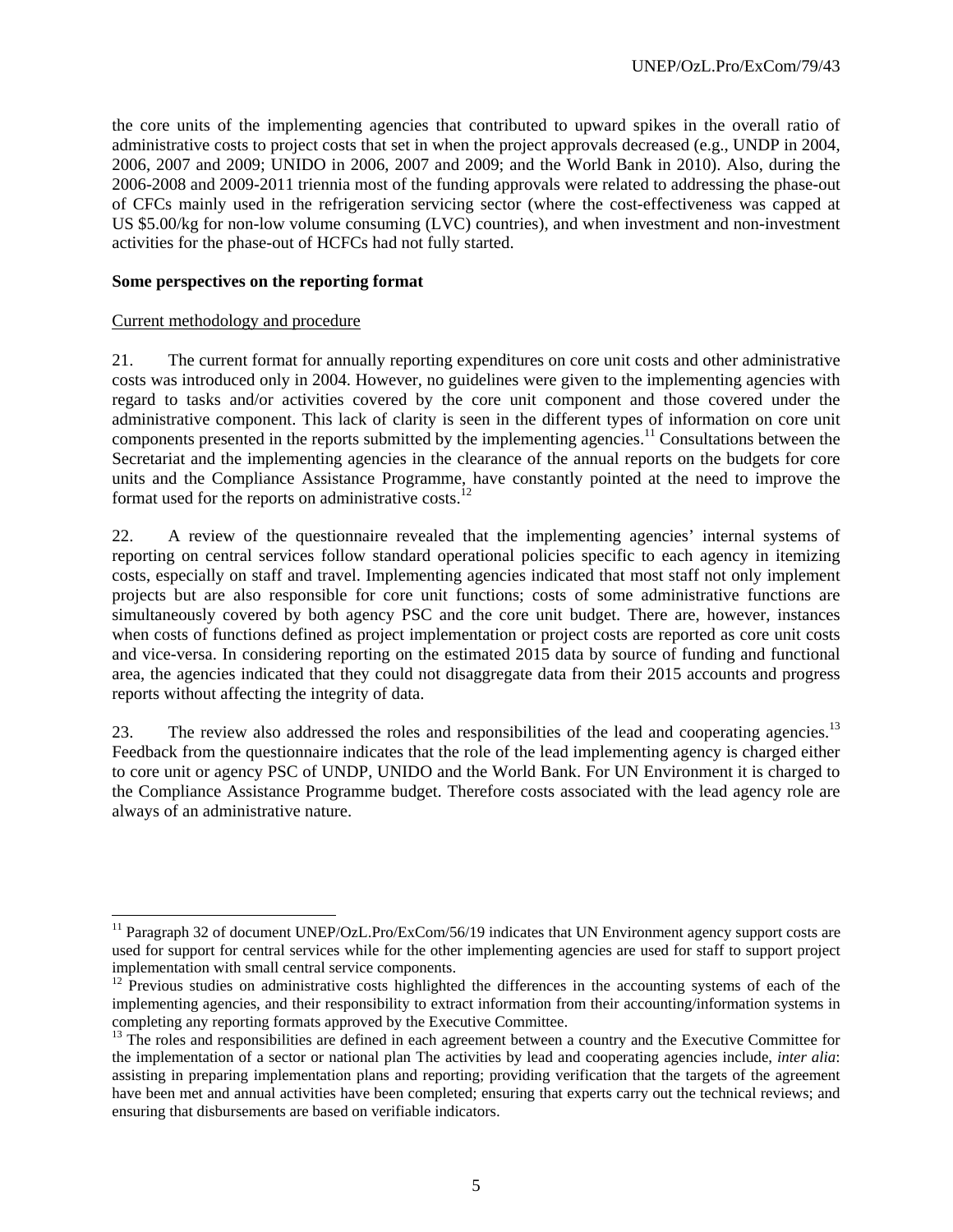the core units of the implementing agencies that contributed to upward spikes in the overall ratio of administrative costs to project costs that set in when the project approvals decreased (e.g., UNDP in 2004, 2006, 2007 and 2009; UNIDO in 2006, 2007 and 2009; and the World Bank in 2010). Also, during the 2006-2008 and 2009-2011 triennia most of the funding approvals were related to addressing the phase-out of CFCs mainly used in the refrigeration servicing sector (where the cost-effectiveness was capped at US $5.00/kg for non-low volume consuming (LVC) countries), and when investment and non-investment activities for the phase-out of HCFCs had not fully started.

**Some perspectives on the reporting format**

Current methodology and procedure

21. The current format for annually reporting expenditures on core unit costs and other administrative costs was introduced only in 2004. However, no guidelines were given to the implementing agencies with regard to tasks and/or activities covered by the core unit component and those covered under the administrative component. This lack of clarity is seen in the different types of information on core unit components presented in the reports submitted by the implementing agencies.[11] Consultations between the Secretariat and the implementing agencies in the clearance of the annual reports on the budgets for core units and the Compliance Assistance Programme, have constantly pointed at the need to improve the format used for the reports on administrative costs.[12]

22. A review of the questionnaire revealed that the implementing agencies' internal systems of reporting on central services follow standard operational policies specific to each agency in itemizing costs, especially on staff and travel. Implementing agencies indicated that most staff not only implement projects but are also responsible for core unit functions; costs of some administrative functions are simultaneously covered by both agency PSC and the core unit budget. There are, however, instances when costs of functions defined as project implementation or project costs are reported as core unit costs and vice-versa. In considering reporting on the estimated 2015 data by source of funding and functional area, the agencies indicated that they could not disaggregate data from their 2015 accounts and progress reports without affecting the integrity of data.

23. The review also addressed the roles and responsibilities of the lead and cooperating agencies.[13] Feedback from the questionnaire indicates that the role of the lead implementing agency is charged either to core unit or agency PSC of UNDP, UNIDO and the World Bank. For UN Environment it is charged to the Compliance Assistance Programme budget. Therefore costs associated with the lead agency role are always of an administrative nature.

---

[11] Paragraph 32 of document UNEP/OzL.Pro/ExCom/56/19 indicates that UN Environment agency support costs are used for support for central services while for the other implementing agencies are used for staff to support project implementation with small central service components.

[12] Previous studies on administrative costs highlighted the differences in the accounting systems of each of the implementing agencies, and their responsibility to extract information from their accounting/information systems in completing any reporting formats approved by the Executive Committee.

[13] The roles and responsibilities are defined in each agreement between a country and the Executive Committee for the implementation of a sector or national plan The activities by lead and cooperating agencies include, *inter alia*: assisting in preparing implementation plans and reporting; providing verification that the targets of the agreement have been met and annual activities have been completed; ensuring that experts carry out the technical reviews; and ensuring that disbursements are based on verifiable indicators.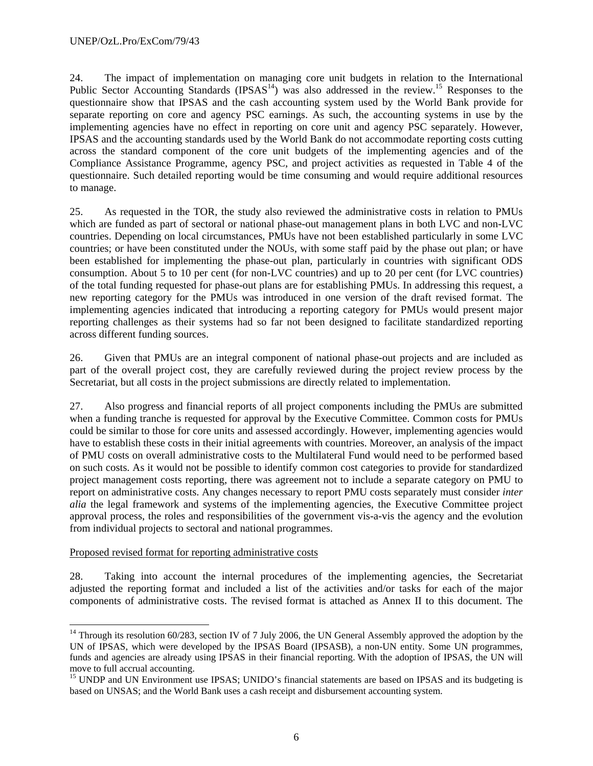24. The impact of implementation on managing core unit budgets in relation to the International Public Sector Accounting Standards (IPSAS[14]) was also addressed in the review.[15] Responses to the questionnaire show that IPSAS and the cash accounting system used by the World Bank provide for separate reporting on core and agency PSC earnings. As such, the accounting systems in use by the implementing agencies have no effect in reporting on core unit and agency PSC separately. However, IPSAS and the accounting standards used by the World Bank do not accommodate reporting costs cutting across the standard component of the core unit budgets of the implementing agencies and of the Compliance Assistance Programme, agency PSC, and project activities as requested in Table 4 of the questionnaire. Such detailed reporting would be time consuming and would require additional resources to manage.

25. As requested in the TOR, the study also reviewed the administrative costs in relation to PMUs which are funded as part of sectoral or national phase-out management plans in both LVC and non-LVC countries. Depending on local circumstances, PMUs have not been established particularly in some LVC countries; or have been constituted under the NOUs, with some staff paid by the phase out plan; or have been established for implementing the phase-out plan, particularly in countries with significant ODS consumption. About 5 to 10 per cent (for non-LVC countries) and up to 20 per cent (for LVC countries) of the total funding requested for phase-out plans are for establishing PMUs. In addressing this request, a new reporting category for the PMUs was introduced in one version of the draft revised format. The implementing agencies indicated that introducing a reporting category for PMUs would present major reporting challenges as their systems had so far not been designed to facilitate standardized reporting across different funding sources.

26. Given that PMUs are an integral component of national phase-out projects and are included as part of the overall project cost, they are carefully reviewed during the project review process by the Secretariat, but all costs in the project submissions are directly related to implementation.

27. Also progress and financial reports of all project components including the PMUs are submitted when a funding tranche is requested for approval by the Executive Committee. Common costs for PMUs could be similar to those for core units and assessed accordingly. However, implementing agencies would have to establish these costs in their initial agreements with countries. Moreover, an analysis of the impact of PMU costs on overall administrative costs to the Multilateral Fund would need to be performed based on such costs. As it would not be possible to identify common cost categories to provide for standardized project management costs reporting, there was agreement not to include a separate category on PMU to report on administrative costs. Any changes necessary to report PMU costs separately must consider *inter alia* the legal framework and systems of the implementing agencies, the Executive Committee project approval process, the roles and responsibilities of the government vis-a-vis the agency and the evolution from individual projects to sectoral and national programmes.

Proposed revised format for reporting administrative costs

28. Taking into account the internal procedures of the implementing agencies, the Secretariat adjusted the reporting format and included a list of the activities and/or tasks for each of the major components of administrative costs. The revised format is attached as Annex II to this document. The

[14] Through its resolution 60/283, section IV of 7 July 2006, the UN General Assembly approved the adoption by the UN of IPSAS, which were developed by the IPSAS Board (IPSASB), a non-UN entity. Some UN programmes, funds and agencies are already using IPSAS in their financial reporting. With the adoption of IPSAS, the UN will move to full accrual accounting.

[15] UNDP and UN Environment use IPSAS; UNIDO's financial statements are based on IPSAS and its budgeting is based on UNSAS; and the World Bank uses a cash receipt and disbursement accounting system.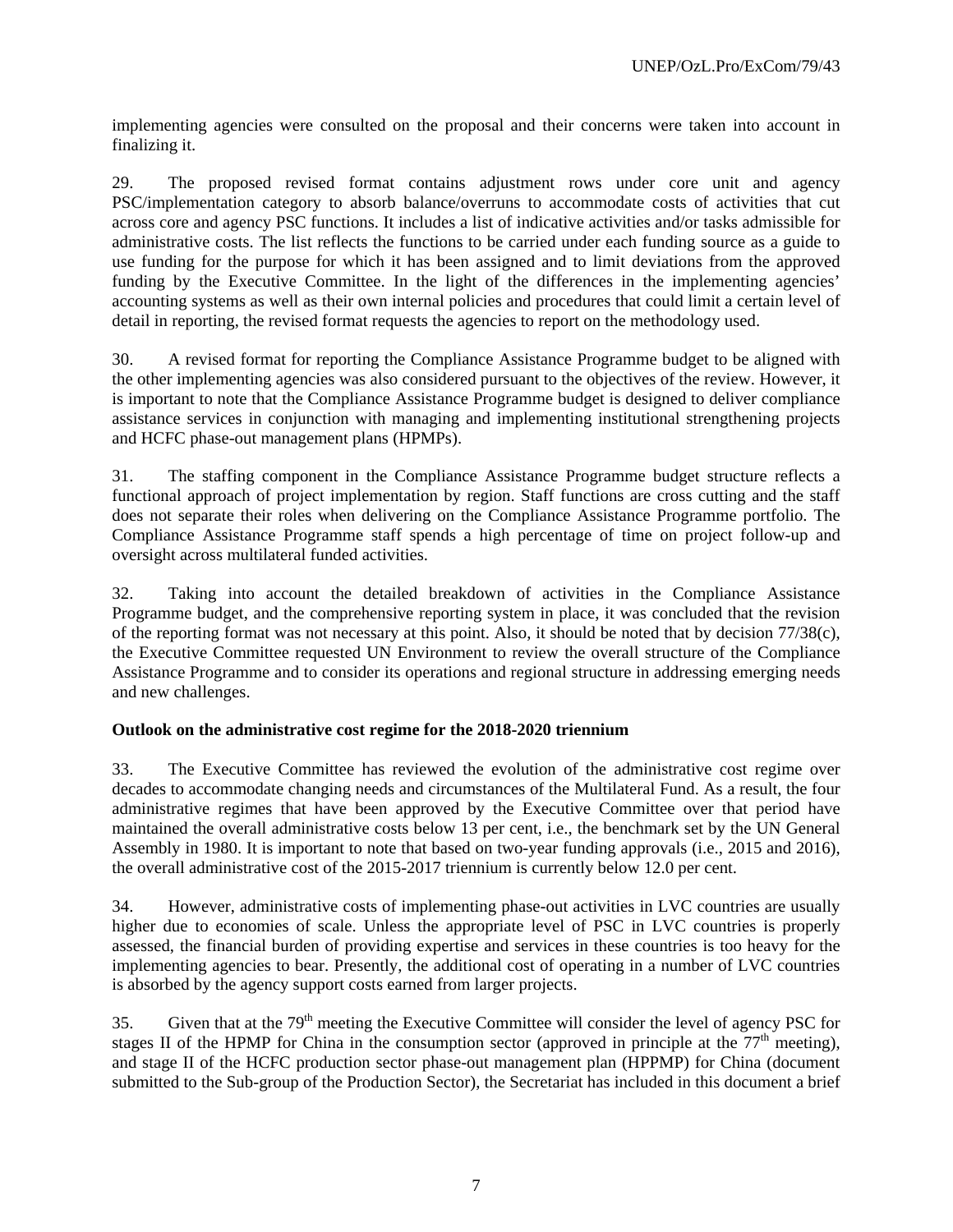implementing agencies were consulted on the proposal and their concerns were taken into account in finalizing it.

29. The proposed revised format contains adjustment rows under core unit and agency PSC/implementation category to absorb balance/overruns to accommodate costs of activities that cut across core and agency PSC functions. It includes a list of indicative activities and/or tasks admissible for administrative costs. The list reflects the functions to be carried under each funding source as a guide to use funding for the purpose for which it has been assigned and to limit deviations from the approved funding by the Executive Committee. In the light of the differences in the implementing agencies' accounting systems as well as their own internal policies and procedures that could limit a certain level of detail in reporting, the revised format requests the agencies to report on the methodology used.

30. A revised format for reporting the Compliance Assistance Programme budget to be aligned with the other implementing agencies was also considered pursuant to the objectives of the review. However, it is important to note that the Compliance Assistance Programme budget is designed to deliver compliance assistance services in conjunction with managing and implementing institutional strengthening projects and HCFC phase-out management plans (HPMPs).

31. The staffing component in the Compliance Assistance Programme budget structure reflects a functional approach of project implementation by region. Staff functions are cross cutting and the staff does not separate their roles when delivering on the Compliance Assistance Programme portfolio. The Compliance Assistance Programme staff spends a high percentage of time on project follow-up and oversight across multilateral funded activities.

32. Taking into account the detailed breakdown of activities in the Compliance Assistance Programme budget, and the comprehensive reporting system in place, it was concluded that the revision of the reporting format was not necessary at this point. Also, it should be noted that by decision 77/38(c), the Executive Committee requested UN Environment to review the overall structure of the Compliance Assistance Programme and to consider its operations and regional structure in addressing emerging needs and new challenges.

**Outlook on the administrative cost regime for the 2018-2020 triennium**

33. The Executive Committee has reviewed the evolution of the administrative cost regime over decades to accommodate changing needs and circumstances of the Multilateral Fund. As a result, the four administrative regimes that have been approved by the Executive Committee over that period have maintained the overall administrative costs below 13 per cent, i.e., the benchmark set by the UN General Assembly in 1980. It is important to note that based on two-year funding approvals (i.e., 2015 and 2016), the overall administrative cost of the 2015-2017 triennium is currently below 12.0 per cent.

34. However, administrative costs of implementing phase-out activities in LVC countries are usually higher due to economies of scale. Unless the appropriate level of PSC in LVC countries is properly assessed, the financial burden of providing expertise and services in these countries is too heavy for the implementing agencies to bear. Presently, the additional cost of operating in a number of LVC countries is absorbed by the agency support costs earned from larger projects.

35. Given that at the 79th meeting the Executive Committee will consider the level of agency PSC for stages II of the HPMP for China in the consumption sector (approved in principle at the 77th meeting), and stage II of the HCFC production sector phase-out management plan (HPPMP) for China (document submitted to the Sub-group of the Production Sector), the Secretariat has included in this document a brief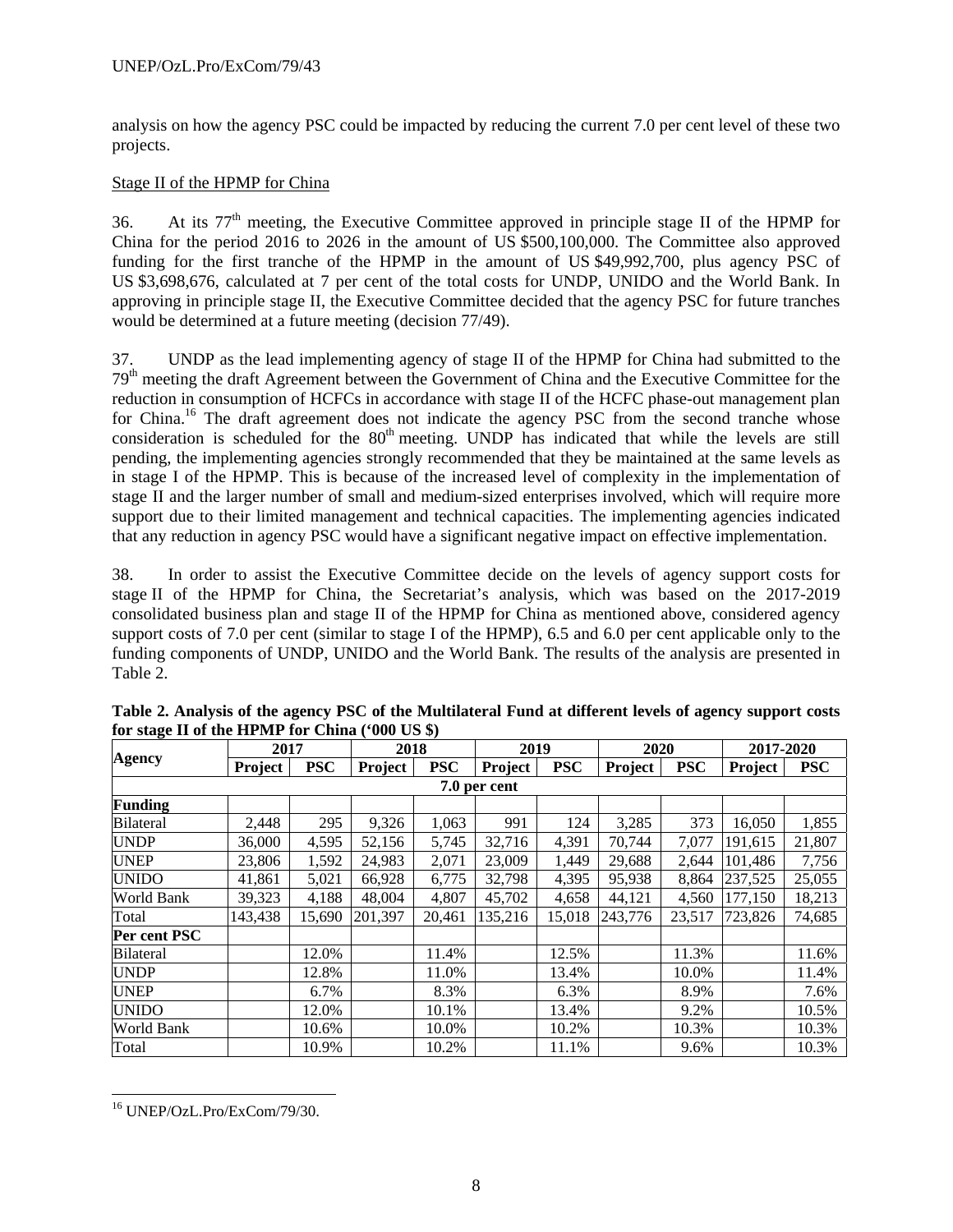analysis on how the agency PSC could be impacted by reducing the current 7.0 per cent level of these two projects.

Stage II of the HPMP for China

36. At its 77[th] meeting, the Executive Committee approved in principle stage II of the HPMP for China for the period 2016 to 2026 in the amount of US $500,100,000. The Committee also approved funding for the first tranche of the HPMP in the amount of US $49,992,700, plus agency PSC of US $3,698,676, calculated at 7 per cent of the total costs for UNDP, UNIDO and the World Bank. In approving in principle stage II, the Executive Committee decided that the agency PSC for future tranches would be determined at a future meeting (decision 77/49).

37. UNDP as the lead implementing agency of stage II of the HPMP for China had submitted to the 79[th] meeting the draft Agreement between the Government of China and the Executive Committee for the reduction in consumption of HCFCs in accordance with stage II of the HCFC phase-out management plan for China.[16] The draft agreement does not indicate the agency PSC from the second tranche whose consideration is scheduled for the 80[th] meeting. UNDP has indicated that while the levels are still pending, the implementing agencies strongly recommended that they be maintained at the same levels as in stage I of the HPMP. This is because of the increased level of complexity in the implementation of stage II and the larger number of small and medium-sized enterprises involved, which will require more support due to their limited management and technical capacities. The implementing agencies indicated that any reduction in agency PSC would have a significant negative impact on effective implementation.

38. In order to assist the Executive Committee decide on the levels of agency support costs for stage II of the HPMP for China, the Secretariat's analysis, which was based on the 2017-2019 consolidated business plan and stage II of the HPMP for China as mentioned above, considered agency support costs of 7.0 per cent (similar to stage I of the HPMP), 6.5 and 6.0 per cent applicable only to the funding components of UNDP, UNIDO and the World Bank. The results of the analysis are presented in Table 2.

**Table 2. Analysis of the agency PSC of the Multilateral Fund at different levels of agency support costs for stage II of the HPMP for China ('000 US $)**

| Agency | 2017 | | 2018 | | 2019 | | 2020 | | 2017-2020 | |
|---|---|---|---|---|---|---|---|---|---|---|
| | Project | PSC | Project | PSC | Project | PSC | Project | PSC | Project | PSC |
| **7.0 per cent** | | | | | | | | | | |
| **Funding** | | | | | | | | | | |
| Bilateral | 2,448 | 295 | 9,326 | 1,063 | 991 | 124 | 3,285 | 373 | 16,050 | 1,855 |
| UNDP | 36,000 | 4,595 | 52,156 | 5,745 | 32,716 | 4,391 | 70,744 | 7,077 | 191,615 | 21,807 |
| UNEP | 23,806 | 1,592 | 24,983 | 2,071 | 23,009 | 1,449 | 29,688 | 2,644 | 101,486 | 7,756 |
| UNIDO | 41,861 | 5,021 | 66,928 | 6,775 | 32,798 | 4,395 | 95,938 | 8,864 | 237,525 | 25,055 |
| World Bank | 39,323 | 4,188 | 48,004 | 4,807 | 45,702 | 4,658 | 44,121 | 4,560 | 177,150 | 18,213 |
| Total | 143,438 | 15,690 | 201,397 | 20,461 | 135,216 | 15,018 | 243,776 | 23,517 | 723,826 | 74,685 |
| **Per cent PSC** | | | | | | | | | | |
| Bilateral | | 12.0% | | 11.4% | | 12.5% | | 11.3% | | 11.6% |
| UNDP | | 12.8% | | 11.0% | | 13.4% | | 10.0% | | 11.4% |
| UNEP | | 6.7% | | 8.3% | | 6.3% | | 8.9% | | 7.6% |
| UNIDO | | 12.0% | | 10.1% | | 13.4% | | 9.2% | | 10.5% |
| World Bank | | 10.6% | | 10.0% | | 10.2% | | 10.3% | | 10.3% |
| Total | | 10.9% | | 10.2% | | 11.1% | | 9.6% | | 10.3% |

[16] UNEP/OzL.Pro/ExCom/79/30.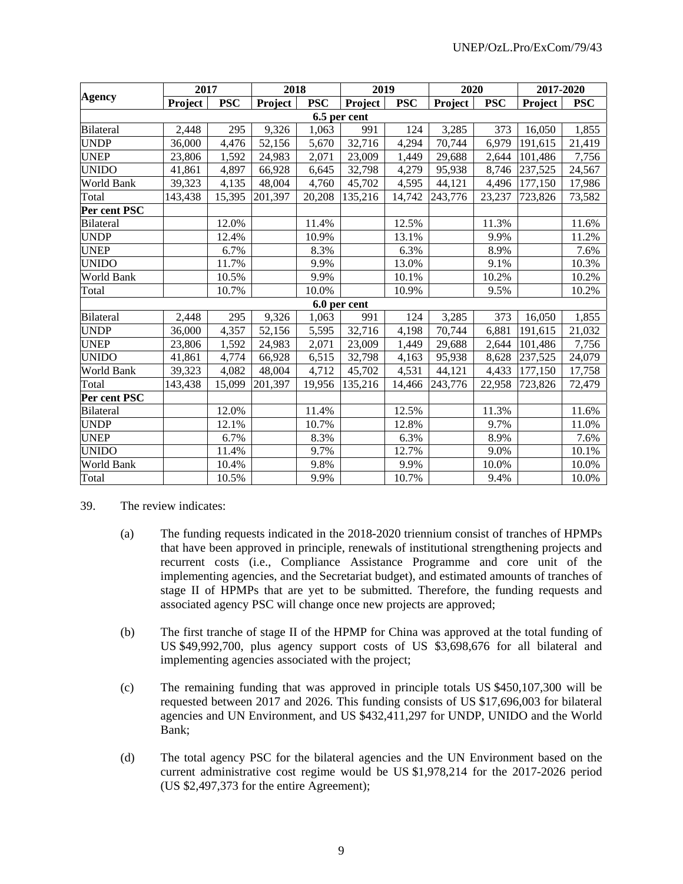| Agency | 2017 | | 2018 | | 2019 | | 2020 | | 2017-2020 | |
|---|---|---|---|---|---|---|---|---|---|---|
| | Project | PSC | Project | PSC | Project | PSC | Project | PSC | Project | PSC |
| **6.5 per cent** | | | | | | | | | | |
| Bilateral | 2,448 | 295 | 9,326 | 1,063 | 991 | 124 | 3,285 | 373 | 16,050 | 1,855 |
| UNDP | 36,000 | 4,476 | 52,156 | 5,670 | 32,716 | 4,294 | 70,744 | 6,979 | 191,615 | 21,419 |
| UNEP | 23,806 | 1,592 | 24,983 | 2,071 | 23,009 | 1,449 | 29,688 | 2,644 | 101,486 | 7,756 |
| UNIDO | 41,861 | 4,897 | 66,928 | 6,645 | 32,798 | 4,279 | 95,938 | 8,746 | 237,525 | 24,567 |
| World Bank | 39,323 | 4,135 | 48,004 | 4,760 | 45,702 | 4,595 | 44,121 | 4,496 | 177,150 | 17,986 |
| Total | 143,438 | 15,395 | 201,397 | 20,208 | 135,216 | 14,742 | 243,776 | 23,237 | 723,826 | 73,582 |
| **Per cent PSC** | | | | | | | | | | |
| Bilateral | | 12.0% | | 11.4% | | 12.5% | | 11.3% | | 11.6% |
| UNDP | | 12.4% | | 10.9% | | 13.1% | | 9.9% | | 11.2% |
| UNEP | | 6.7% | | 8.3% | | 6.3% | | 8.9% | | 7.6% |
| UNIDO | | 11.7% | | 9.9% | | 13.0% | | 9.1% | | 10.3% |
| World Bank | | 10.5% | | 9.9% | | 10.1% | | 10.2% | | 10.2% |
| Total | | 10.7% | | 10.0% | | 10.9% | | 9.5% | | 10.2% |
| **6.0 per cent** | | | | | | | | | | |
| Bilateral | 2,448 | 295 | 9,326 | 1,063 | 991 | 124 | 3,285 | 373 | 16,050 | 1,855 |
| UNDP | 36,000 | 4,357 | 52,156 | 5,595 | 32,716 | 4,198 | 70,744 | 6,881 | 191,615 | 21,032 |
| UNEP | 23,806 | 1,592 | 24,983 | 2,071 | 23,009 | 1,449 | 29,688 | 2,644 | 101,486 | 7,756 |
| UNIDO | 41,861 | 4,774 | 66,928 | 6,515 | 32,798 | 4,163 | 95,938 | 8,628 | 237,525 | 24,079 |
| World Bank | 39,323 | 4,082 | 48,004 | 4,712 | 45,702 | 4,531 | 44,121 | 4,433 | 177,150 | 17,758 |
| Total | 143,438 | 15,099 | 201,397 | 19,956 | 135,216 | 14,466 | 243,776 | 22,958 | 723,826 | 72,479 |
| **Per cent PSC** | | | | | | | | | | |
| Bilateral | | 12.0% | | 11.4% | | 12.5% | | 11.3% | | 11.6% |
| UNDP | | 12.1% | | 10.7% | | 12.8% | | 9.7% | | 11.0% |
| UNEP | | 6.7% | | 8.3% | | 6.3% | | 8.9% | | 7.6% |
| UNIDO | | 11.4% | | 9.7% | | 12.7% | | 9.0% | | 10.1% |
| World Bank | | 10.4% | | 9.8% | | 9.9% | | 10.0% | | 10.0% |
| Total | | 10.5% | | 9.9% | | 10.7% | | 9.4% | | 10.0% |

39. The review indicates:

(a) The funding requests indicated in the 2018-2020 triennium consist of tranches of HPMPs that have been approved in principle, renewals of institutional strengthening projects and recurrent costs (i.e., Compliance Assistance Programme and core unit of the implementing agencies, and the Secretariat budget), and estimated amounts of tranches of stage II of HPMPs that are yet to be submitted. Therefore, the funding requests and associated agency PSC will change once new projects are approved;

(b) The first tranche of stage II of the HPMP for China was approved at the total funding of US $49,992,700, plus agency support costs of US $3,698,676 for all bilateral and implementing agencies associated with the project;

(c) The remaining funding that was approved in principle totals US $450,107,300 will be requested between 2017 and 2026. This funding consists of US $17,696,003 for bilateral agencies and UN Environment, and US $432,411,297 for UNDP, UNIDO and the World Bank;

(d) The total agency PSC for the bilateral agencies and the UN Environment based on the current administrative cost regime would be US $1,978,214 for the 2017-2026 period (US $2,497,373 for the entire Agreement);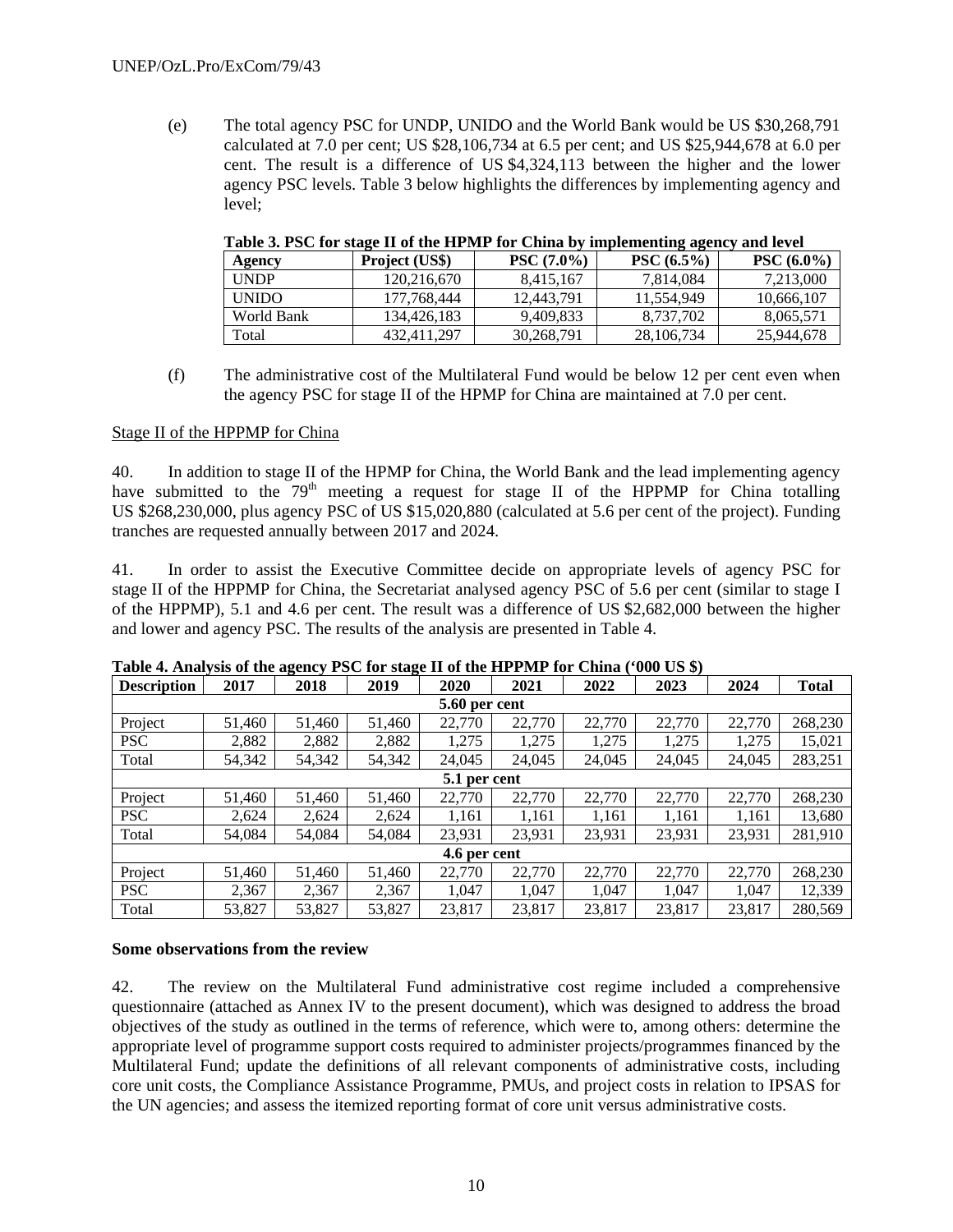(e) The total agency PSC for UNDP, UNIDO and the World Bank would be US $30,268,791 calculated at 7.0 per cent; US $28,106,734 at 6.5 per cent; and US $25,944,678 at 6.0 per cent. The result is a difference of US $4,324,113 between the higher and the lower agency PSC levels. Table 3 below highlights the differences by implementing agency and level;

**Table 3. PSC for stage II of the HPMP for China by implementing agency and level**

| Agency | Project (US$) | PSC (7.0%) | PSC (6.5%) | PSC (6.0%) |
|---|---|---|---|---|
| UNDP | 120,216,670 | 8,415,167 | 7,814,084 | 7,213,000 |
| UNIDO | 177,768,444 | 12,443,791 | 11,554,949 | 10,666,107 |
| World Bank | 134,426,183 | 9,409,833 | 8,737,702 | 8,065,571 |
| Total | 432,411,297 | 30,268,791 | 28,106,734 | 25,944,678 |

(f) The administrative cost of the Multilateral Fund would be below 12 per cent even when the agency PSC for stage II of the HPMP for China are maintained at 7.0 per cent.

Stage II of the HPPMP for China

40. In addition to stage II of the HPMP for China, the World Bank and the lead implementing agency have submitted to the 79th meeting a request for stage II of the HPPMP for China totalling US $268,230,000, plus agency PSC of US $15,020,880 (calculated at 5.6 per cent of the project). Funding tranches are requested annually between 2017 and 2024.

41. In order to assist the Executive Committee decide on appropriate levels of agency PSC for stage II of the HPPMP for China, the Secretariat analysed agency PSC of 5.6 per cent (similar to stage I of the HPPMP), 5.1 and 4.6 per cent. The result was a difference of US $2,682,000 between the higher and lower and agency PSC. The results of the analysis are presented in Table 4.

**Table 4. Analysis of the agency PSC for stage II of the HPPMP for China ('000 US $)**

| Description | 2017 | 2018 | 2019 | 2020 | 2021 | 2022 | 2023 | 2024 | Total |
|---|---|---|---|---|---|---|---|---|---|
| **5.60 per cent** | | | | | | | | | |
| Project | 51,460 | 51,460 | 51,460 | 22,770 | 22,770 | 22,770 | 22,770 | 22,770 | 268,230 |
| PSC | 2,882 | 2,882 | 2,882 | 1,275 | 1,275 | 1,275 | 1,275 | 1,275 | 15,021 |
| Total | 54,342 | 54,342 | 54,342 | 24,045 | 24,045 | 24,045 | 24,045 | 24,045 | 283,251 |
| **5.1 per cent** | | | | | | | | | |
| Project | 51,460 | 51,460 | 51,460 | 22,770 | 22,770 | 22,770 | 22,770 | 22,770 | 268,230 |
| PSC | 2,624 | 2,624 | 2,624 | 1,161 | 1,161 | 1,161 | 1,161 | 1,161 | 13,680 |
| Total | 54,084 | 54,084 | 54,084 | 23,931 | 23,931 | 23,931 | 23,931 | 23,931 | 281,910 |
| **4.6 per cent** | | | | | | | | | |
| Project | 51,460 | 51,460 | 51,460 | 22,770 | 22,770 | 22,770 | 22,770 | 22,770 | 268,230 |
| PSC | 2,367 | 2,367 | 2,367 | 1,047 | 1,047 | 1,047 | 1,047 | 1,047 | 12,339 |
| Total | 53,827 | 53,827 | 53,827 | 23,817 | 23,817 | 23,817 | 23,817 | 23,817 | 280,569 |

**Some observations from the review**

42. The review on the Multilateral Fund administrative cost regime included a comprehensive questionnaire (attached as Annex IV to the present document), which was designed to address the broad objectives of the study as outlined in the terms of reference, which were to, among others: determine the appropriate level of programme support costs required to administer projects/programmes financed by the Multilateral Fund; update the definitions of all relevant components of administrative costs, including core unit costs, the Compliance Assistance Programme, PMUs, and project costs in relation to IPSAS for the UN agencies; and assess the itemized reporting format of core unit versus administrative costs.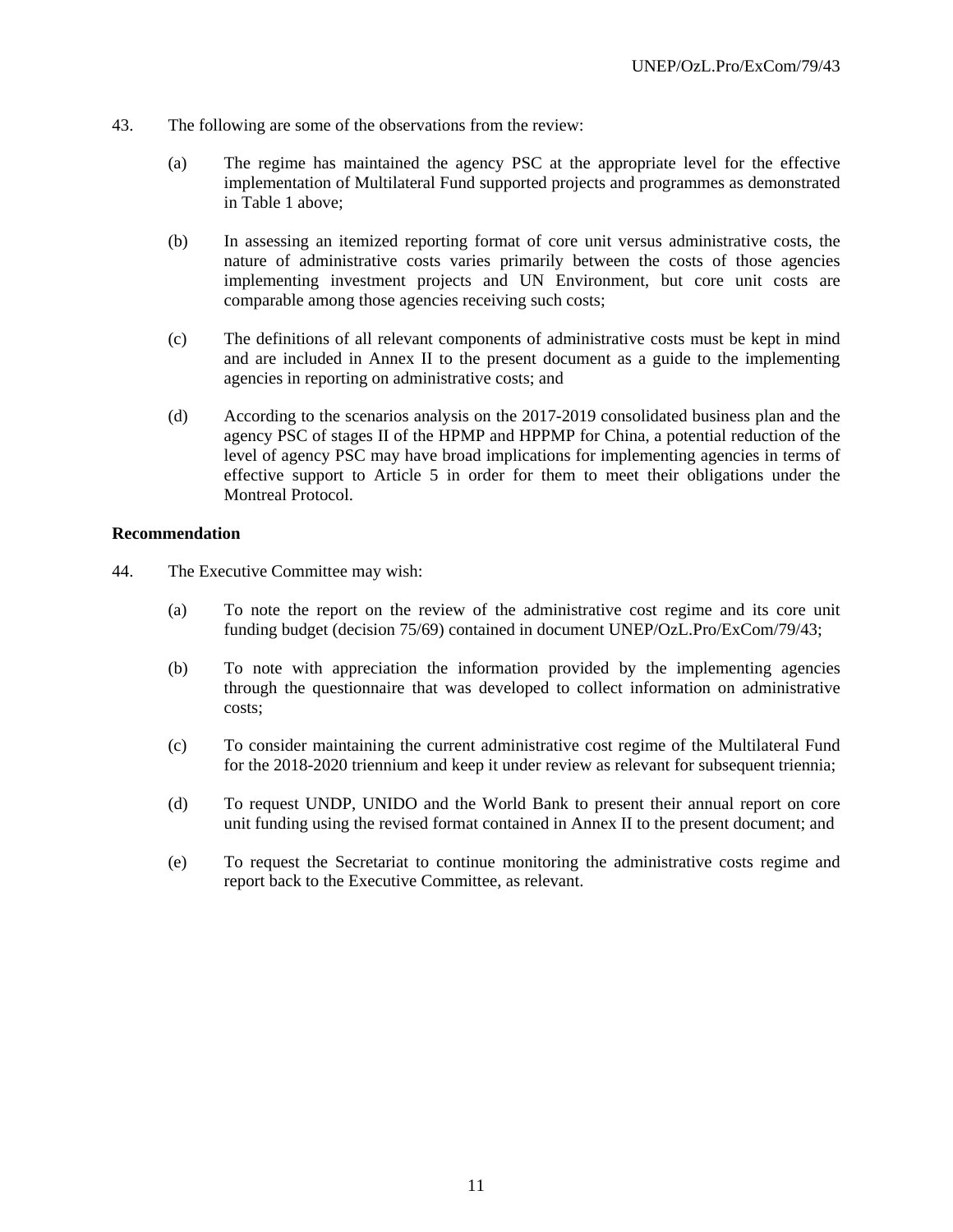43. The following are some of the observations from the review:

(a) The regime has maintained the agency PSC at the appropriate level for the effective implementation of Multilateral Fund supported projects and programmes as demonstrated in Table 1 above;

(b) In assessing an itemized reporting format of core unit versus administrative costs, the nature of administrative costs varies primarily between the costs of those agencies implementing investment projects and UN Environment, but core unit costs are comparable among those agencies receiving such costs;

(c) The definitions of all relevant components of administrative costs must be kept in mind and are included in Annex II to the present document as a guide to the implementing agencies in reporting on administrative costs; and

(d) According to the scenarios analysis on the 2017-2019 consolidated business plan and the agency PSC of stages II of the HPMP and HPPMP for China, a potential reduction of the level of agency PSC may have broad implications for implementing agencies in terms of effective support to Article 5 in order for them to meet their obligations under the Montreal Protocol.

**Recommendation**

44. The Executive Committee may wish:

(a) To note the report on the review of the administrative cost regime and its core unit funding budget (decision 75/69) contained in document UNEP/OzL.Pro/ExCom/79/43;

(b) To note with appreciation the information provided by the implementing agencies through the questionnaire that was developed to collect information on administrative costs;

(c) To consider maintaining the current administrative cost regime of the Multilateral Fund for the 2018-2020 triennium and keep it under review as relevant for subsequent triennia;

(d) To request UNDP, UNIDO and the World Bank to present their annual report on core unit funding using the revised format contained in Annex II to the present document; and

(e) To request the Secretariat to continue monitoring the administrative costs regime and report back to the Executive Committee, as relevant.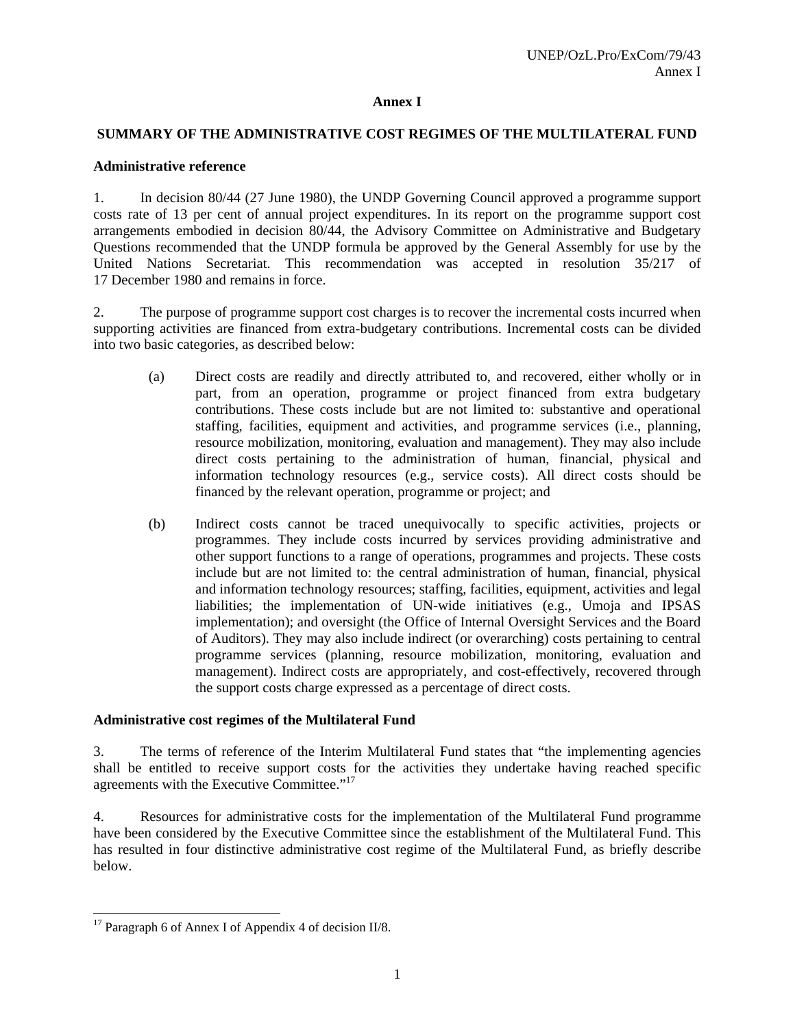# Annex I

## SUMMARY OF THE ADMINISTRATIVE COST REGIMES OF THE MULTILATERAL FUND

### Administrative reference

1. In decision 80/44 (27 June 1980), the UNDP Governing Council approved a programme support costs rate of 13 per cent of annual project expenditures. In its report on the programme support cost arrangements embodied in decision 80/44, the Advisory Committee on Administrative and Budgetary Questions recommended that the UNDP formula be approved by the General Assembly for use by the United Nations Secretariat. This recommendation was accepted in resolution 35/217 of 17 December 1980 and remains in force.

2. The purpose of programme support cost charges is to recover the incremental costs incurred when supporting activities are financed from extra-budgetary contributions. Incremental costs can be divided into two basic categories, as described below:

(a) Direct costs are readily and directly attributed to, and recovered, either wholly or in part, from an operation, programme or project financed from extra budgetary contributions. These costs include but are not limited to: substantive and operational staffing, facilities, equipment and activities, and programme services (i.e., planning, resource mobilization, monitoring, evaluation and management). They may also include direct costs pertaining to the administration of human, financial, physical and information technology resources (e.g., service costs). All direct costs should be financed by the relevant operation, programme or project; and

(b) Indirect costs cannot be traced unequivocally to specific activities, projects or programmes. They include costs incurred by services providing administrative and other support functions to a range of operations, programmes and projects. These costs include but are not limited to: the central administration of human, financial, physical and information technology resources; staffing, facilities, equipment, activities and legal liabilities; the implementation of UN-wide initiatives (e.g., Umoja and IPSAS implementation); and oversight (the Office of Internal Oversight Services and the Board of Auditors). They may also include indirect (or overarching) costs pertaining to central programme services (planning, resource mobilization, monitoring, evaluation and management). Indirect costs are appropriately, and cost-effectively, recovered through the support costs charge expressed as a percentage of direct costs.

### Administrative cost regimes of the Multilateral Fund

3. The terms of reference of the Interim Multilateral Fund states that "the implementing agencies shall be entitled to receive support costs for the activities they undertake having reached specific agreements with the Executive Committee."[17]

4. Resources for administrative costs for the implementation of the Multilateral Fund programme have been considered by the Executive Committee since the establishment of the Multilateral Fund. This has resulted in four distinctive administrative cost regime of the Multilateral Fund, as briefly describe below.

---

[17] Paragraph 6 of Annex I of Appendix 4 of decision II/8.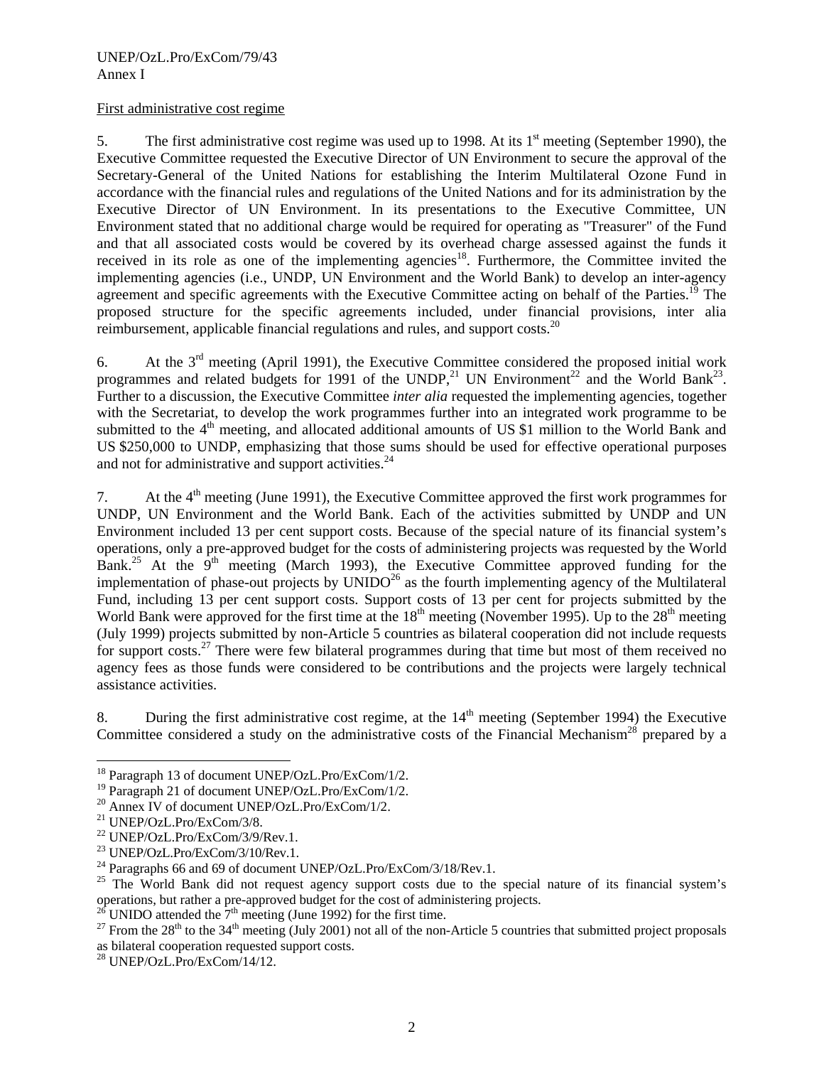First administrative cost regime

5. The first administrative cost regime was used up to 1998. At its 1st meeting (September 1990), the Executive Committee requested the Executive Director of UN Environment to secure the approval of the Secretary-General of the United Nations for establishing the Interim Multilateral Ozone Fund in accordance with the financial rules and regulations of the United Nations and for its administration by the Executive Director of UN Environment. In its presentations to the Executive Committee, UN Environment stated that no additional charge would be required for operating as "Treasurer" of the Fund and that all associated costs would be covered by its overhead charge assessed against the funds it received in its role as one of the implementing agencies[18]. Furthermore, the Committee invited the implementing agencies (i.e., UNDP, UN Environment and the World Bank) to develop an inter-agency agreement and specific agreements with the Executive Committee acting on behalf of the Parties.[19] The proposed structure for the specific agreements included, under financial provisions, inter alia reimbursement, applicable financial regulations and rules, and support costs.[20]

6. At the 3rd meeting (April 1991), the Executive Committee considered the proposed initial work programmes and related budgets for 1991 of the UNDP,[21] UN Environment[22] and the World Bank[23]. Further to a discussion, the Executive Committee *inter alia* requested the implementing agencies, together with the Secretariat, to develop the work programmes further into an integrated work programme to be submitted to the 4th meeting, and allocated additional amounts of US $1 million to the World Bank and US $250,000 to UNDP, emphasizing that those sums should be used for effective operational purposes and not for administrative and support activities.[24]

7. At the 4th meeting (June 1991), the Executive Committee approved the first work programmes for UNDP, UN Environment and the World Bank. Each of the activities submitted by UNDP and UN Environment included 13 per cent support costs. Because of the special nature of its financial system's operations, only a pre-approved budget for the costs of administering projects was requested by the World Bank.[25] At the 9th meeting (March 1993), the Executive Committee approved funding for the implementation of phase-out projects by UNIDO[26] as the fourth implementing agency of the Multilateral Fund, including 13 per cent support costs. Support costs of 13 per cent for projects submitted by the World Bank were approved for the first time at the 18th meeting (November 1995). Up to the 28th meeting (July 1999) projects submitted by non-Article 5 countries as bilateral cooperation did not include requests for support costs.[27] There were few bilateral programmes during that time but most of them received no agency fees as those funds were considered to be contributions and the projects were largely technical assistance activities.

8. During the first administrative cost regime, at the 14th meeting (September 1994) the Executive Committee considered a study on the administrative costs of the Financial Mechanism[28] prepared by a

---

[18] Paragraph 13 of document UNEP/OzL.Pro/ExCom/1/2.

[19] Paragraph 21 of document UNEP/OzL.Pro/ExCom/1/2.

[20] Annex IV of document UNEP/OzL.Pro/ExCom/1/2.

[21] UNEP/OzL.Pro/ExCom/3/8.

[22] UNEP/OzL.Pro/ExCom/3/9/Rev.1.

[23] UNEP/OzL.Pro/ExCom/3/10/Rev.1.

[24] Paragraphs 66 and 69 of document UNEP/OzL.Pro/ExCom/3/18/Rev.1.

[25] The World Bank did not request agency support costs due to the special nature of its financial system's operations, but rather a pre-approved budget for the cost of administering projects.

[26] UNIDO attended the 7th meeting (June 1992) for the first time.

[27] From the 28th to the 34th meeting (July 2001) not all of the non-Article 5 countries that submitted project proposals as bilateral cooperation requested support costs.

[28] UNEP/OzL.Pro/ExCom/14/12.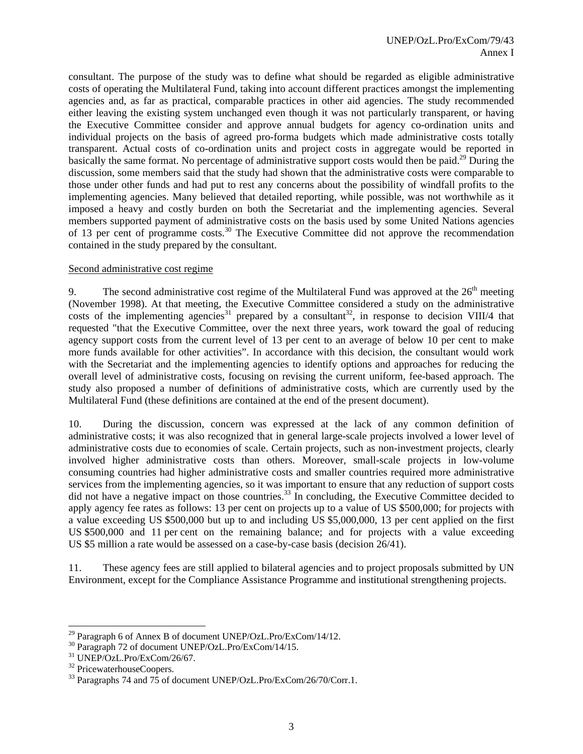consultant. The purpose of the study was to define what should be regarded as eligible administrative costs of operating the Multilateral Fund, taking into account different practices amongst the implementing agencies and, as far as practical, comparable practices in other aid agencies. The study recommended either leaving the existing system unchanged even though it was not particularly transparent, or having the Executive Committee consider and approve annual budgets for agency co-ordination units and individual projects on the basis of agreed pro-forma budgets which made administrative costs totally transparent. Actual costs of co-ordination units and project costs in aggregate would be reported in basically the same format. No percentage of administrative support costs would then be paid.[29] During the discussion, some members said that the study had shown that the administrative costs were comparable to those under other funds and had put to rest any concerns about the possibility of windfall profits to the implementing agencies. Many believed that detailed reporting, while possible, was not worthwhile as it imposed a heavy and costly burden on both the Secretariat and the implementing agencies. Several members supported payment of administrative costs on the basis used by some United Nations agencies of 13 per cent of programme costs.[30] The Executive Committee did not approve the recommendation contained in the study prepared by the consultant.

Second administrative cost regime

9. The second administrative cost regime of the Multilateral Fund was approved at the 26th meeting (November 1998). At that meeting, the Executive Committee considered a study on the administrative costs of the implementing agencies[31] prepared by a consultant[32], in response to decision VIII/4 that requested "that the Executive Committee, over the next three years, work toward the goal of reducing agency support costs from the current level of 13 per cent to an average of below 10 per cent to make more funds available for other activities". In accordance with this decision, the consultant would work with the Secretariat and the implementing agencies to identify options and approaches for reducing the overall level of administrative costs, focusing on revising the current uniform, fee-based approach. The study also proposed a number of definitions of administrative costs, which are currently used by the Multilateral Fund (these definitions are contained at the end of the present document).

10. During the discussion, concern was expressed at the lack of any common definition of administrative costs; it was also recognized that in general large-scale projects involved a lower level of administrative costs due to economies of scale. Certain projects, such as non-investment projects, clearly involved higher administrative costs than others. Moreover, small-scale projects in low-volume consuming countries had higher administrative costs and smaller countries required more administrative services from the implementing agencies, so it was important to ensure that any reduction of support costs did not have a negative impact on those countries.[33] In concluding, the Executive Committee decided to apply agency fee rates as follows: 13 per cent on projects up to a value of US $500,000; for projects with a value exceeding US $500,000 but up to and including US $5,000,000, 13 per cent applied on the first US $500,000 and 11 per cent on the remaining balance; and for projects with a value exceeding US $5 million a rate would be assessed on a case-by-case basis (decision 26/41).

11. These agency fees are still applied to bilateral agencies and to project proposals submitted by UN Environment, except for the Compliance Assistance Programme and institutional strengthening projects.

---

[29] Paragraph 6 of Annex B of document UNEP/OzL.Pro/ExCom/14/12.
[30] Paragraph 72 of document UNEP/OzL.Pro/ExCom/14/15.
[31] UNEP/OzL.Pro/ExCom/26/67.
[32] PricewaterhouseCoopers.
[33] Paragraphs 74 and 75 of document UNEP/OzL.Pro/ExCom/26/70/Corr.1.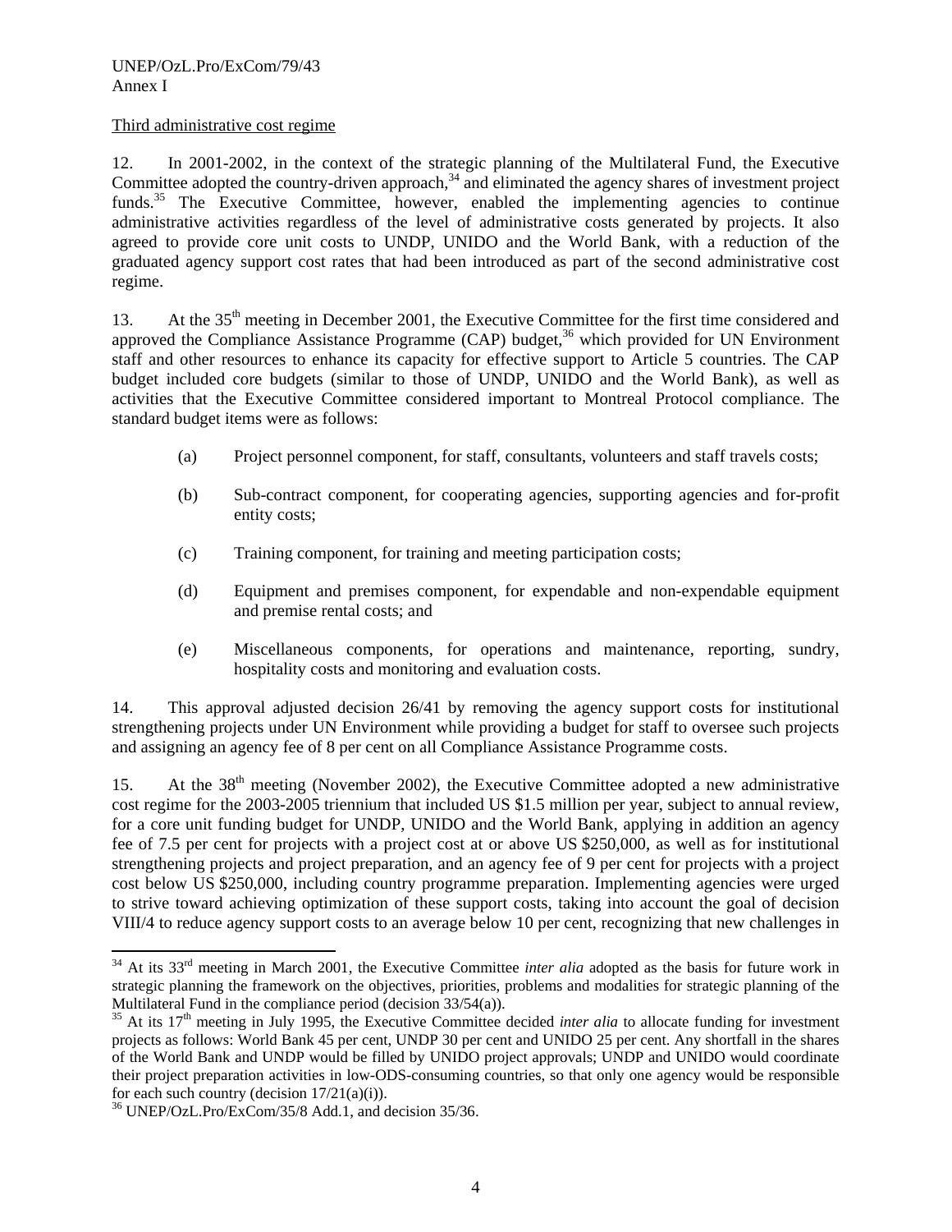Third administrative cost regime

12. In 2001-2002, in the context of the strategic planning of the Multilateral Fund, the Executive Committee adopted the country-driven approach,[34] and eliminated the agency shares of investment project funds.[35] The Executive Committee, however, enabled the implementing agencies to continue administrative activities regardless of the level of administrative costs generated by projects. It also agreed to provide core unit costs to UNDP, UNIDO and the World Bank, with a reduction of the graduated agency support cost rates that had been introduced as part of the second administrative cost regime.

13. At the 35th meeting in December 2001, the Executive Committee for the first time considered and approved the Compliance Assistance Programme (CAP) budget,[36] which provided for UN Environment staff and other resources to enhance its capacity for effective support to Article 5 countries. The CAP budget included core budgets (similar to those of UNDP, UNIDO and the World Bank), as well as activities that the Executive Committee considered important to Montreal Protocol compliance. The standard budget items were as follows:

(a) Project personnel component, for staff, consultants, volunteers and staff travels costs;

(b) Sub-contract component, for cooperating agencies, supporting agencies and for-profit entity costs;

(c) Training component, for training and meeting participation costs;

(d) Equipment and premises component, for expendable and non-expendable equipment and premise rental costs; and

(e) Miscellaneous components, for operations and maintenance, reporting, sundry, hospitality costs and monitoring and evaluation costs.

14. This approval adjusted decision 26/41 by removing the agency support costs for institutional strengthening projects under UN Environment while providing a budget for staff to oversee such projects and assigning an agency fee of 8 per cent on all Compliance Assistance Programme costs.

15. At the 38th meeting (November 2002), the Executive Committee adopted a new administrative cost regime for the 2003-2005 triennium that included US $1.5 million per year, subject to annual review, for a core unit funding budget for UNDP, UNIDO and the World Bank, applying in addition an agency fee of 7.5 per cent for projects with a project cost at or above US $250,000, as well as for institutional strengthening projects and project preparation, and an agency fee of 9 per cent for projects with a project cost below US $250,000, including country programme preparation. Implementing agencies were urged to strive toward achieving optimization of these support costs, taking into account the goal of decision VIII/4 to reduce agency support costs to an average below 10 per cent, recognizing that new challenges in

---

[34] At its 33rd meeting in March 2001, the Executive Committee *inter alia* adopted as the basis for future work in strategic planning the framework on the objectives, priorities, problems and modalities for strategic planning of the Multilateral Fund in the compliance period (decision 33/54(a)).

[35] At its 17th meeting in July 1995, the Executive Committee decided *inter alia* to allocate funding for investment projects as follows: World Bank 45 per cent, UNDP 30 per cent and UNIDO 25 per cent. Any shortfall in the shares of the World Bank and UNDP would be filled by UNIDO project approvals; UNDP and UNIDO would coordinate their project preparation activities in low-ODS-consuming countries, so that only one agency would be responsible for each such country (decision 17/21(a)(i)).

[36] UNEP/OzL.Pro/ExCom/35/8 Add.1, and decision 35/36.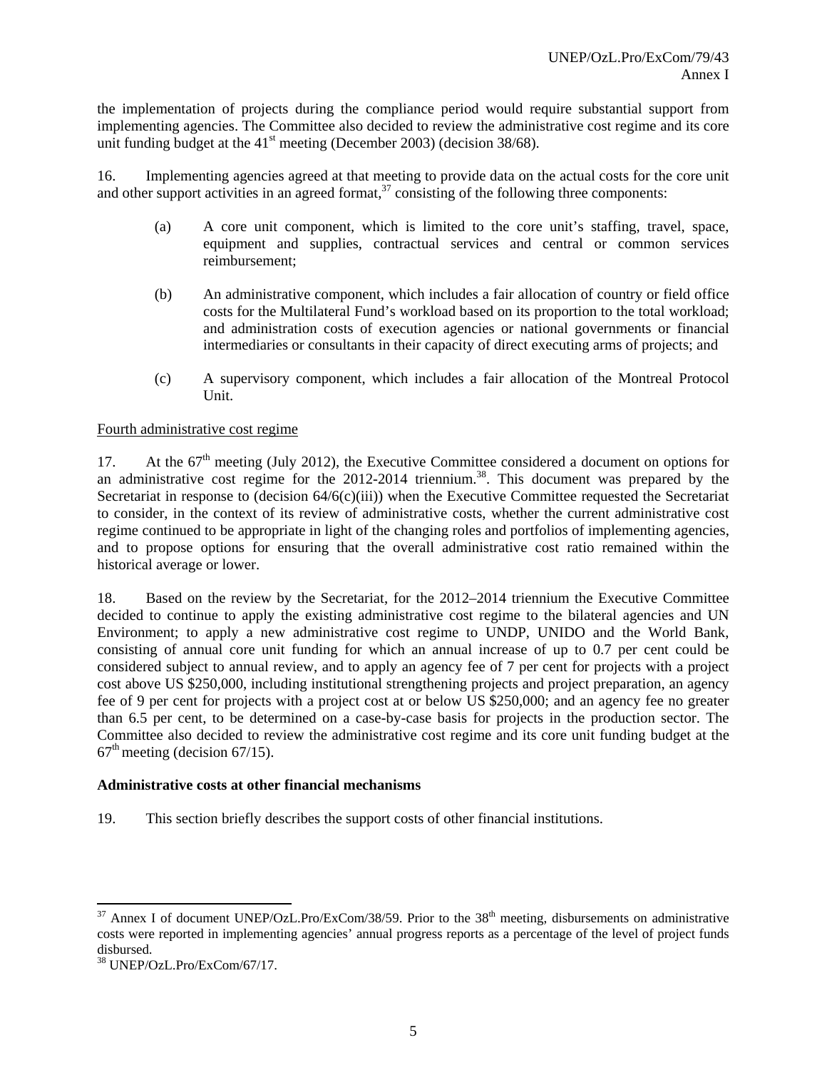the implementation of projects during the compliance period would require substantial support from implementing agencies. The Committee also decided to review the administrative cost regime and its core unit funding budget at the 41st meeting (December 2003) (decision 38/68).

16. Implementing agencies agreed at that meeting to provide data on the actual costs for the core unit and other support activities in an agreed format,[37] consisting of the following three components:

(a) A core unit component, which is limited to the core unit's staffing, travel, space, equipment and supplies, contractual services and central or common services reimbursement;

(b) An administrative component, which includes a fair allocation of country or field office costs for the Multilateral Fund's workload based on its proportion to the total workload; and administration costs of execution agencies or national governments or financial intermediaries or consultants in their capacity of direct executing arms of projects; and

(c) A supervisory component, which includes a fair allocation of the Montreal Protocol Unit.

Fourth administrative cost regime

17. At the 67th meeting (July 2012), the Executive Committee considered a document on options for an administrative cost regime for the 2012-2014 triennium.[38]. This document was prepared by the Secretariat in response to (decision 64/6(c)(iii)) when the Executive Committee requested the Secretariat to consider, in the context of its review of administrative costs, whether the current administrative cost regime continued to be appropriate in light of the changing roles and portfolios of implementing agencies, and to propose options for ensuring that the overall administrative cost ratio remained within the historical average or lower.

18. Based on the review by the Secretariat, for the 2012–2014 triennium the Executive Committee decided to continue to apply the existing administrative cost regime to the bilateral agencies and UN Environment; to apply a new administrative cost regime to UNDP, UNIDO and the World Bank, consisting of annual core unit funding for which an annual increase of up to 0.7 per cent could be considered subject to annual review, and to apply an agency fee of 7 per cent for projects with a project cost above US $250,000, including institutional strengthening projects and project preparation, an agency fee of 9 per cent for projects with a project cost at or below US $250,000; and an agency fee no greater than 6.5 per cent, to be determined on a case-by-case basis for projects in the production sector. The Committee also decided to review the administrative cost regime and its core unit funding budget at the 67th meeting (decision 67/15).

**Administrative costs at other financial mechanisms**

19. This section briefly describes the support costs of other financial institutions.

---

[37] Annex I of document UNEP/OzL.Pro/ExCom/38/59. Prior to the 38th meeting, disbursements on administrative costs were reported in implementing agencies' annual progress reports as a percentage of the level of project funds disbursed.

[38] UNEP/OzL.Pro/ExCom/67/17.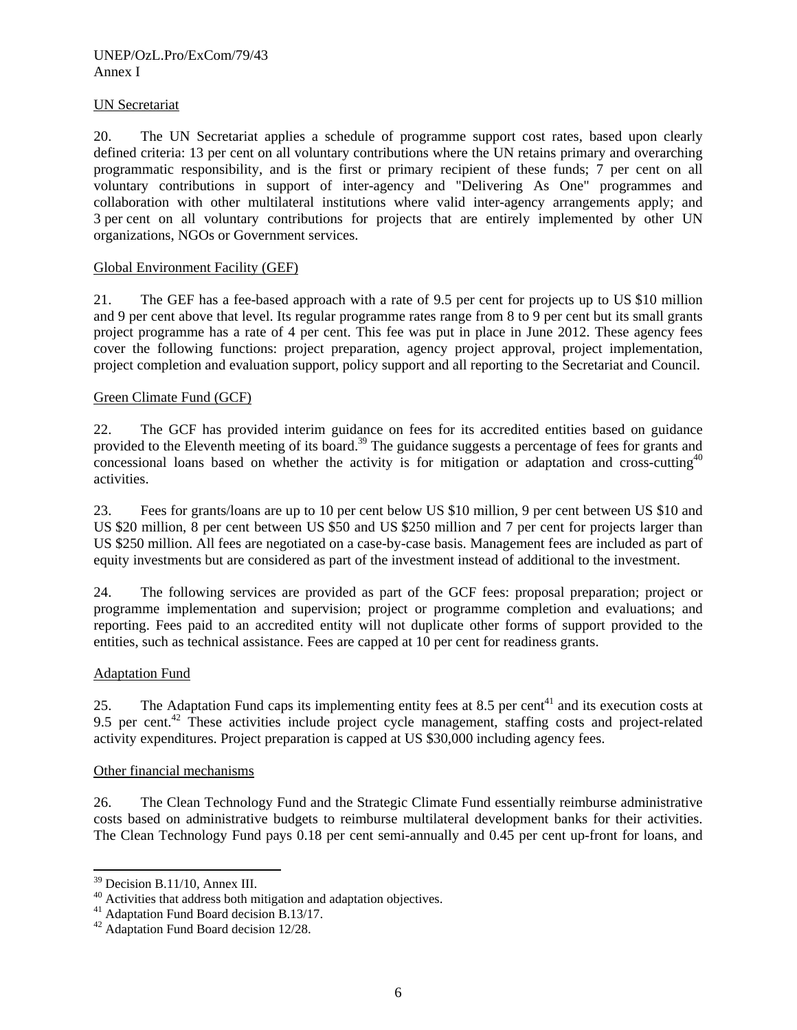UN Secretariat

20. The UN Secretariat applies a schedule of programme support cost rates, based upon clearly defined criteria: 13 per cent on all voluntary contributions where the UN retains primary and overarching programmatic responsibility, and is the first or primary recipient of these funds; 7 per cent on all voluntary contributions in support of inter-agency and "Delivering As One" programmes and collaboration with other multilateral institutions where valid inter-agency arrangements apply; and 3 per cent on all voluntary contributions for projects that are entirely implemented by other UN organizations, NGOs or Government services.

Global Environment Facility (GEF)

21. The GEF has a fee-based approach with a rate of 9.5 per cent for projects up to US $10 million and 9 per cent above that level. Its regular programme rates range from 8 to 9 per cent but its small grants project programme has a rate of 4 per cent. This fee was put in place in June 2012. These agency fees cover the following functions: project preparation, agency project approval, project implementation, project completion and evaluation support, policy support and all reporting to the Secretariat and Council.

Green Climate Fund (GCF)

22. The GCF has provided interim guidance on fees for its accredited entities based on guidance provided to the Eleventh meeting of its board.[39] The guidance suggests a percentage of fees for grants and concessional loans based on whether the activity is for mitigation or adaptation and cross-cutting[40] activities.

23. Fees for grants/loans are up to 10 per cent below US $10 million, 9 per cent between US $10 and US $20 million, 8 per cent between US $50 and US $250 million and 7 per cent for projects larger than US $250 million. All fees are negotiated on a case-by-case basis. Management fees are included as part of equity investments but are considered as part of the investment instead of additional to the investment.

24. The following services are provided as part of the GCF fees: proposal preparation; project or programme implementation and supervision; project or programme completion and evaluations; and reporting. Fees paid to an accredited entity will not duplicate other forms of support provided to the entities, such as technical assistance. Fees are capped at 10 per cent for readiness grants.

Adaptation Fund

25. The Adaptation Fund caps its implementing entity fees at 8.5 per cent[41] and its execution costs at 9.5 per cent.[42] These activities include project cycle management, staffing costs and project-related activity expenditures. Project preparation is capped at US $30,000 including agency fees.

Other financial mechanisms

26. The Clean Technology Fund and the Strategic Climate Fund essentially reimburse administrative costs based on administrative budgets to reimburse multilateral development banks for their activities. The Clean Technology Fund pays 0.18 per cent semi-annually and 0.45 per cent up-front for loans, and

---

[39] Decision B.11/10, Annex III.

[40] Activities that address both mitigation and adaptation objectives.

[41] Adaptation Fund Board decision B.13/17.

[42] Adaptation Fund Board decision 12/28.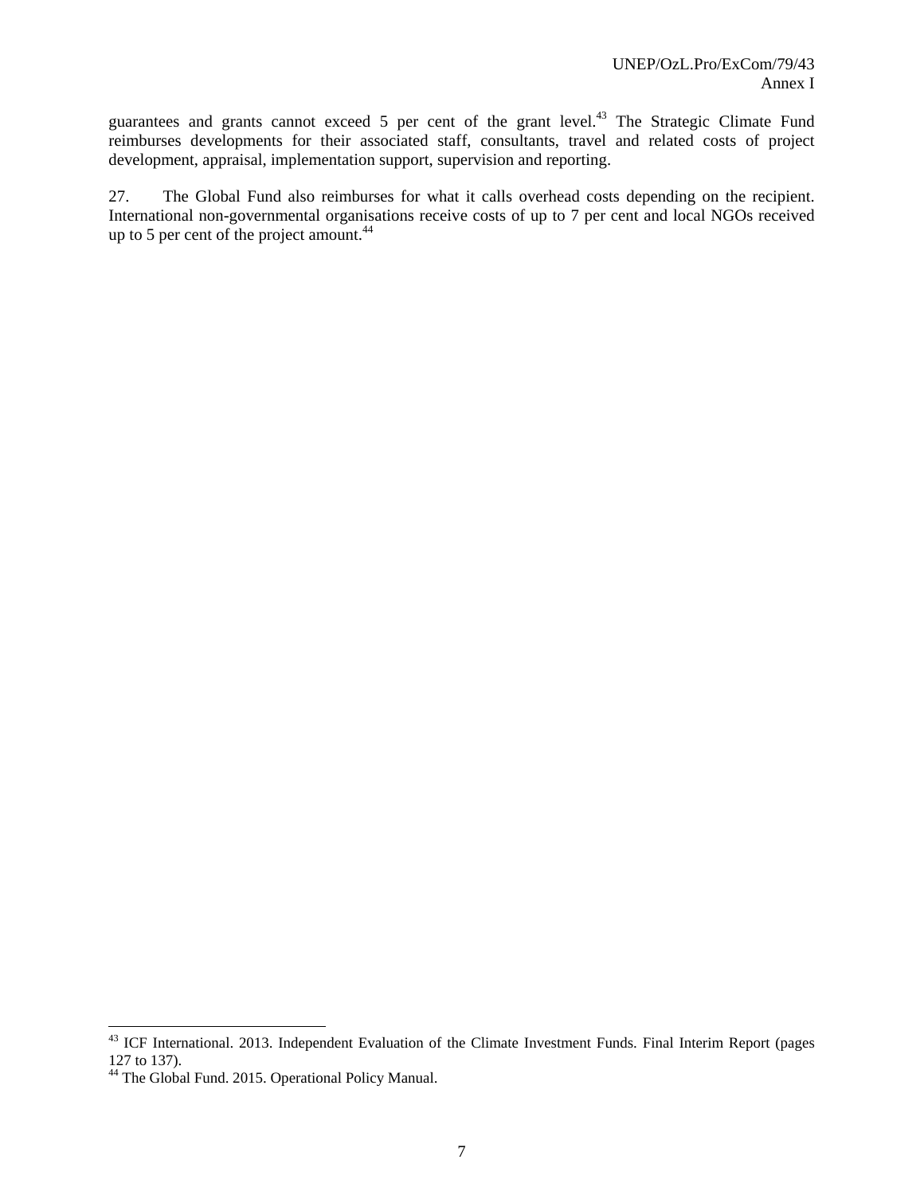guarantees and grants cannot exceed 5 per cent of the grant level.[43] The Strategic Climate Fund reimburses developments for their associated staff, consultants, travel and related costs of project development, appraisal, implementation support, supervision and reporting.

27. The Global Fund also reimburses for what it calls overhead costs depending on the recipient. International non-governmental organisations receive costs of up to 7 per cent and local NGOs received up to 5 per cent of the project amount.[44]

---

[43] ICF International. 2013. Independent Evaluation of the Climate Investment Funds. Final Interim Report (pages 127 to 137).

[44] The Global Fund. 2015. Operational Policy Manual.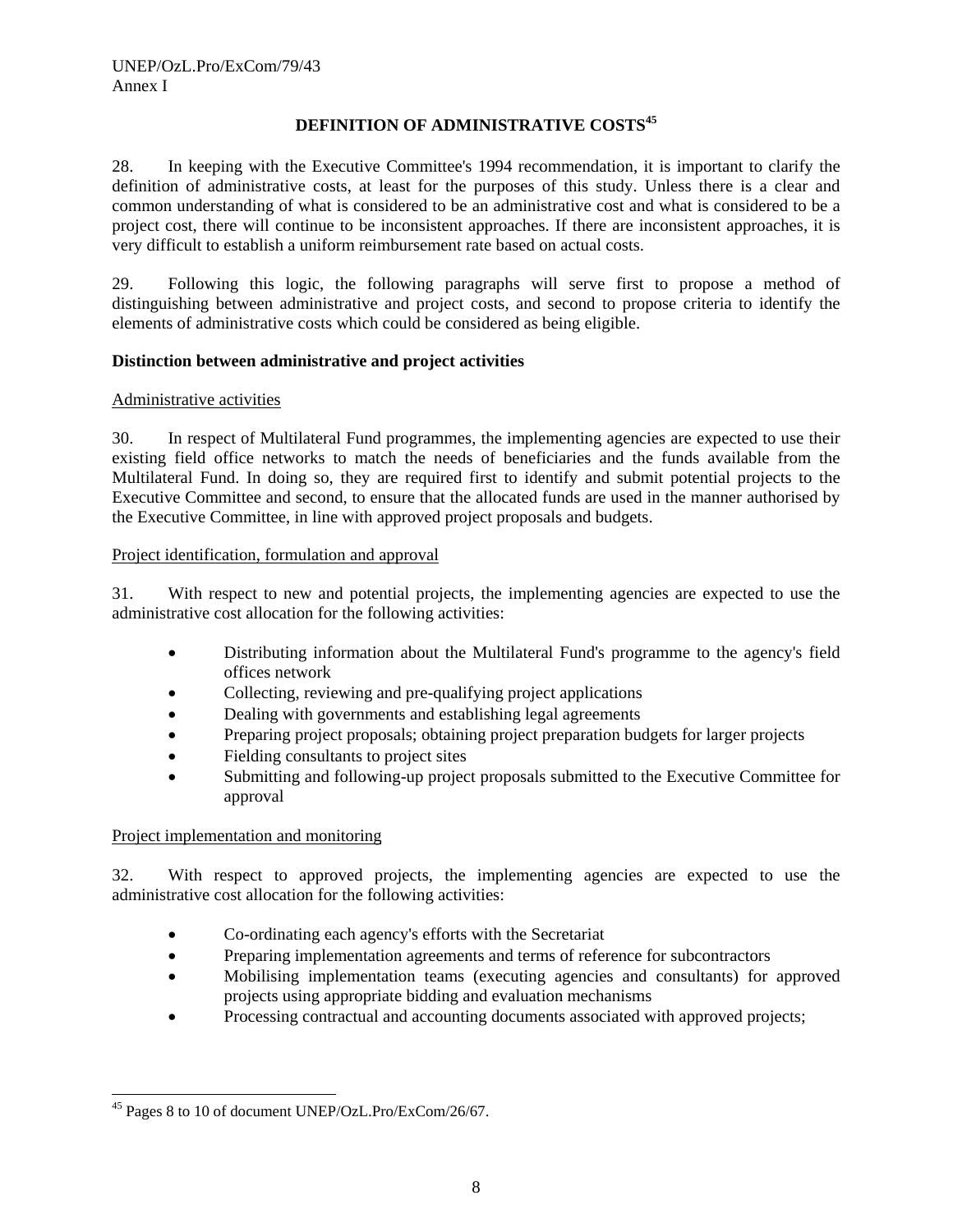## DEFINITION OF ADMINISTRATIVE COSTS[45]

28. In keeping with the Executive Committee's 1994 recommendation, it is important to clarify the definition of administrative costs, at least for the purposes of this study. Unless there is a clear and common understanding of what is considered to be an administrative cost and what is considered to be a project cost, there will continue to be inconsistent approaches. If there are inconsistent approaches, it is very difficult to establish a uniform reimbursement rate based on actual costs.

29. Following this logic, the following paragraphs will serve first to propose a method of distinguishing between administrative and project costs, and second to propose criteria to identify the elements of administrative costs which could be considered as being eligible.

**Distinction between administrative and project activities**

Administrative activities

30. In respect of Multilateral Fund programmes, the implementing agencies are expected to use their existing field office networks to match the needs of beneficiaries and the funds available from the Multilateral Fund. In doing so, they are required first to identify and submit potential projects to the Executive Committee and second, to ensure that the allocated funds are used in the manner authorised by the Executive Committee, in line with approved project proposals and budgets.

Project identification, formulation and approval

31. With respect to new and potential projects, the implementing agencies are expected to use the administrative cost allocation for the following activities:

- Distributing information about the Multilateral Fund's programme to the agency's field offices network
- Collecting, reviewing and pre-qualifying project applications
- Dealing with governments and establishing legal agreements
- Preparing project proposals; obtaining project preparation budgets for larger projects
- Fielding consultants to project sites
- Submitting and following-up project proposals submitted to the Executive Committee for approval

Project implementation and monitoring

32. With respect to approved projects, the implementing agencies are expected to use the administrative cost allocation for the following activities:

- Co-ordinating each agency's efforts with the Secretariat
- Preparing implementation agreements and terms of reference for subcontractors
- Mobilising implementation teams (executing agencies and consultants) for approved projects using appropriate bidding and evaluation mechanisms
- Processing contractual and accounting documents associated with approved projects;

[45] Pages 8 to 10 of document UNEP/OzL.Pro/ExCom/26/67.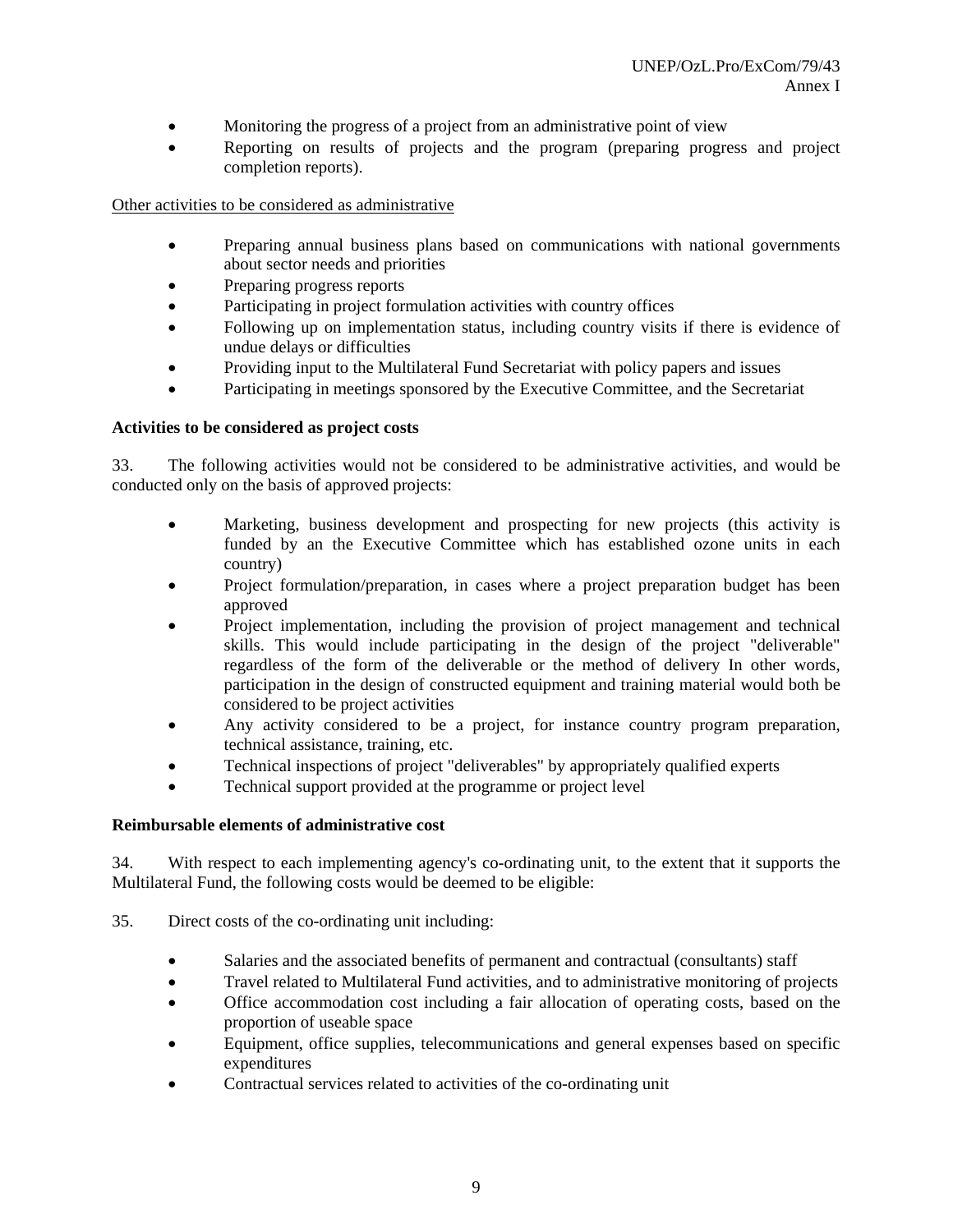- Monitoring the progress of a project from an administrative point of view
- Reporting on results of projects and the program (preparing progress and project completion reports).

Other activities to be considered as administrative

- Preparing annual business plans based on communications with national governments about sector needs and priorities
- Preparing progress reports
- Participating in project formulation activities with country offices
- Following up on implementation status, including country visits if there is evidence of undue delays or difficulties
- Providing input to the Multilateral Fund Secretariat with policy papers and issues
- Participating in meetings sponsored by the Executive Committee, and the Secretariat

**Activities to be considered as project costs**

33. The following activities would not be considered to be administrative activities, and would be conducted only on the basis of approved projects:

- Marketing, business development and prospecting for new projects (this activity is funded by an the Executive Committee which has established ozone units in each country)
- Project formulation/preparation, in cases where a project preparation budget has been approved
- Project implementation, including the provision of project management and technical skills. This would include participating in the design of the project "deliverable" regardless of the form of the deliverable or the method of delivery In other words, participation in the design of constructed equipment and training material would both be considered to be project activities
- Any activity considered to be a project, for instance country program preparation, technical assistance, training, etc.
- Technical inspections of project "deliverables" by appropriately qualified experts
- Technical support provided at the programme or project level

**Reimbursable elements of administrative cost**

34. With respect to each implementing agency's co-ordinating unit, to the extent that it supports the Multilateral Fund, the following costs would be deemed to be eligible:

35. Direct costs of the co-ordinating unit including:

- Salaries and the associated benefits of permanent and contractual (consultants) staff
- Travel related to Multilateral Fund activities, and to administrative monitoring of projects
- Office accommodation cost including a fair allocation of operating costs, based on the proportion of useable space
- Equipment, office supplies, telecommunications and general expenses based on specific expenditures
- Contractual services related to activities of the co-ordinating unit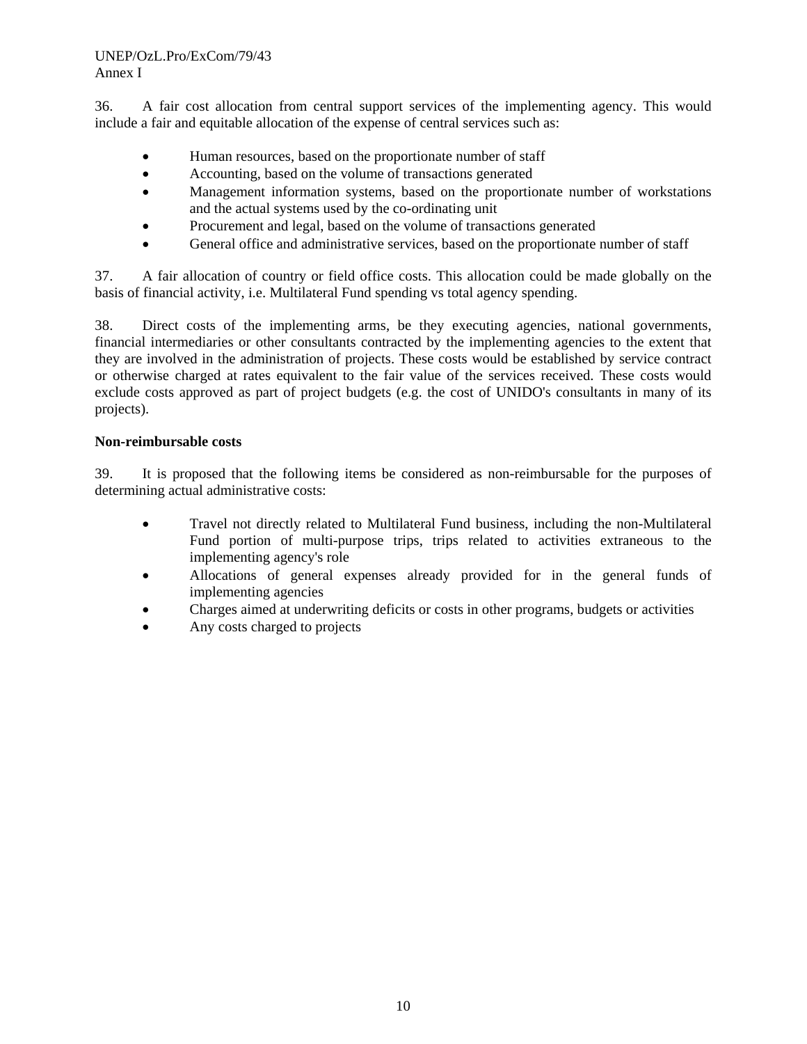36. A fair cost allocation from central support services of the implementing agency. This would include a fair and equitable allocation of the expense of central services such as:

- Human resources, based on the proportionate number of staff
- Accounting, based on the volume of transactions generated
- Management information systems, based on the proportionate number of workstations and the actual systems used by the co-ordinating unit
- Procurement and legal, based on the volume of transactions generated
- General office and administrative services, based on the proportionate number of staff

37. A fair allocation of country or field office costs. This allocation could be made globally on the basis of financial activity, i.e. Multilateral Fund spending vs total agency spending.

38. Direct costs of the implementing arms, be they executing agencies, national governments, financial intermediaries or other consultants contracted by the implementing agencies to the extent that they are involved in the administration of projects. These costs would be established by service contract or otherwise charged at rates equivalent to the fair value of the services received. These costs would exclude costs approved as part of project budgets (e.g. the cost of UNIDO's consultants in many of its projects).

**Non-reimbursable costs**

39. It is proposed that the following items be considered as non-reimbursable for the purposes of determining actual administrative costs:

- Travel not directly related to Multilateral Fund business, including the non-Multilateral Fund portion of multi-purpose trips, trips related to activities extraneous to the implementing agency's role
- Allocations of general expenses already provided for in the general funds of implementing agencies
- Charges aimed at underwriting deficits or costs in other programs, budgets or activities
- Any costs charged to projects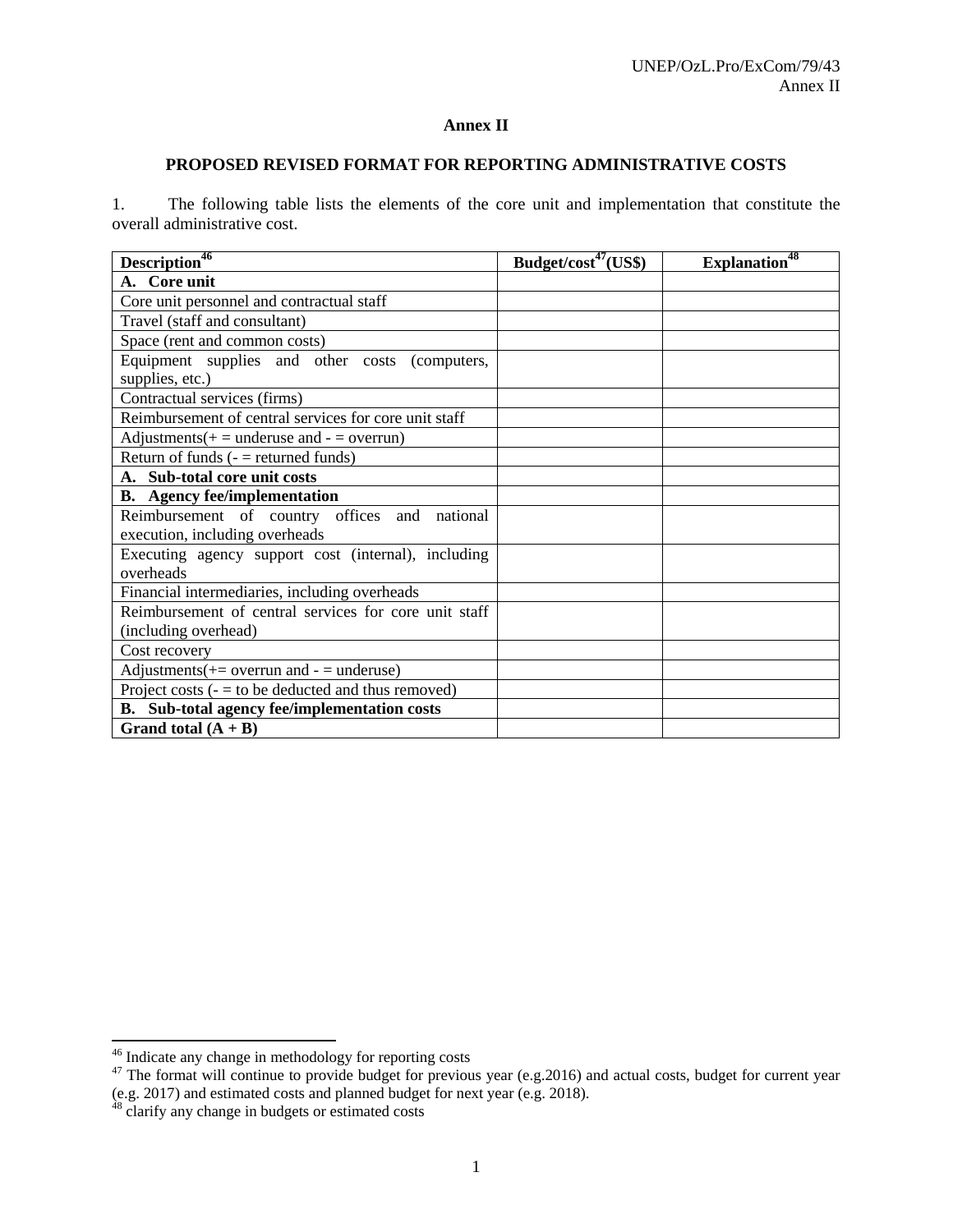# Annex II

## PROPOSED REVISED FORMAT FOR REPORTING ADMINISTRATIVE COSTS

1. The following table lists the elements of the core unit and implementation that constitute the overall administrative cost.

| Description[46] | Budget/cost[47] (US$) | Explanation[48] |
|---|---|---|
| **A. Core unit** | | |
| Core unit personnel and contractual staff | | |
| Travel (staff and consultant) | | |
| Space (rent and common costs) | | |
| Equipment supplies and other costs (computers, supplies, etc.) | | |
| Contractual services (firms) | | |
| Reimbursement of central services for core unit staff | | |
| Adjustments(+ = underuse and - = overrun) | | |
| Return of funds (- = returned funds) | | |
| **A. Sub-total core unit costs** | | |
| **B. Agency fee/implementation** | | |
| Reimbursement of country offices and national execution, including overheads | | |
| Executing agency support cost (internal), including overheads | | |
| Financial intermediaries, including overheads | | |
| Reimbursement of central services for core unit staff (including overhead) | | |
| Cost recovery | | |
| Adjustments(+= overrun and - = underuse) | | |
| Project costs (- = to be deducted and thus removed) | | |
| **B. Sub-total agency fee/implementation costs** | | |
| **Grand total (A + B)** | | |

[46] Indicate any change in methodology for reporting costs

[47] The format will continue to provide budget for previous year (e.g.2016) and actual costs, budget for current year (e.g. 2017) and estimated costs and planned budget for next year (e.g. 2018).

[48] clarify any change in budgets or estimated costs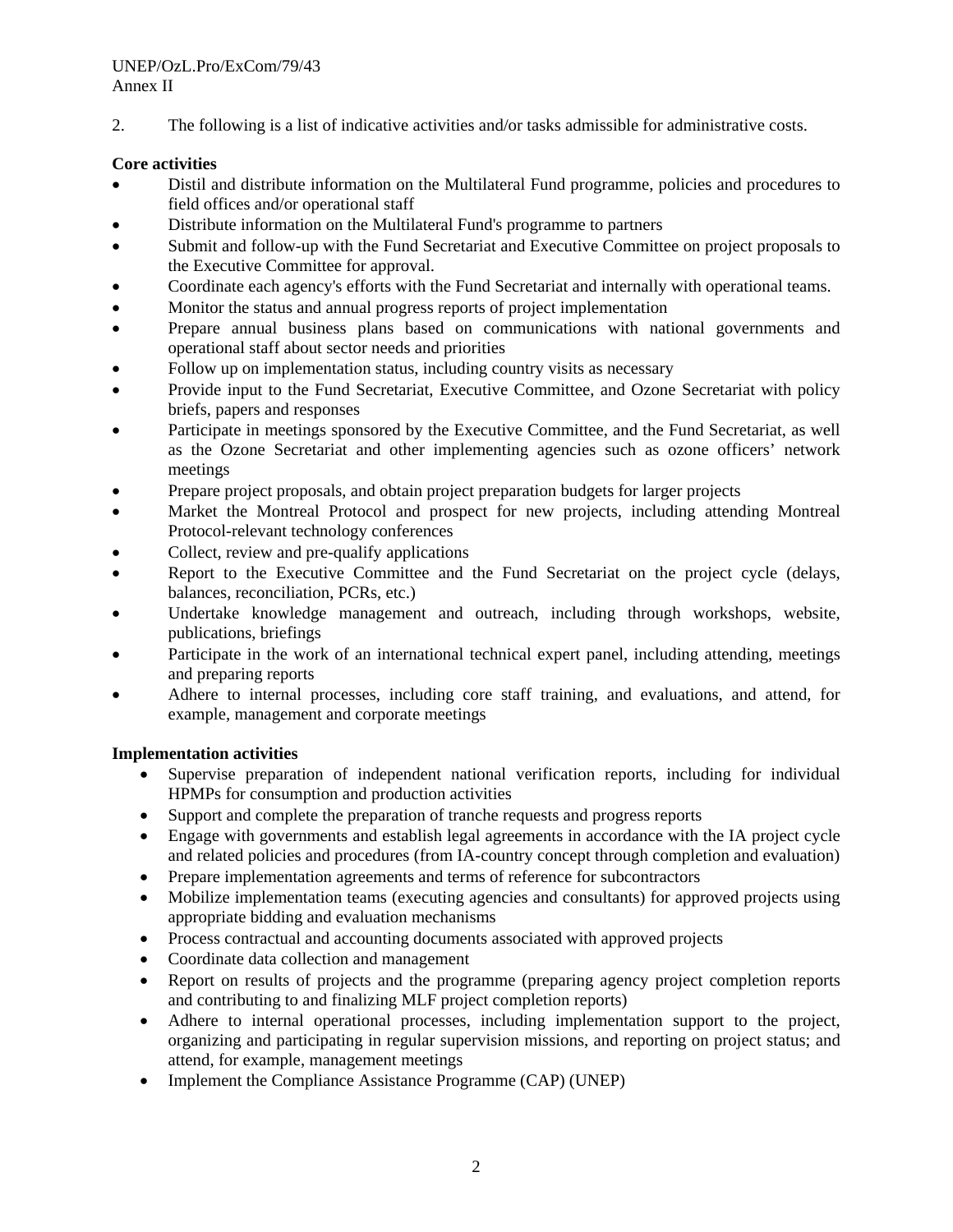2. The following is a list of indicative activities and/or tasks admissible for administrative costs.

**Core activities**

- Distil and distribute information on the Multilateral Fund programme, policies and procedures to field offices and/or operational staff
- Distribute information on the Multilateral Fund's programme to partners
- Submit and follow-up with the Fund Secretariat and Executive Committee on project proposals to the Executive Committee for approval.
- Coordinate each agency's efforts with the Fund Secretariat and internally with operational teams.
- Monitor the status and annual progress reports of project implementation
- Prepare annual business plans based on communications with national governments and operational staff about sector needs and priorities
- Follow up on implementation status, including country visits as necessary
- Provide input to the Fund Secretariat, Executive Committee, and Ozone Secretariat with policy briefs, papers and responses
- Participate in meetings sponsored by the Executive Committee, and the Fund Secretariat, as well as the Ozone Secretariat and other implementing agencies such as ozone officers' network meetings
- Prepare project proposals, and obtain project preparation budgets for larger projects
- Market the Montreal Protocol and prospect for new projects, including attending Montreal Protocol-relevant technology conferences
- Collect, review and pre-qualify applications
- Report to the Executive Committee and the Fund Secretariat on the project cycle (delays, balances, reconciliation, PCRs, etc.)
- Undertake knowledge management and outreach, including through workshops, website, publications, briefings
- Participate in the work of an international technical expert panel, including attending, meetings and preparing reports
- Adhere to internal processes, including core staff training, and evaluations, and attend, for example, management and corporate meetings

**Implementation activities**

- Supervise preparation of independent national verification reports, including for individual HPMPs for consumption and production activities
- Support and complete the preparation of tranche requests and progress reports
- Engage with governments and establish legal agreements in accordance with the IA project cycle and related policies and procedures (from IA-country concept through completion and evaluation)
- Prepare implementation agreements and terms of reference for subcontractors
- Mobilize implementation teams (executing agencies and consultants) for approved projects using appropriate bidding and evaluation mechanisms
- Process contractual and accounting documents associated with approved projects
- Coordinate data collection and management
- Report on results of projects and the programme (preparing agency project completion reports and contributing to and finalizing MLF project completion reports)
- Adhere to internal operational processes, including implementation support to the project, organizing and participating in regular supervision missions, and reporting on project status; and attend, for example, management meetings
- Implement the Compliance Assistance Programme (CAP) (UNEP)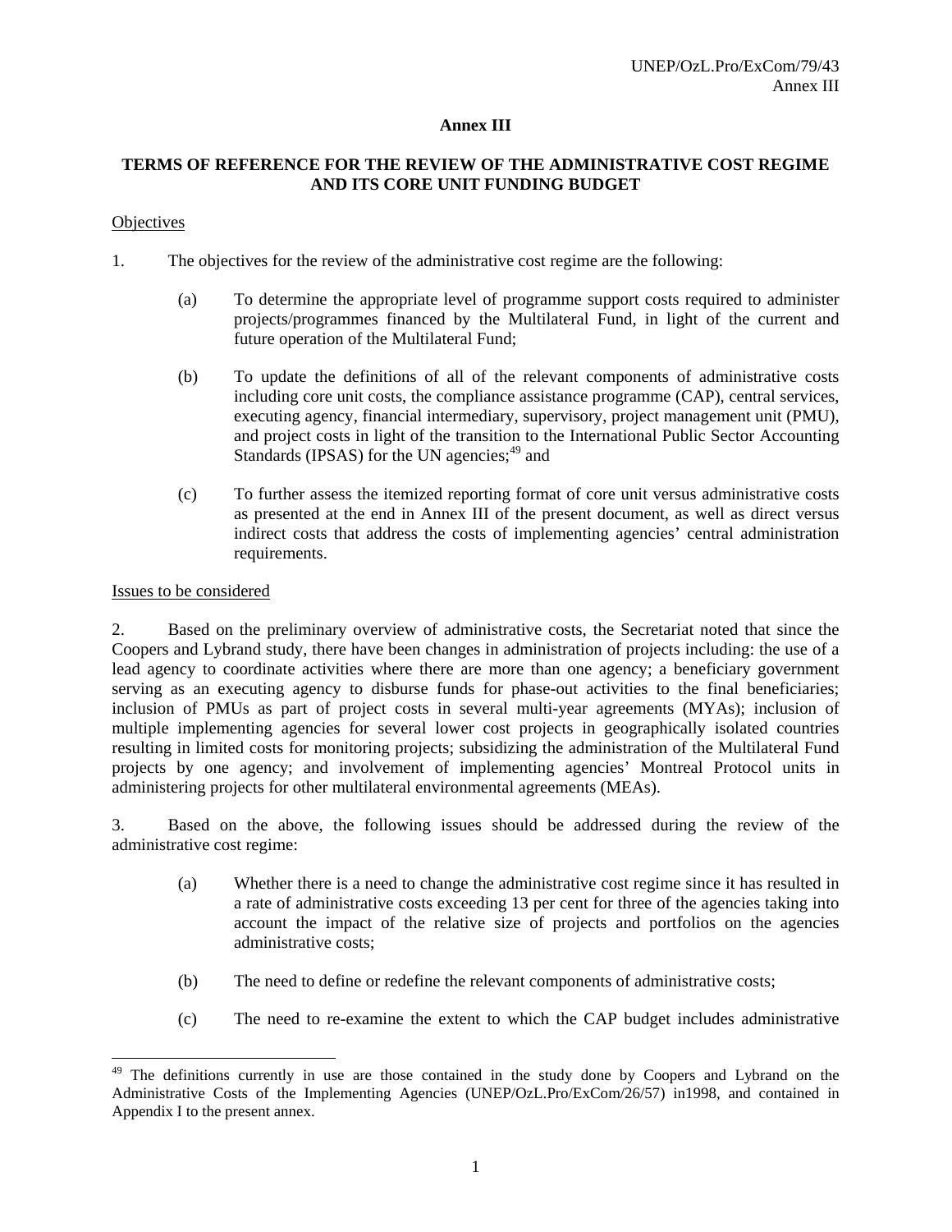# Annex III

## TERMS OF REFERENCE FOR THE REVIEW OF THE ADMINISTRATIVE COST REGIME AND ITS CORE UNIT FUNDING BUDGET

Objectives

1. The objectives for the review of the administrative cost regime are the following:

   (a) To determine the appropriate level of programme support costs required to administer projects/programmes financed by the Multilateral Fund, in light of the current and future operation of the Multilateral Fund;

   (b) To update the definitions of all of the relevant components of administrative costs including core unit costs, the compliance assistance programme (CAP), central services, executing agency, financial intermediary, supervisory, project management unit (PMU), and project costs in light of the transition to the International Public Sector Accounting Standards (IPSAS) for the UN agencies;[49] and

   (c) To further assess the itemized reporting format of core unit versus administrative costs as presented at the end in Annex III of the present document, as well as direct versus indirect costs that address the costs of implementing agencies' central administration requirements.

Issues to be considered

2. Based on the preliminary overview of administrative costs, the Secretariat noted that since the Coopers and Lybrand study, there have been changes in administration of projects including: the use of a lead agency to coordinate activities where there are more than one agency; a beneficiary government serving as an executing agency to disburse funds for phase-out activities to the final beneficiaries; inclusion of PMUs as part of project costs in several multi-year agreements (MYAs); inclusion of multiple implementing agencies for several lower cost projects in geographically isolated countries resulting in limited costs for monitoring projects; subsidizing the administration of the Multilateral Fund projects by one agency; and involvement of implementing agencies' Montreal Protocol units in administering projects for other multilateral environmental agreements (MEAs).

3. Based on the above, the following issues should be addressed during the review of the administrative cost regime:

   (a) Whether there is a need to change the administrative cost regime since it has resulted in a rate of administrative costs exceeding 13 per cent for three of the agencies taking into account the impact of the relative size of projects and portfolios on the agencies administrative costs;

   (b) The need to define or redefine the relevant components of administrative costs;

   (c) The need to re-examine the extent to which the CAP budget includes administrative

[49] The definitions currently in use are those contained in the study done by Coopers and Lybrand on the Administrative Costs of the Implementing Agencies (UNEP/OzL.Pro/ExCom/26/57) in1998, and contained in Appendix I to the present annex.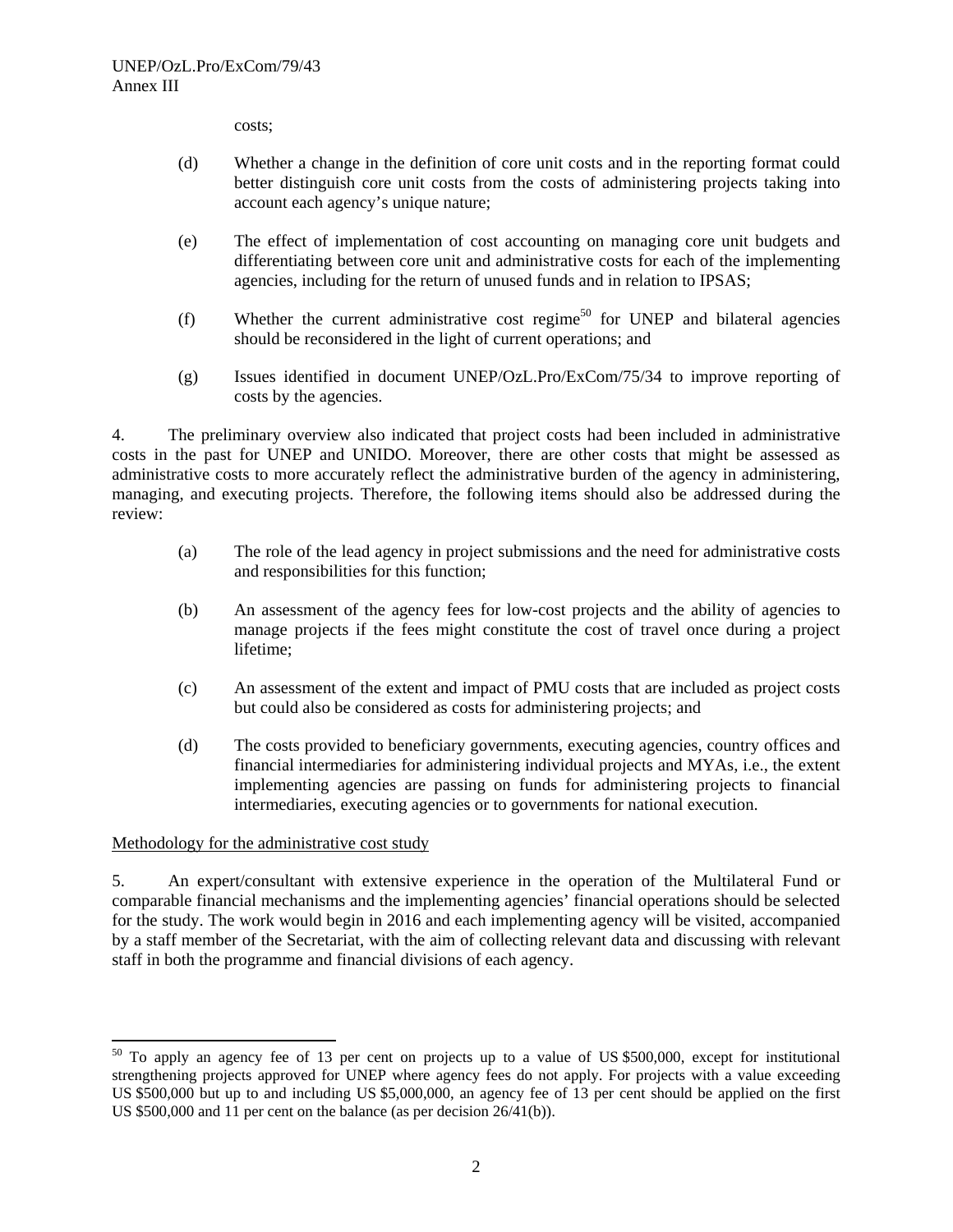costs;

(d) Whether a change in the definition of core unit costs and in the reporting format could better distinguish core unit costs from the costs of administering projects taking into account each agency's unique nature;

(e) The effect of implementation of cost accounting on managing core unit budgets and differentiating between core unit and administrative costs for each of the implementing agencies, including for the return of unused funds and in relation to IPSAS;

(f) Whether the current administrative cost regime[50] for UNEP and bilateral agencies should be reconsidered in the light of current operations; and

(g) Issues identified in document UNEP/OzL.Pro/ExCom/75/34 to improve reporting of costs by the agencies.

4. The preliminary overview also indicated that project costs had been included in administrative costs in the past for UNEP and UNIDO. Moreover, there are other costs that might be assessed as administrative costs to more accurately reflect the administrative burden of the agency in administering, managing, and executing projects. Therefore, the following items should also be addressed during the review:

(a) The role of the lead agency in project submissions and the need for administrative costs and responsibilities for this function;

(b) An assessment of the agency fees for low-cost projects and the ability of agencies to manage projects if the fees might constitute the cost of travel once during a project lifetime;

(c) An assessment of the extent and impact of PMU costs that are included as project costs but could also be considered as costs for administering projects; and

(d) The costs provided to beneficiary governments, executing agencies, country offices and financial intermediaries for administering individual projects and MYAs, i.e., the extent implementing agencies are passing on funds for administering projects to financial intermediaries, executing agencies or to governments for national execution.

Methodology for the administrative cost study

5. An expert/consultant with extensive experience in the operation of the Multilateral Fund or comparable financial mechanisms and the implementing agencies' financial operations should be selected for the study. The work would begin in 2016 and each implementing agency will be visited, accompanied by a staff member of the Secretariat, with the aim of collecting relevant data and discussing with relevant staff in both the programme and financial divisions of each agency.

[50] To apply an agency fee of 13 per cent on projects up to a value of US $500,000, except for institutional strengthening projects approved for UNEP where agency fees do not apply. For projects with a value exceeding US $500,000 but up to and including US $5,000,000, an agency fee of 13 per cent should be applied on the first US $500,000 and 11 per cent on the balance (as per decision 26/41(b)).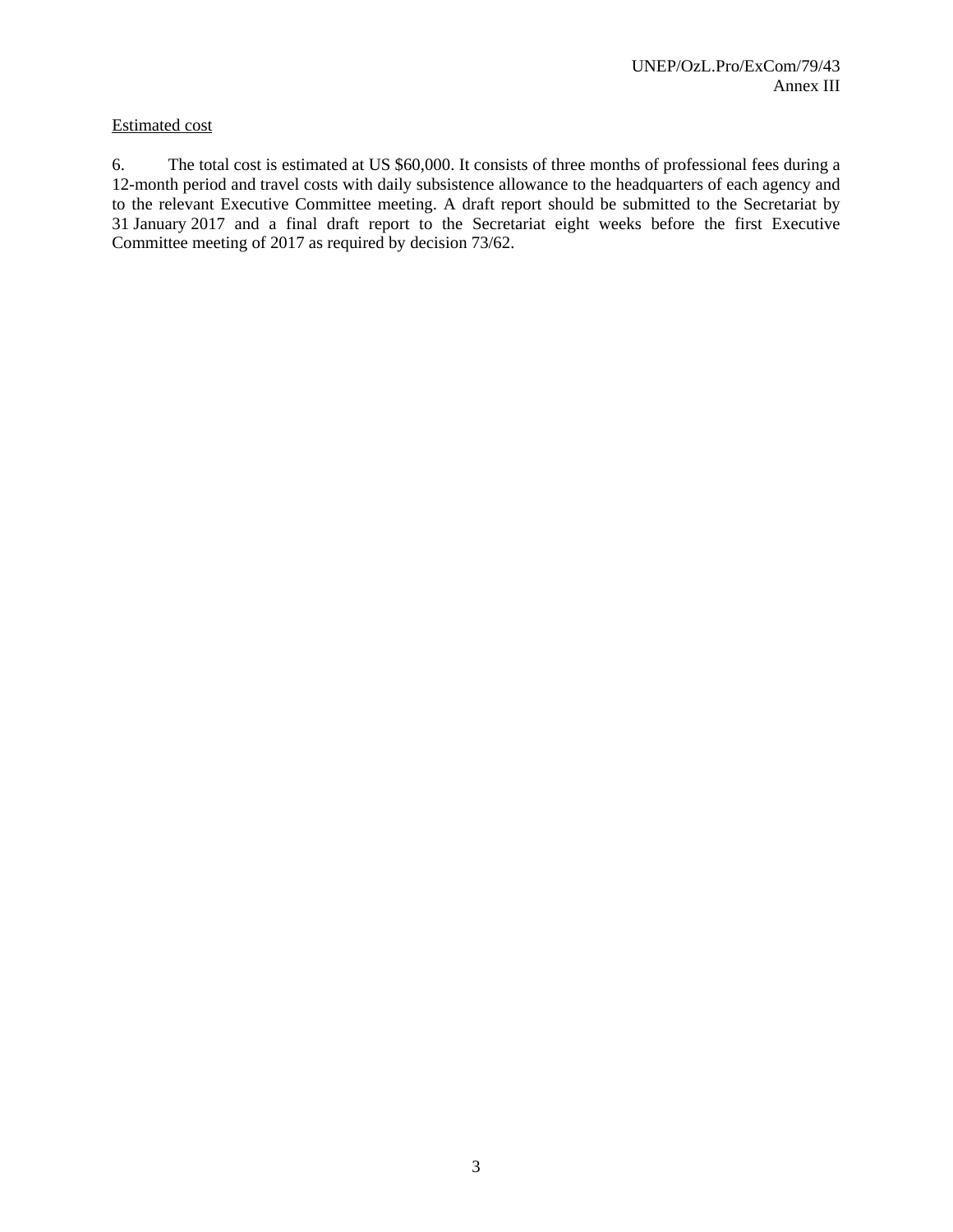<u>Estimated cost</u>

6. The total cost is estimated at US $60,000. It consists of three months of professional fees during a 12-month period and travel costs with daily subsistence allowance to the headquarters of each agency and to the relevant Executive Committee meeting. A draft report should be submitted to the Secretariat by 31 January 2017 and a final draft report to the Secretariat eight weeks before the first Executive Committee meeting of 2017 as required by decision 73/62.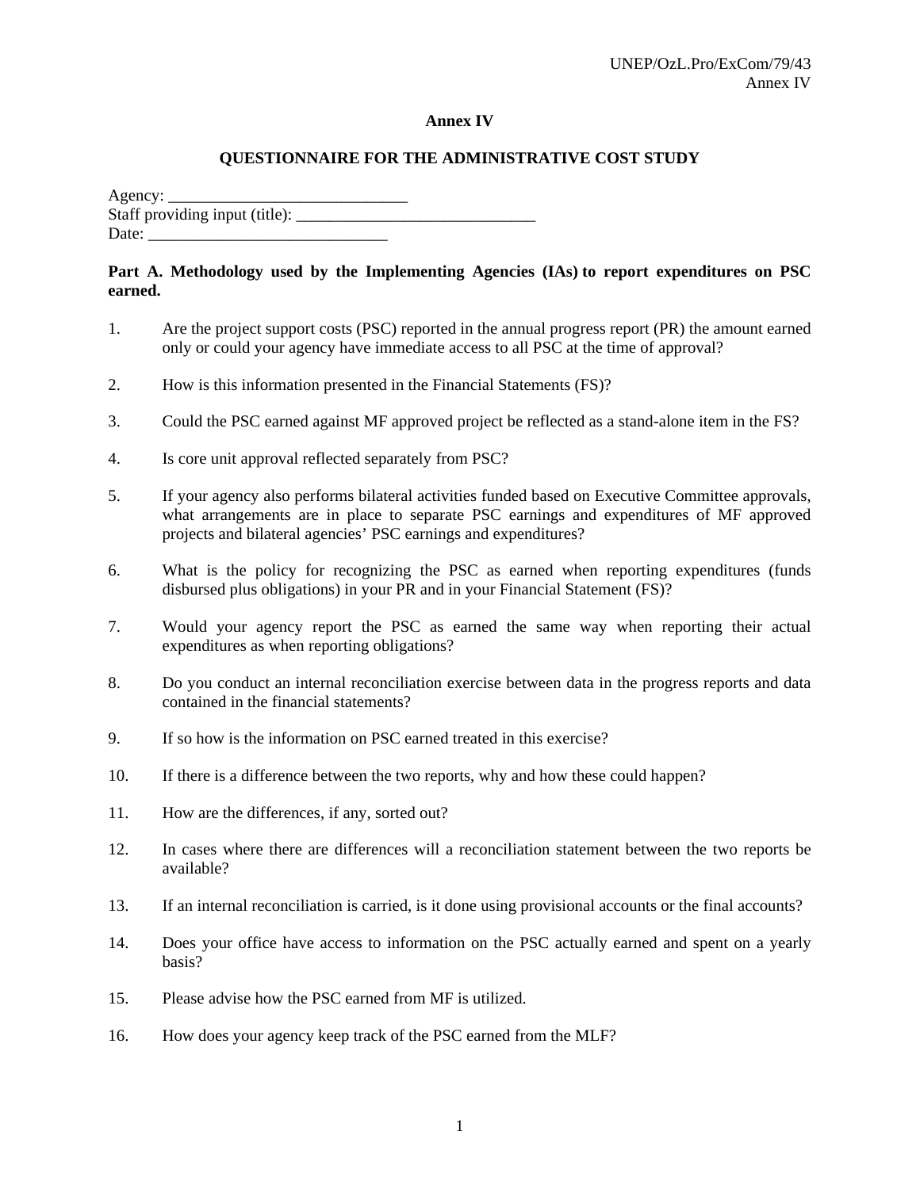# Annex IV

## QUESTIONNAIRE FOR THE ADMINISTRATIVE COST STUDY

Agency: ______________________________
Staff providing input (title): ______________________________
Date: ______________________________

**Part A. Methodology used by the Implementing Agencies (IAs) to report expenditures on PSC earned.**

1. Are the project support costs (PSC) reported in the annual progress report (PR) the amount earned only or could your agency have immediate access to all PSC at the time of approval?

2. How is this information presented in the Financial Statements (FS)?

3. Could the PSC earned against MF approved project be reflected as a stand-alone item in the FS?

4. Is core unit approval reflected separately from PSC?

5. If your agency also performs bilateral activities funded based on Executive Committee approvals, what arrangements are in place to separate PSC earnings and expenditures of MF approved projects and bilateral agencies' PSC earnings and expenditures?

6. What is the policy for recognizing the PSC as earned when reporting expenditures (funds disbursed plus obligations) in your PR and in your Financial Statement (FS)?

7. Would your agency report the PSC as earned the same way when reporting their actual expenditures as when reporting obligations?

8. Do you conduct an internal reconciliation exercise between data in the progress reports and data contained in the financial statements?

9. If so how is the information on PSC earned treated in this exercise?

10. If there is a difference between the two reports, why and how these could happen?

11. How are the differences, if any, sorted out?

12. In cases where there are differences will a reconciliation statement between the two reports be available?

13. If an internal reconciliation is carried, is it done using provisional accounts or the final accounts?

14. Does your office have access to information on the PSC actually earned and spent on a yearly basis?

15. Please advise how the PSC earned from MF is utilized.

16. How does your agency keep track of the PSC earned from the MLF?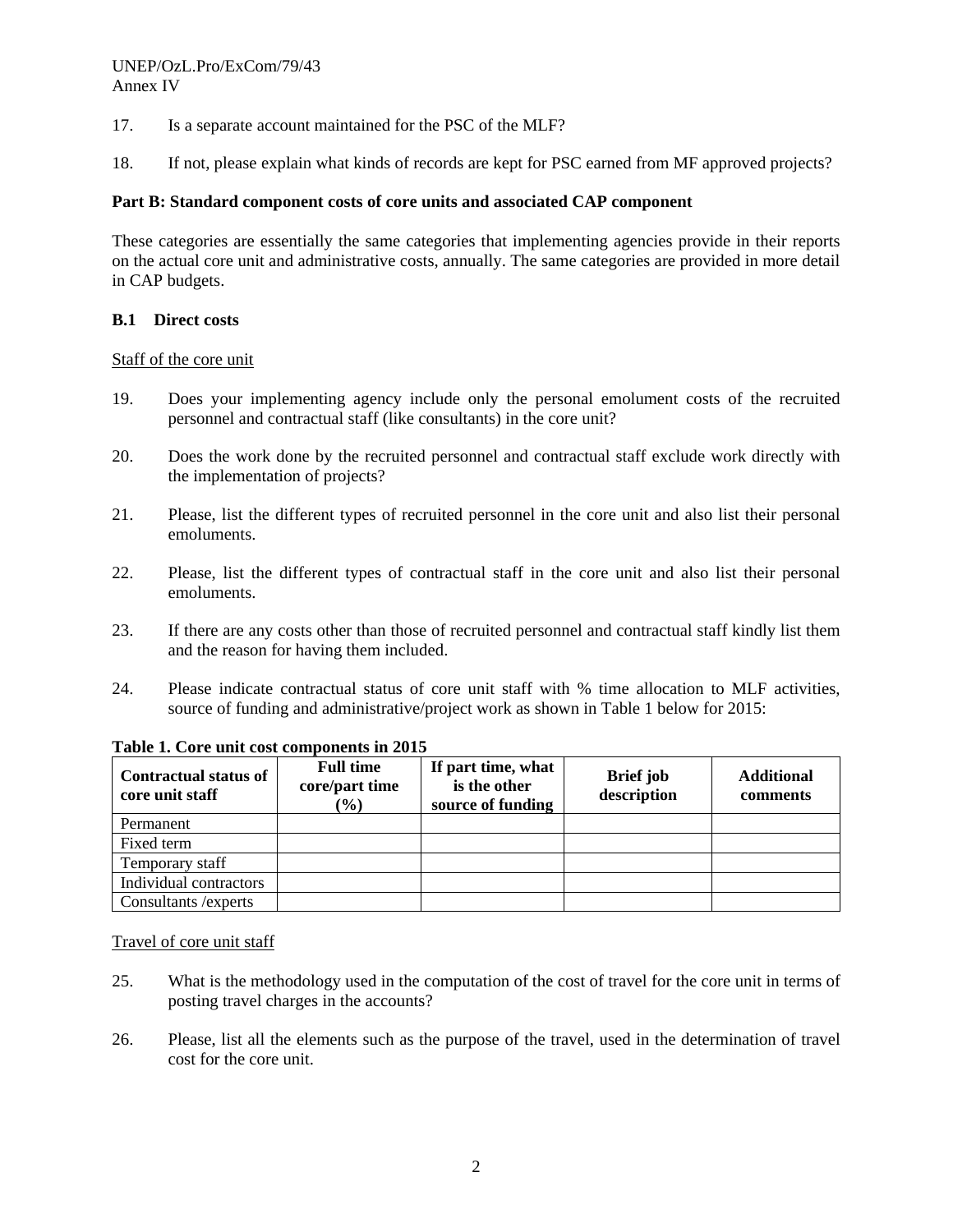17. Is a separate account maintained for the PSC of the MLF?

18. If not, please explain what kinds of records are kept for PSC earned from MF approved projects?

**Part B: Standard component costs of core units and associated CAP component**

These categories are essentially the same categories that implementing agencies provide in their reports on the actual core unit and administrative costs, annually. The same categories are provided in more detail in CAP budgets.

**B.1 Direct costs**

Staff of the core unit

19. Does your implementing agency include only the personal emolument costs of the recruited personnel and contractual staff (like consultants) in the core unit?

20. Does the work done by the recruited personnel and contractual staff exclude work directly with the implementation of projects?

21. Please, list the different types of recruited personnel in the core unit and also list their personal emoluments.

22. Please, list the different types of contractual staff in the core unit and also list their personal emoluments.

23. If there are any costs other than those of recruited personnel and contractual staff kindly list them and the reason for having them included.

24. Please indicate contractual status of core unit staff with % time allocation to MLF activities, source of funding and administrative/project work as shown in Table 1 below for 2015:

**Table 1. Core unit cost components in 2015**

| Contractual status of core unit staff | Full time core/part time (%) | If part time, what is the other source of funding | Brief job description | Additional comments |
|---|---|---|---|---|
| Permanent | | | | |
| Fixed term | | | | |
| Temporary staff | | | | |
| Individual contractors | | | | |
| Consultants /experts | | | | |

Travel of core unit staff

25. What is the methodology used in the computation of the cost of travel for the core unit in terms of posting travel charges in the accounts?

26. Please, list all the elements such as the purpose of the travel, used in the determination of travel cost for the core unit.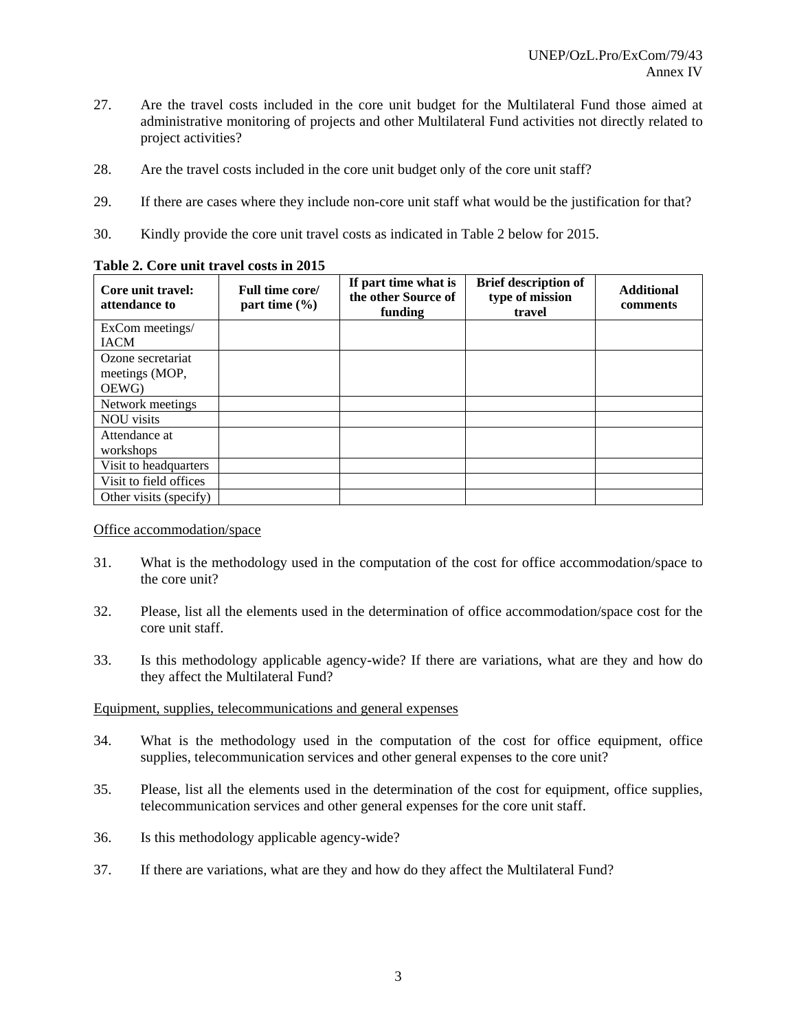27. Are the travel costs included in the core unit budget for the Multilateral Fund those aimed at administrative monitoring of projects and other Multilateral Fund activities not directly related to project activities?

28. Are the travel costs included in the core unit budget only of the core unit staff?

29. If there are cases where they include non-core unit staff what would be the justification for that?

30. Kindly provide the core unit travel costs as indicated in Table 2 below for 2015.

**Table 2. Core unit travel costs in 2015**

| Core unit travel: attendance to | Full time core/ part time (%) | If part time what is the other Source of funding | Brief description of type of mission travel | Additional comments |
|---|---|---|---|---|
| ExCom meetings/ IACM | | | | |
| Ozone secretariat meetings (MOP, OEWG) | | | | |
| Network meetings | | | | |
| NOU visits | | | | |
| Attendance at workshops | | | | |
| Visit to headquarters | | | | |
| Visit to field offices | | | | |
| Other visits (specify) | | | | |

Office accommodation/space

31. What is the methodology used in the computation of the cost for office accommodation/space to the core unit?

32. Please, list all the elements used in the determination of office accommodation/space cost for the core unit staff.

33. Is this methodology applicable agency-wide? If there are variations, what are they and how do they affect the Multilateral Fund?

Equipment, supplies, telecommunications and general expenses

34. What is the methodology used in the computation of the cost for office equipment, office supplies, telecommunication services and other general expenses to the core unit?

35. Please, list all the elements used in the determination of the cost for equipment, office supplies, telecommunication services and other general expenses for the core unit staff.

36. Is this methodology applicable agency-wide?

37. If there are variations, what are they and how do they affect the Multilateral Fund?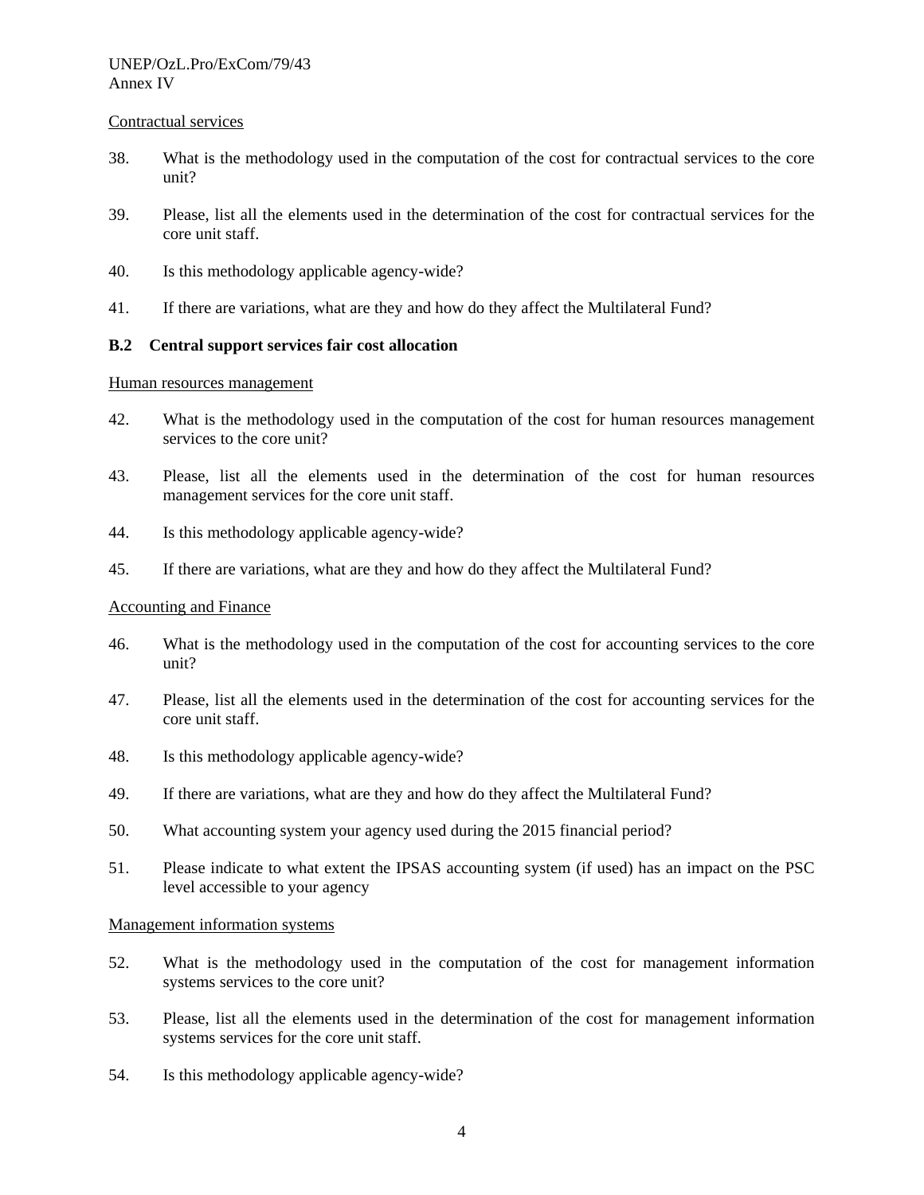Contractual services

38. What is the methodology used in the computation of the cost for contractual services to the core unit?

39. Please, list all the elements used in the determination of the cost for contractual services for the core unit staff.

40. Is this methodology applicable agency-wide?

41. If there are variations, what are they and how do they affect the Multilateral Fund?

**B.2 Central support services fair cost allocation**

Human resources management

42. What is the methodology used in the computation of the cost for human resources management services to the core unit?

43. Please, list all the elements used in the determination of the cost for human resources management services for the core unit staff.

44. Is this methodology applicable agency-wide?

45. If there are variations, what are they and how do they affect the Multilateral Fund?

Accounting and Finance

46. What is the methodology used in the computation of the cost for accounting services to the core unit?

47. Please, list all the elements used in the determination of the cost for accounting services for the core unit staff.

48. Is this methodology applicable agency-wide?

49. If there are variations, what are they and how do they affect the Multilateral Fund?

50. What accounting system your agency used during the 2015 financial period?

51. Please indicate to what extent the IPSAS accounting system (if used) has an impact on the PSC level accessible to your agency

Management information systems

52. What is the methodology used in the computation of the cost for management information systems services to the core unit?

53. Please, list all the elements used in the determination of the cost for management information systems services for the core unit staff.

54. Is this methodology applicable agency-wide?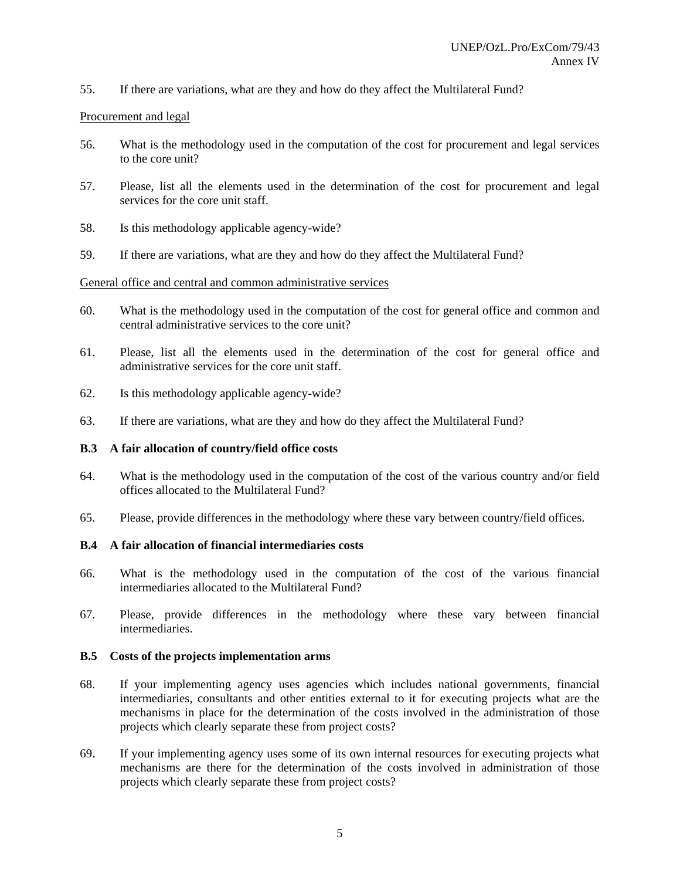55. If there are variations, what are they and how do they affect the Multilateral Fund?

Procurement and legal

56. What is the methodology used in the computation of the cost for procurement and legal services to the core unit?

57. Please, list all the elements used in the determination of the cost for procurement and legal services for the core unit staff.

58. Is this methodology applicable agency-wide?

59. If there are variations, what are they and how do they affect the Multilateral Fund?

General office and central and common administrative services

60. What is the methodology used in the computation of the cost for general office and common and central administrative services to the core unit?

61. Please, list all the elements used in the determination of the cost for general office and administrative services for the core unit staff.

62. Is this methodology applicable agency-wide?

63. If there are variations, what are they and how do they affect the Multilateral Fund?

**B.3 A fair allocation of country/field office costs**

64. What is the methodology used in the computation of the cost of the various country and/or field offices allocated to the Multilateral Fund?

65. Please, provide differences in the methodology where these vary between country/field offices.

**B.4 A fair allocation of financial intermediaries costs**

66. What is the methodology used in the computation of the cost of the various financial intermediaries allocated to the Multilateral Fund?

67. Please, provide differences in the methodology where these vary between financial intermediaries.

**B.5 Costs of the projects implementation arms**

68. If your implementing agency uses agencies which includes national governments, financial intermediaries, consultants and other entities external to it for executing projects what are the mechanisms in place for the determination of the costs involved in the administration of those projects which clearly separate these from project costs?

69. If your implementing agency uses some of its own internal resources for executing projects what mechanisms are there for the determination of the costs involved in administration of those projects which clearly separate these from project costs?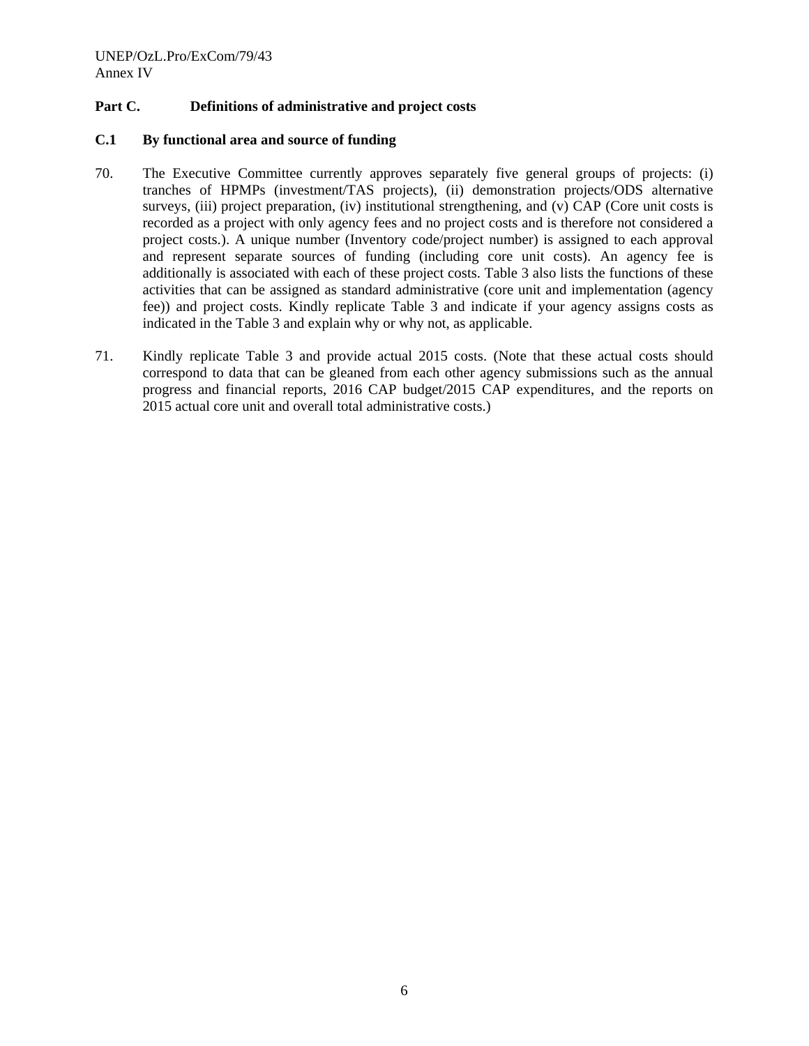## Part C. Definitions of administrative and project costs

### C.1 By functional area and source of funding

70. The Executive Committee currently approves separately five general groups of projects: (i) tranches of HPMPs (investment/TAS projects), (ii) demonstration projects/ODS alternative surveys, (iii) project preparation, (iv) institutional strengthening, and (v) CAP (Core unit costs is recorded as a project with only agency fees and no project costs and is therefore not considered a project costs.). A unique number (Inventory code/project number) is assigned to each approval and represent separate sources of funding (including core unit costs). An agency fee is additionally is associated with each of these project costs. Table 3 also lists the functions of these activities that can be assigned as standard administrative (core unit and implementation (agency fee)) and project costs. Kindly replicate Table 3 and indicate if your agency assigns costs as indicated in the Table 3 and explain why or why not, as applicable.

71. Kindly replicate Table 3 and provide actual 2015 costs. (Note that these actual costs should correspond to data that can be gleaned from each other agency submissions such as the annual progress and financial reports, 2016 CAP budget/2015 CAP expenditures, and the reports on 2015 actual core unit and overall total administrative costs.)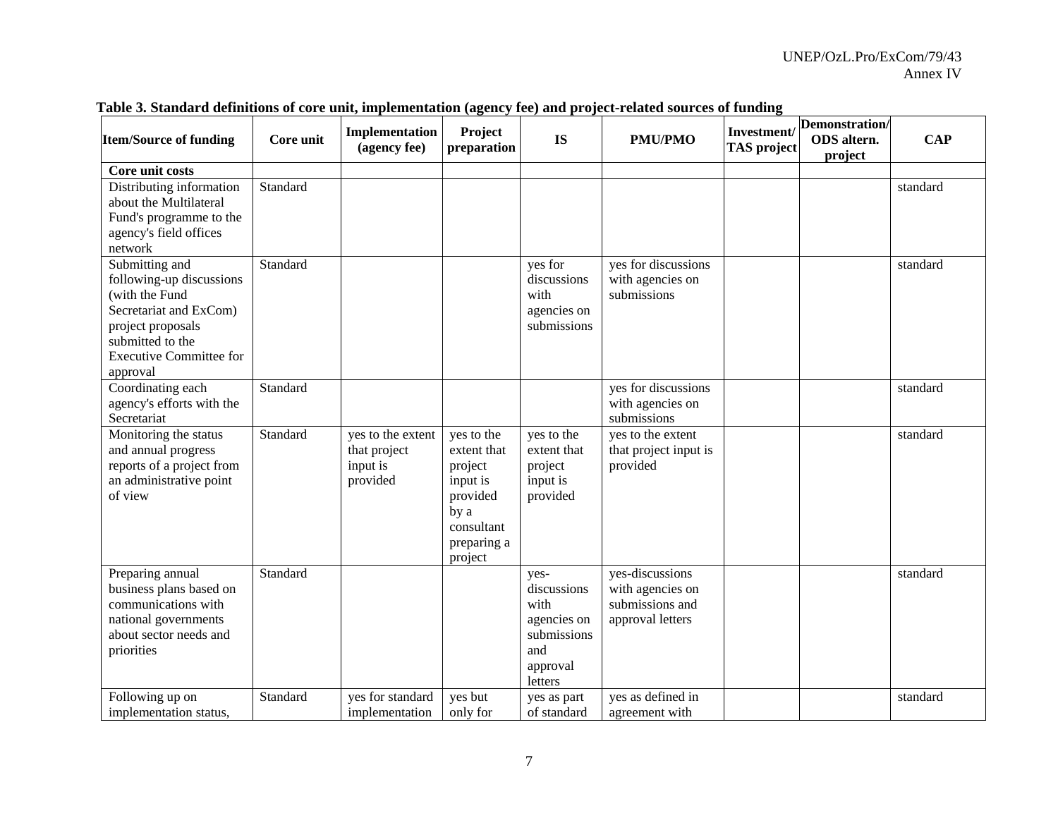**Table 3. Standard definitions of core unit, implementation (agency fee) and project-related sources of funding**

| Item/Source of funding | Core unit | Implementation (agency fee) | Project preparation | IS | PMU/PMO | Investment/ TAS project | Demonstration/ ODS altern. project | CAP |
|---|---|---|---|---|---|---|---|---|
| **Core unit costs** | | | | | | | | |
| Distributing information about the Multilateral Fund's programme to the agency's field offices network | Standard | | | | | | | standard |
| Submitting and following-up discussions (with the Fund Secretariat and ExCom) project proposals submitted to the Executive Committee for approval | Standard | | | yes for discussions with agencies on submissions | yes for discussions with agencies on submissions | | | standard |
| Coordinating each agency's efforts with the Secretariat | Standard | | | | yes for discussions with agencies on submissions | | | standard |
| Monitoring the status and annual progress reports of a project from an administrative point of view | Standard | yes to the extent that project input is provided | yes to the extent that project input is provided by a consultant preparing a project | yes to the extent that project input is provided | yes to the extent that project input is provided | | | standard |
| Preparing annual business plans based on communications with national governments about sector needs and priorities | Standard | | | yes- discussions with agencies on submissions and approval letters | yes-discussions with agencies on submissions and approval letters | | | standard |
| Following up on implementation status, | Standard | yes for standard implementation | yes but only for | yes as part of standard | yes as defined in agreement with | | | standard |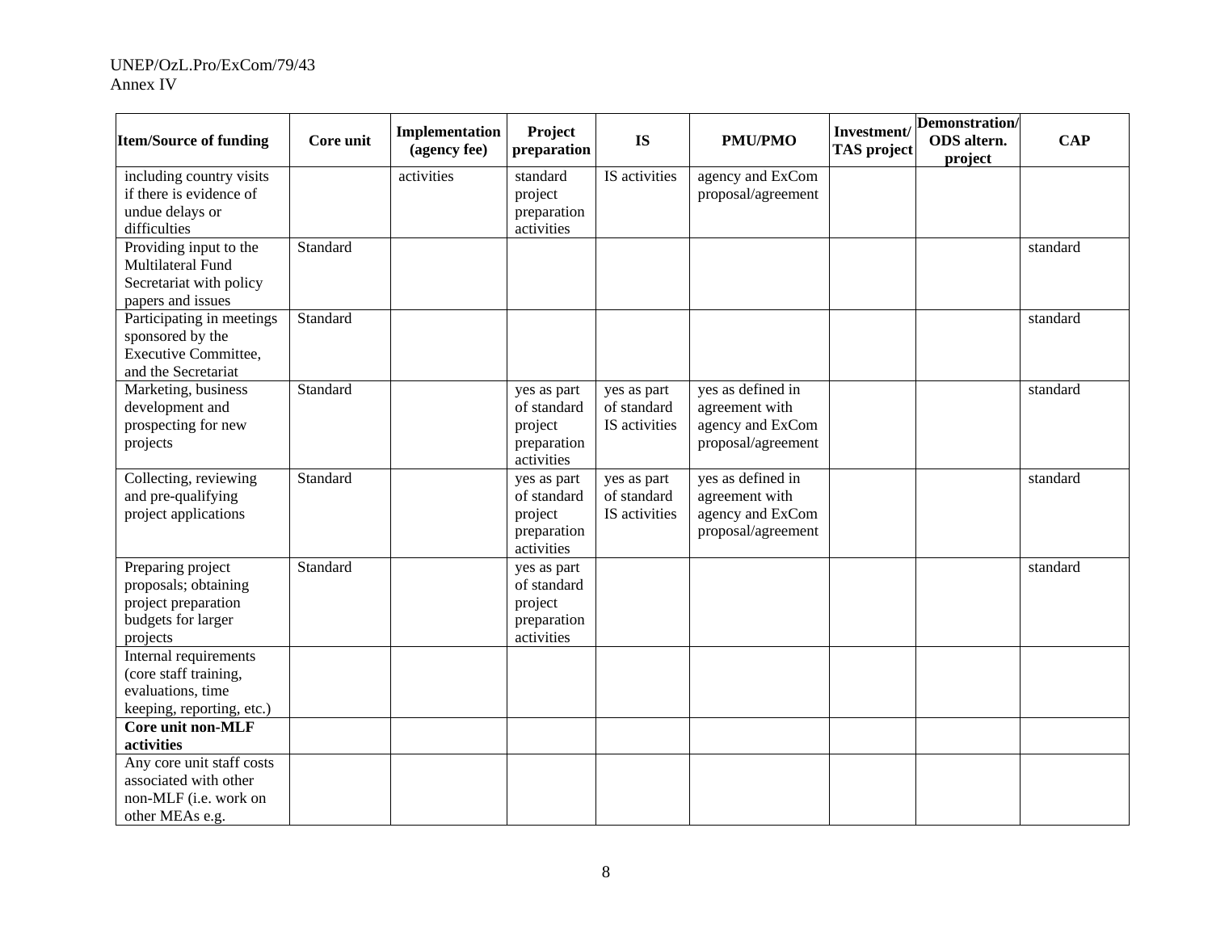| Item/Source of funding | Core unit | Implementation (agency fee) | Project preparation | IS | PMU/PMO | Investment/ TAS project | Demonstration/ ODS altern. project | CAP |
|---|---|---|---|---|---|---|---|---|
| including country visits if there is evidence of undue delays or difficulties | | activities | standard project preparation activities | IS activities | agency and ExCom proposal/agreement | | | |
| Providing input to the Multilateral Fund Secretariat with policy papers and issues | Standard | | | | | | | standard |
| Participating in meetings sponsored by the Executive Committee, and the Secretariat | Standard | | | | | | | standard |
| Marketing, business development and prospecting for new projects | Standard | | yes as part of standard project preparation activities | yes as part of standard IS activities | yes as defined in agreement with agency and ExCom proposal/agreement | | | standard |
| Collecting, reviewing and pre-qualifying project applications | Standard | | yes as part of standard project preparation activities | yes as part of standard IS activities | yes as defined in agreement with agency and ExCom proposal/agreement | | | standard |
| Preparing project proposals; obtaining project preparation budgets for larger projects | Standard | | yes as part of standard project preparation activities | | | | | standard |
| Internal requirements (core staff training, evaluations, time keeping, reporting, etc.) | | | | | | | | |
| **Core unit non-MLF activities** | | | | | | | | |
| Any core unit staff costs associated with other non-MLF (i.e. work on other MEAs e.g. | | | | | | | | |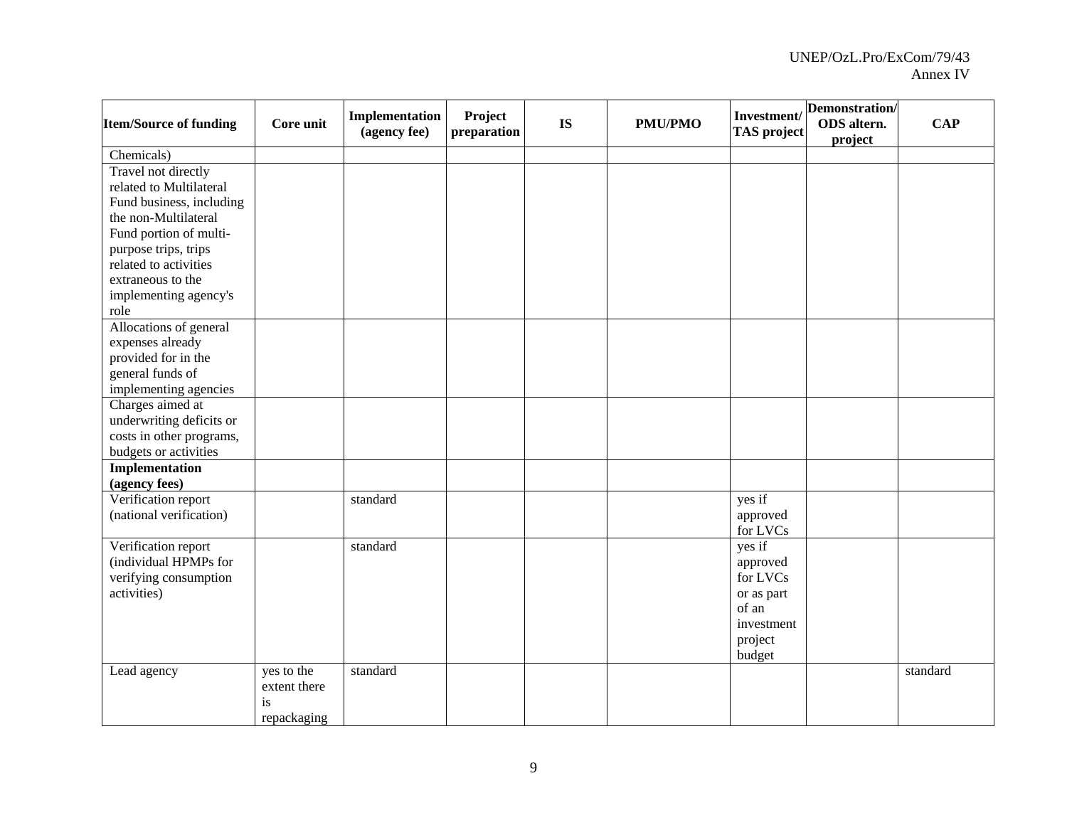| Item/Source of funding | Core unit | Implementation (agency fee) | Project preparation | IS | PMU/PMO | Investment/ TAS project | Demonstration/ ODS altern. project | CAP |
|---|---|---|---|---|---|---|---|---|
| Chemicals) | | | | | | | | |
| Travel not directly related to Multilateral Fund business, including the non-Multilateral Fund portion of multi-purpose trips, trips related to activities extraneous to the implementing agency's role | | | | | | | | |
| Allocations of general expenses already provided for in the general funds of implementing agencies | | | | | | | | |
| Charges aimed at underwriting deficits or costs in other programs, budgets or activities | | | | | | | | |
| **Implementation (agency fees)** | | | | | | | | |
| Verification report (national verification) | | standard | | | | yes if approved for LVCs | | |
| Verification report (individual HPMPs for verifying consumption activities) | | standard | | | | yes if approved for LVCs or as part of an investment project budget | | |
| Lead agency | yes to the extent there is repackaging | standard | | | | | | standard |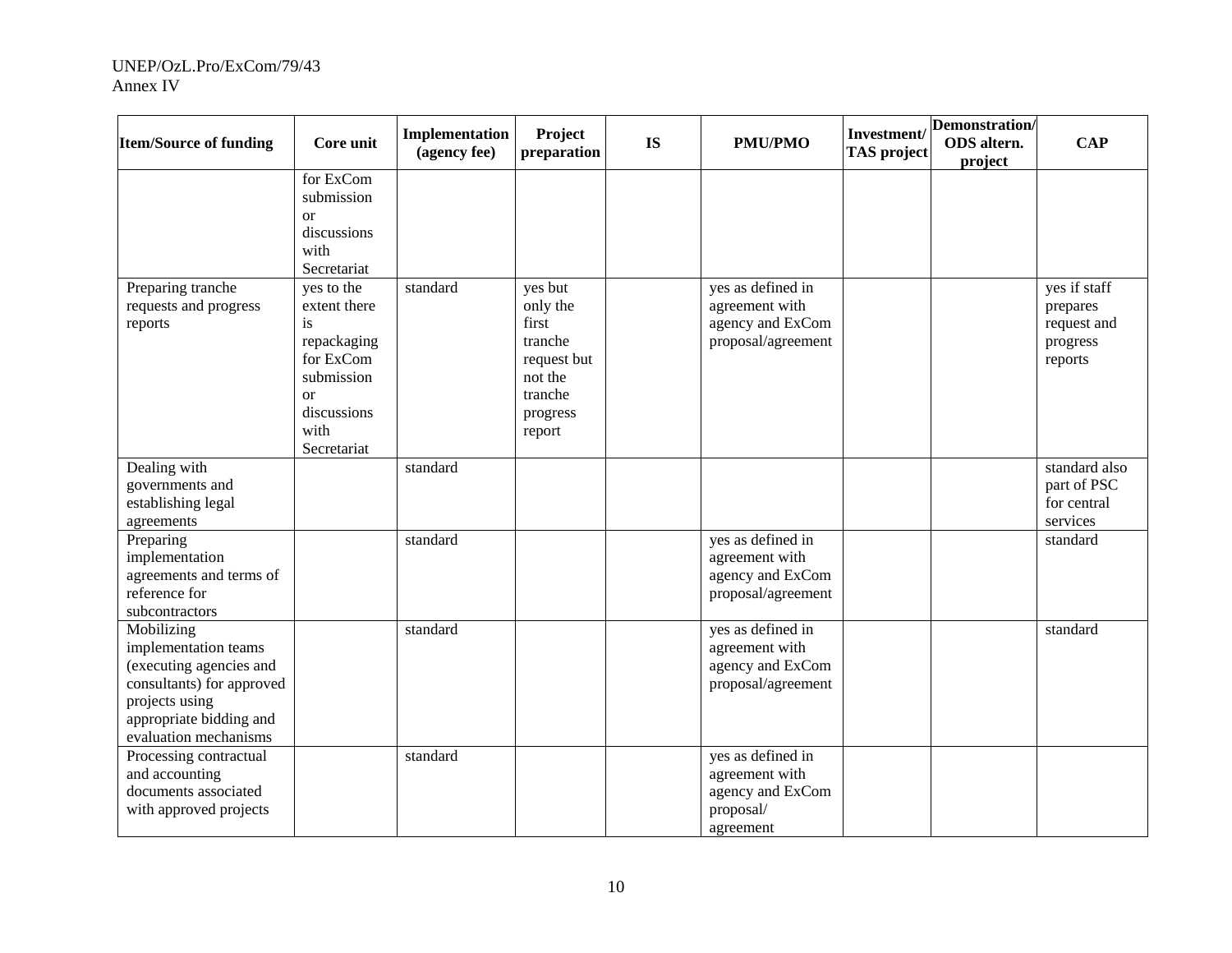| Item/Source of funding | Core unit | Implementation (agency fee) | Project preparation | IS | PMU/PMO | Investment/ TAS project | Demonstration/ ODS altern. project | CAP |
|---|---|---|---|---|---|---|---|---|
| | for ExCom submission or discussions with Secretariat | | | | | | | |
| Preparing tranche requests and progress reports | yes to the extent there is repackaging for ExCom submission or discussions with Secretariat | standard | yes but only the first tranche request but not the tranche progress report | | yes as defined in agreement with agency and ExCom proposal/agreement | | | yes if staff prepares request and progress reports |
| Dealing with governments and establishing legal agreements | | standard | | | | | | standard also part of PSC for central services |
| Preparing implementation agreements and terms of reference for subcontractors | | standard | | | yes as defined in agreement with agency and ExCom proposal/agreement | | | standard |
| Mobilizing implementation teams (executing agencies and consultants) for approved projects using appropriate bidding and evaluation mechanisms | | standard | | | yes as defined in agreement with agency and ExCom proposal/agreement | | | standard |
| Processing contractual and accounting documents associated with approved projects | | standard | | | yes as defined in agreement with agency and ExCom proposal/ agreement | | | |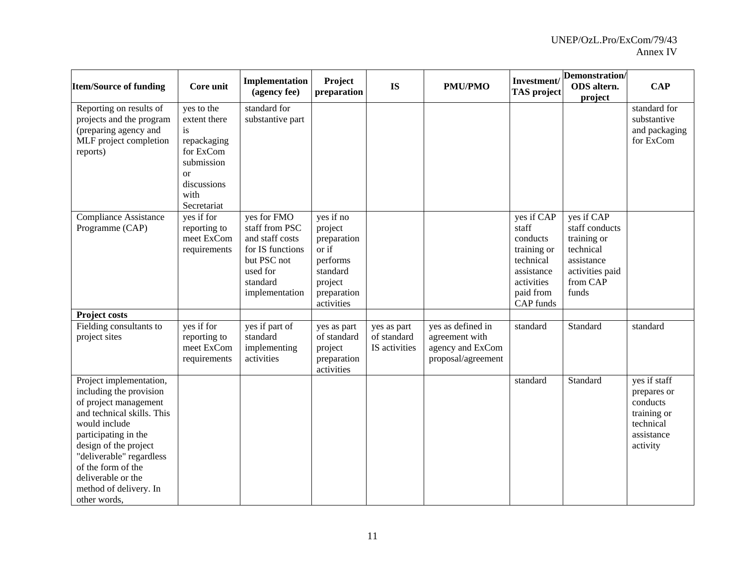| Item/Source of funding | Core unit | Implementation (agency fee) | Project preparation | IS | PMU/PMO | Investment/ TAS project | Demonstration/ ODS altern. project | CAP |
|---|---|---|---|---|---|---|---|---|
| Reporting on results of projects and the program (preparing agency and MLF project completion reports) | yes to the extent there is repackaging for ExCom submission or discussions with Secretariat | standard for substantive part | | | | | | standard for substantive and packaging for ExCom |
| Compliance Assistance Programme (CAP) | yes if for reporting to meet ExCom requirements | yes for FMO staff from PSC and staff costs for IS functions but PSC not used for standard implementation | yes if no project preparation or if performs standard project preparation activities | | | yes if CAP staff conducts training or technical assistance activities paid from CAP funds | yes if CAP staff conducts training or technical assistance activities paid from CAP funds | |
| **Project costs** | | | | | | | | |
| Fielding consultants to project sites | yes if for reporting to meet ExCom requirements | yes if part of standard implementing activities | yes as part of standard project preparation activities | yes as part of standard IS activities | yes as defined in agreement with agency and ExCom proposal/agreement | standard | Standard | standard |
| Project implementation, including the provision of project management and technical skills. This would include participating in the design of the project "deliverable" regardless of the form of the deliverable or the method of delivery. In other words, | | | | | | standard | Standard | yes if staff prepares or conducts training or technical assistance activity |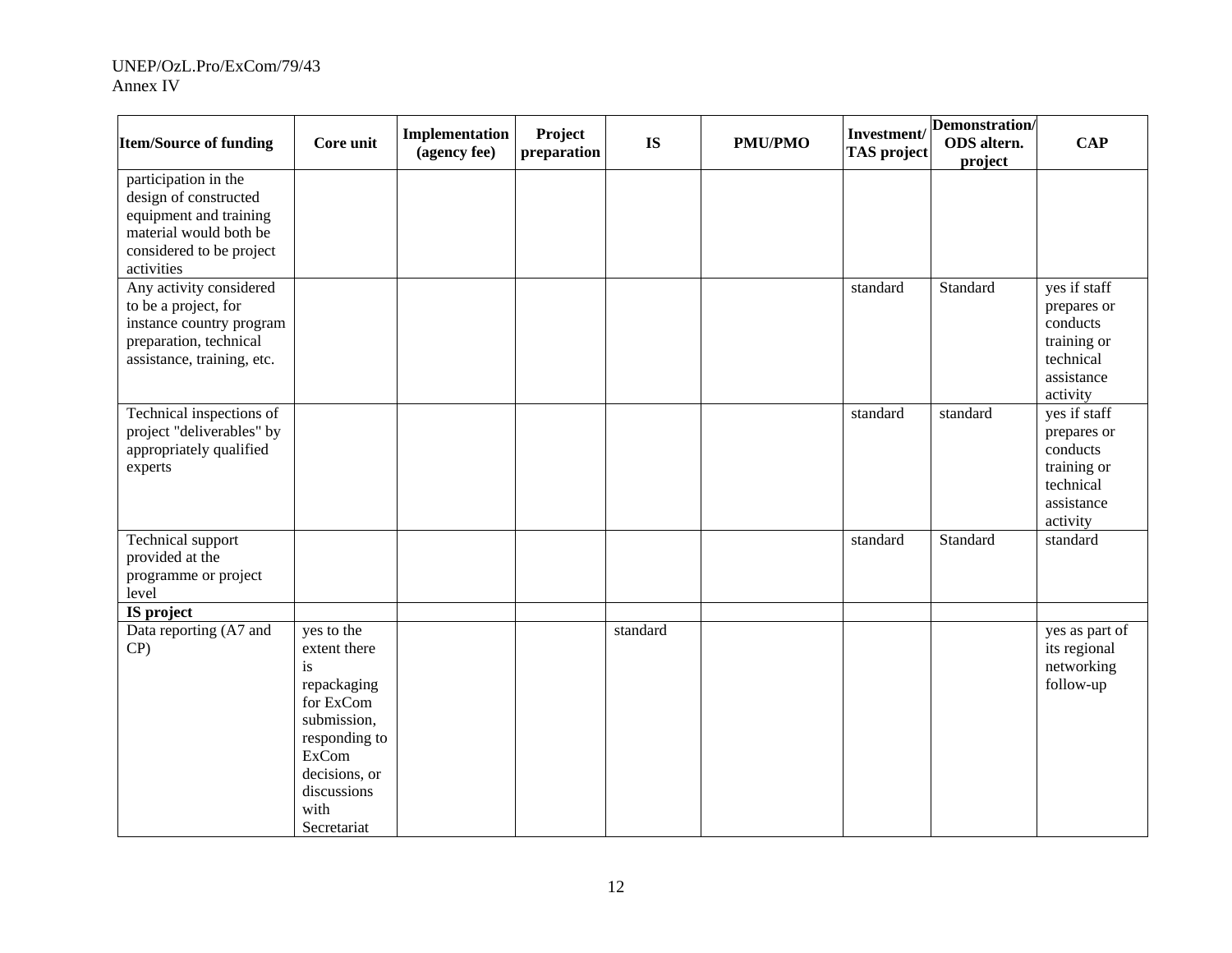| Item/Source of funding | Core unit | Implementation (agency fee) | Project preparation | IS | PMU/PMO | Investment/ TAS project | Demonstration/ ODS altern. project | CAP |
|---|---|---|---|---|---|---|---|---|
| participation in the design of constructed equipment and training material would both be considered to be project activities | | | | | | | | |
| Any activity considered to be a project, for instance country program preparation, technical assistance, training, etc. | | | | | | standard | Standard | yes if staff prepares or conducts training or technical assistance activity |
| Technical inspections of project "deliverables" by appropriately qualified experts | | | | | | standard | standard | yes if staff prepares or conducts training or technical assistance activity |
| Technical support provided at the programme or project level | | | | | | standard | Standard | standard |
| **IS project** | | | | | | | | |
| Data reporting (A7 and CP) | yes to the extent there is repackaging for ExCom submission, responding to ExCom decisions, or discussions with Secretariat | | | standard | | | | yes as part of its regional networking follow-up |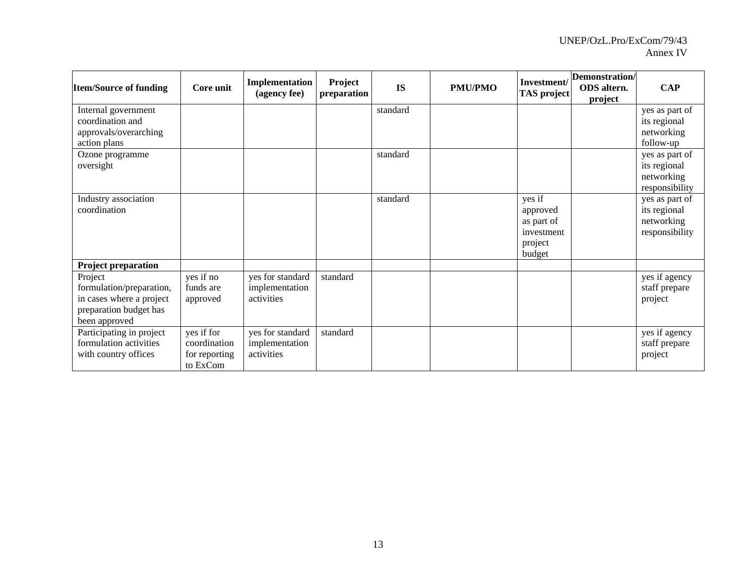| Item/Source of funding | Core unit | Implementation (agency fee) | Project preparation | IS | PMU/PMO | Investment/ TAS project | Demonstration/ ODS altern. project | CAP |
|---|---|---|---|---|---|---|---|---|
| Internal government coordination and approvals/overarching action plans | | | | standard | | | | yes as part of its regional networking follow-up |
| Ozone programme oversight | | | | standard | | | | yes as part of its regional networking responsibility |
| Industry association coordination | | | | standard | | yes if approved as part of investment project budget | | yes as part of its regional networking responsibility |
| **Project preparation** | | | | | | | | |
| Project formulation/preparation, in cases where a project preparation budget has been approved | yes if no funds are approved | yes for standard implementation activities | standard | | | | | yes if agency staff prepare project |
| Participating in project formulation activities with country offices | yes if for coordination for reporting to ExCom | yes for standard implementation activities | standard | | | | | yes if agency staff prepare project |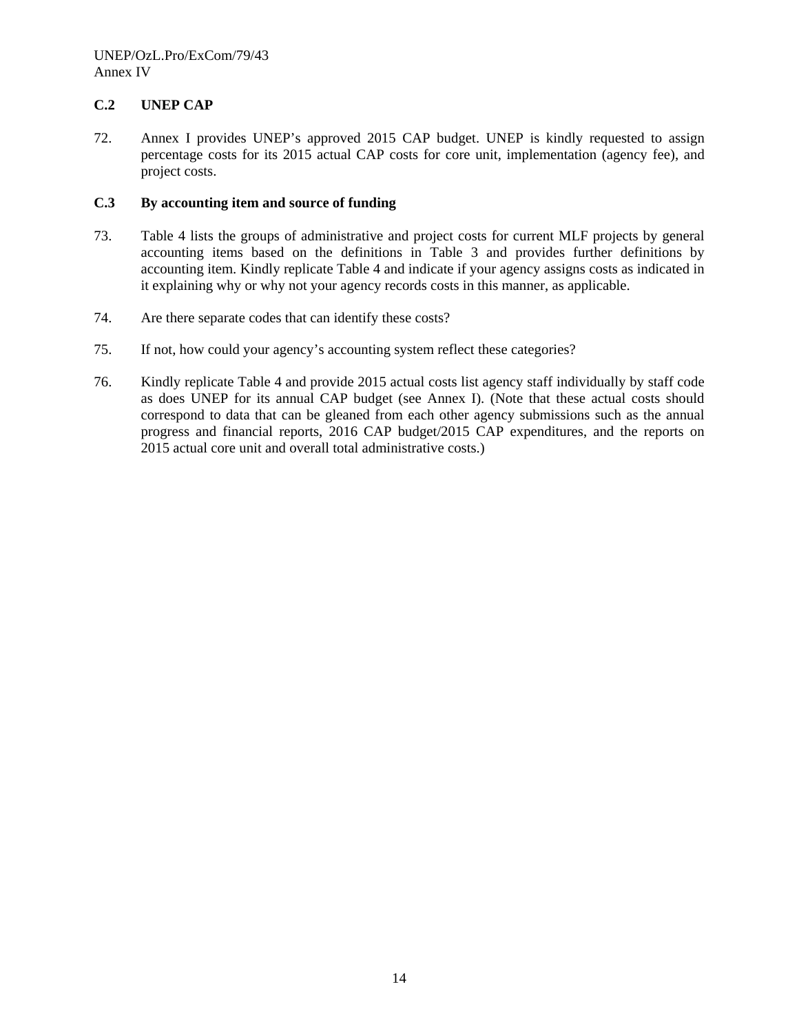### C.2 UNEP CAP

72. Annex I provides UNEP's approved 2015 CAP budget. UNEP is kindly requested to assign percentage costs for its 2015 actual CAP costs for core unit, implementation (agency fee), and project costs.

### C.3 By accounting item and source of funding

73. Table 4 lists the groups of administrative and project costs for current MLF projects by general accounting items based on the definitions in Table 3 and provides further definitions by accounting item. Kindly replicate Table 4 and indicate if your agency assigns costs as indicated in it explaining why or why not your agency records costs in this manner, as applicable.

74. Are there separate codes that can identify these costs?

75. If not, how could your agency's accounting system reflect these categories?

76. Kindly replicate Table 4 and provide 2015 actual costs list agency staff individually by staff code as does UNEP for its annual CAP budget (see Annex I). (Note that these actual costs should correspond to data that can be gleaned from each other agency submissions such as the annual progress and financial reports, 2016 CAP budget/2015 CAP expenditures, and the reports on 2015 actual core unit and overall total administrative costs.)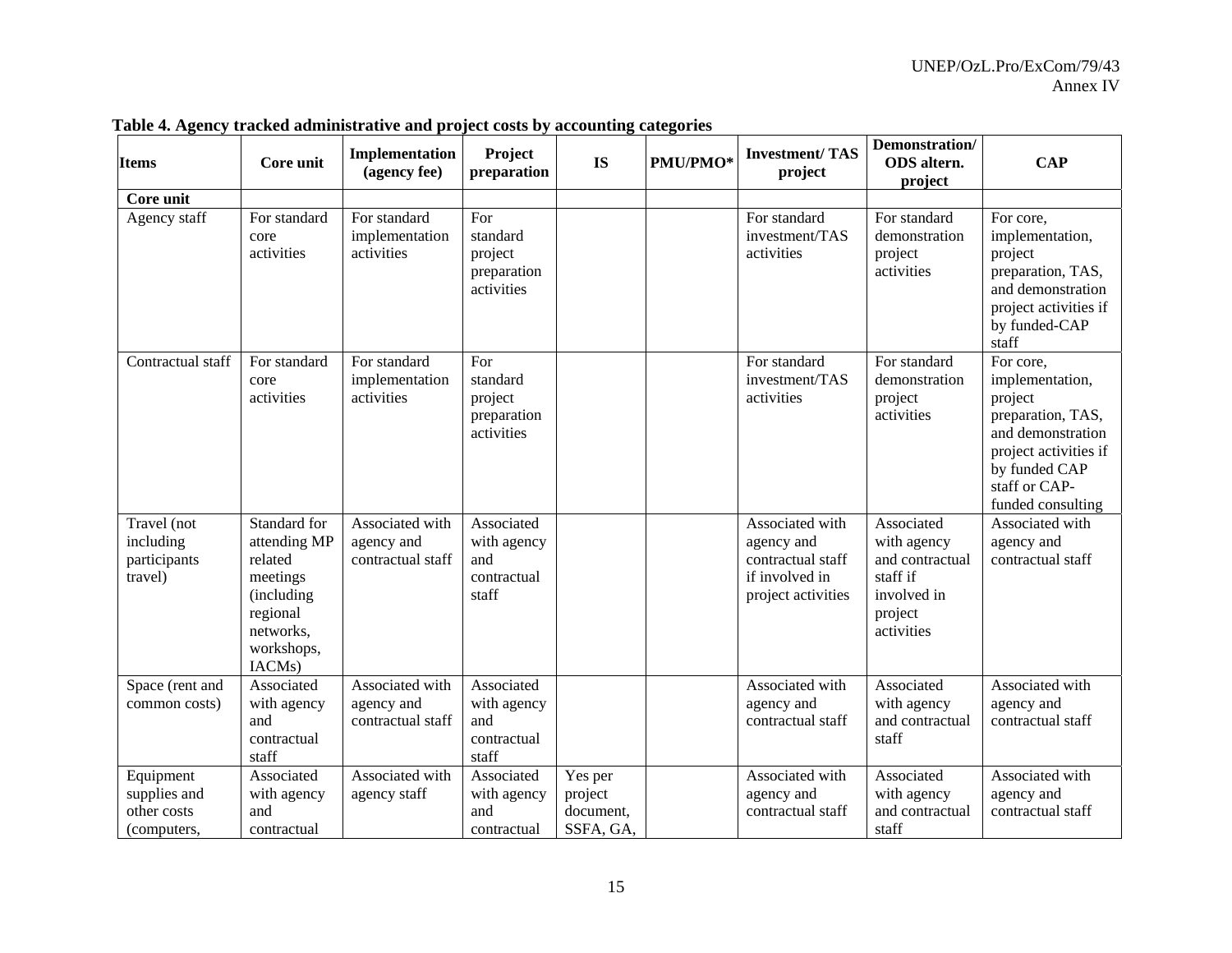**Table 4. Agency tracked administrative and project costs by accounting categories**

| Items | Core unit | Implementation (agency fee) | Project preparation | IS | PMU/PMO* | Investment/ TAS project | Demonstration/ ODS altern. project | CAP |
|---|---|---|---|---|---|---|---|---|
| **Core unit** | | | | | | | | |
| Agency staff | For standard core activities | For standard implementation activities | For standard project preparation activities | | | For standard investment/TAS activities | For standard demonstration project activities | For core, implementation, project preparation, TAS, and demonstration project activities if by funded-CAP staff |
| Contractual staff | For standard core activities | For standard implementation activities | For standard project preparation activities | | | For standard investment/TAS activities | For standard demonstration project activities | For core, implementation, project preparation, TAS, and demonstration project activities if by funded CAP staff or CAP-funded consulting |
| Travel (not including participants travel) | Standard for attending MP related meetings (including regional networks, workshops, IACMs) | Associated with agency and contractual staff | Associated with agency and contractual staff | | | Associated with agency and contractual staff if involved in project activities | Associated with agency and contractual staff if involved in project activities | Associated with agency and contractual staff |
| Space (rent and common costs) | Associated with agency and contractual staff | Associated with agency and contractual staff | Associated with agency and contractual staff | | | Associated with agency and contractual staff | Associated with agency and contractual staff | Associated with agency and contractual staff |
| Equipment supplies and other costs (computers, | Associated with agency and contractual | Associated with agency staff | Associated with agency and contractual | Yes per project document, SSFA, GA, | | Associated with agency and contractual staff | Associated with agency and contractual staff | Associated with agency and contractual staff |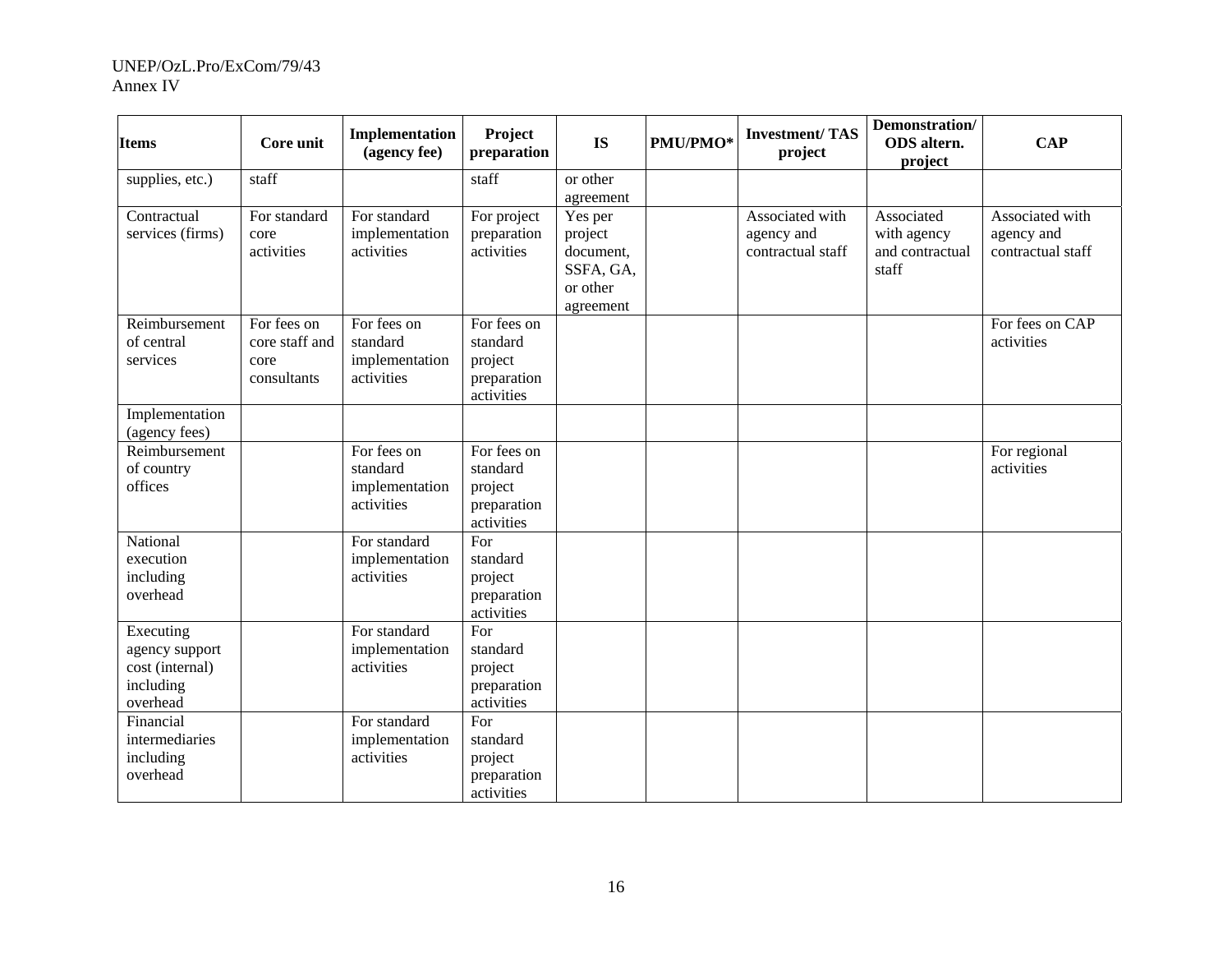| Items | Core unit | Implementation (agency fee) | Project preparation | IS | PMU/PMO* | Investment/ TAS project | Demonstration/ ODS altern. project | CAP |
|---|---|---|---|---|---|---|---|---|
| supplies, etc.) | staff | | staff | or other agreement | | | | |
| Contractual services (firms) | For standard core activities | For standard implementation activities | For project preparation activities | Yes per project document, SSFA, GA, or other agreement | | Associated with agency and contractual staff | Associated with agency and contractual staff | Associated with agency and contractual staff |
| Reimbursement of central services | For fees on core staff and core consultants | For fees on standard implementation activities | For fees on standard project preparation activities | | | | | For fees on CAP activities |
| Implementation (agency fees) | | | | | | | | |
| Reimbursement of country offices | | For fees on standard implementation activities | For fees on standard project preparation activities | | | | | For regional activities |
| National execution including overhead | | For standard implementation activities | For standard project preparation activities | | | | | |
| Executing agency support cost (internal) including overhead | | For standard implementation activities | For standard project preparation activities | | | | | |
| Financial intermediaries including overhead | | For standard implementation activities | For standard project preparation activities | | | | | |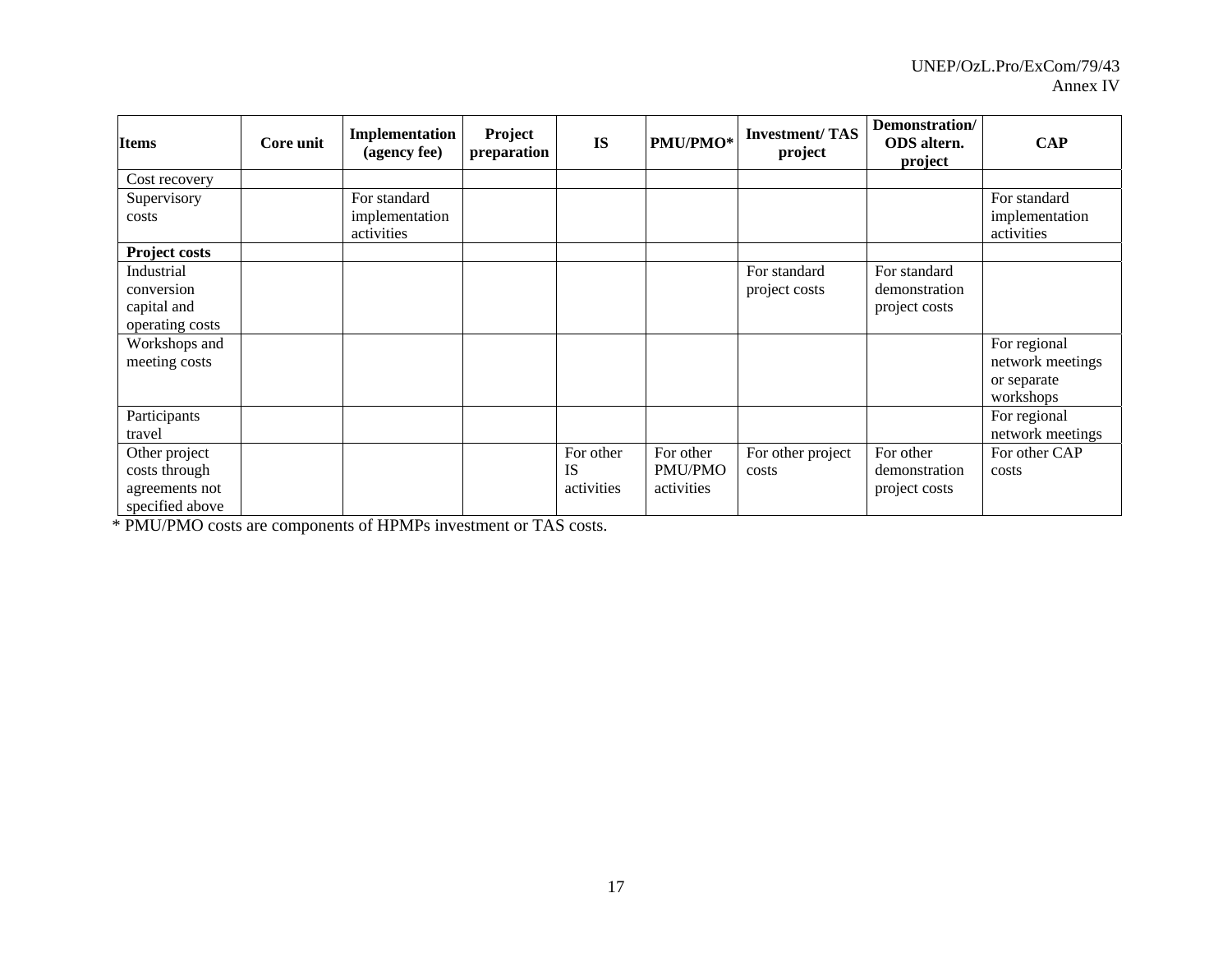| Items | Core unit | Implementation (agency fee) | Project preparation | IS | PMU/PMO* | Investment/ TAS project | Demonstration/ ODS altern. project | CAP |
|---|---|---|---|---|---|---|---|---|
| Cost recovery | | | | | | | | |
| Supervisory costs | | For standard implementation activities | | | | | | For standard implementation activities |
| **Project costs** | | | | | | | | |
| Industrial conversion capital and operating costs | | | | | | For standard project costs | For standard demonstration project costs | |
| Workshops and meeting costs | | | | | | | | For regional network meetings or separate workshops |
| Participants travel | | | | | | | | For regional network meetings |
| Other project costs through agreements not specified above | | | | For other IS activities | For other PMU/PMO activities | For other project costs | For other demonstration project costs | For other CAP costs |

* PMU/PMO costs are components of HPMPs investment or TAS costs.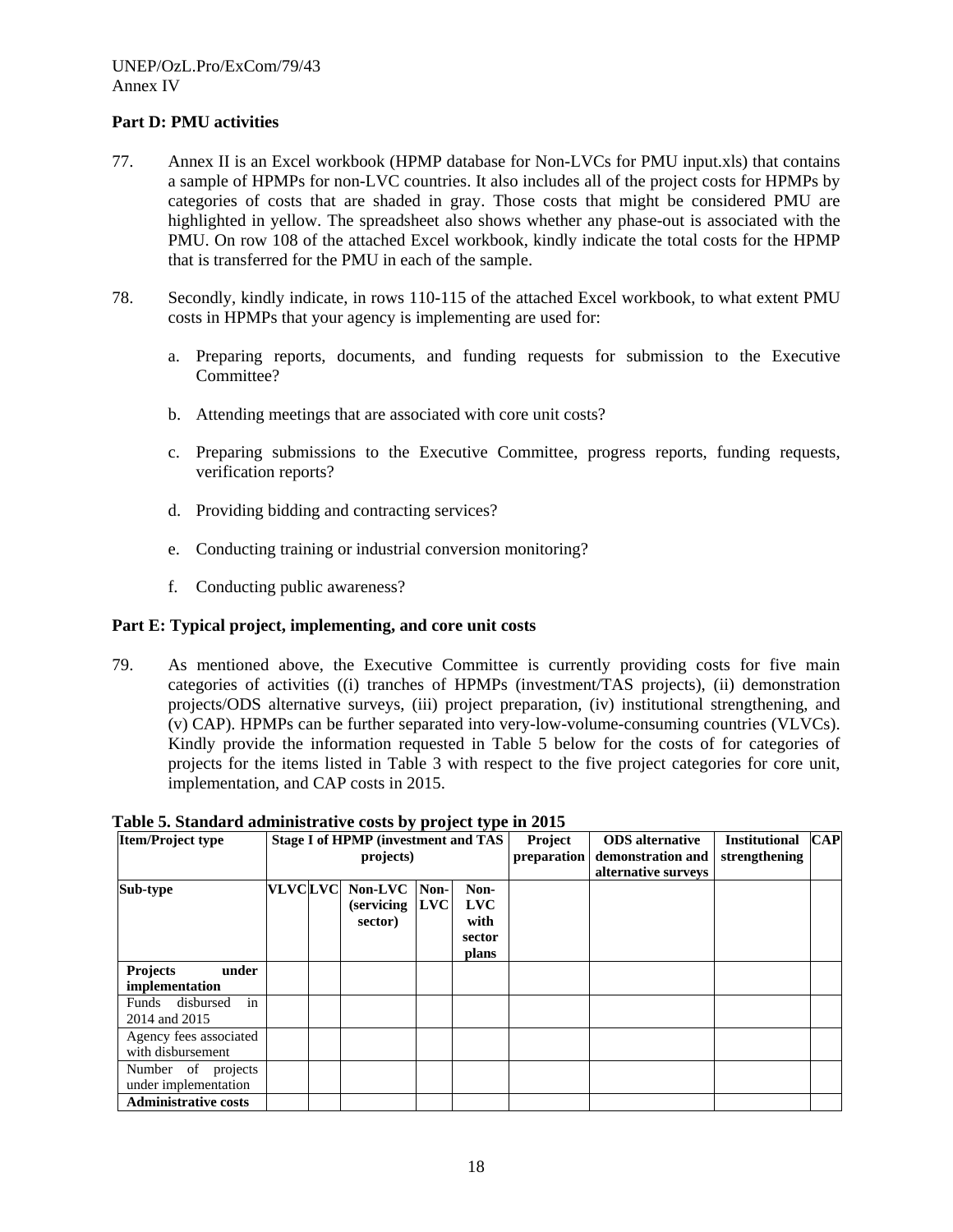## Part D: PMU activities

77. Annex II is an Excel workbook (HPMP database for Non-LVCs for PMU input.xls) that contains a sample of HPMPs for non-LVC countries. It also includes all of the project costs for HPMPs by categories of costs that are shaded in gray. Those costs that might be considered PMU are highlighted in yellow. The spreadsheet also shows whether any phase-out is associated with the PMU. On row 108 of the attached Excel workbook, kindly indicate the total costs for the HPMP that is transferred for the PMU in each of the sample.

78. Secondly, kindly indicate, in rows 110-115 of the attached Excel workbook, to what extent PMU costs in HPMPs that your agency is implementing are used for:

   a. Preparing reports, documents, and funding requests for submission to the Executive Committee?

   b. Attending meetings that are associated with core unit costs?

   c. Preparing submissions to the Executive Committee, progress reports, funding requests, verification reports?

   d. Providing bidding and contracting services?

   e. Conducting training or industrial conversion monitoring?

   f. Conducting public awareness?

## Part E: Typical project, implementing, and core unit costs

79. As mentioned above, the Executive Committee is currently providing costs for five main categories of activities ((i) tranches of HPMPs (investment/TAS projects), (ii) demonstration projects/ODS alternative surveys, (iii) project preparation, (iv) institutional strengthening, and (v) CAP). HPMPs can be further separated into very-low-volume-consuming countries (VLVCs). Kindly provide the information requested in Table 5 below for the costs of for categories of projects for the items listed in Table 3 with respect to the five project categories for core unit, implementation, and CAP costs in 2015.

**Table 5. Standard administrative costs by project type in 2015**

| **Item/Project type** | **Stage I of HPMP (investment and TAS projects)** | | | | | **Project preparation** | **ODS alternative demonstration and alternative surveys** | **Institutional strengthening** | **CAP** |
|---|---|---|---|---|---|---|---|---|---|
| **Sub-type** | **VLVC** | **LVC** | **Non-LVC (servicing sector)** | **Non-LVC** | **Non-LVC with sector plans** | | | | |
| **Projects under implementation** | | | | | | | | | |
| Funds disbursed in 2014 and 2015 | | | | | | | | | |
| Agency fees associated with disbursement | | | | | | | | | |
| Number of projects under implementation | | | | | | | | | |
| **Administrative costs** | | | | | | | | | |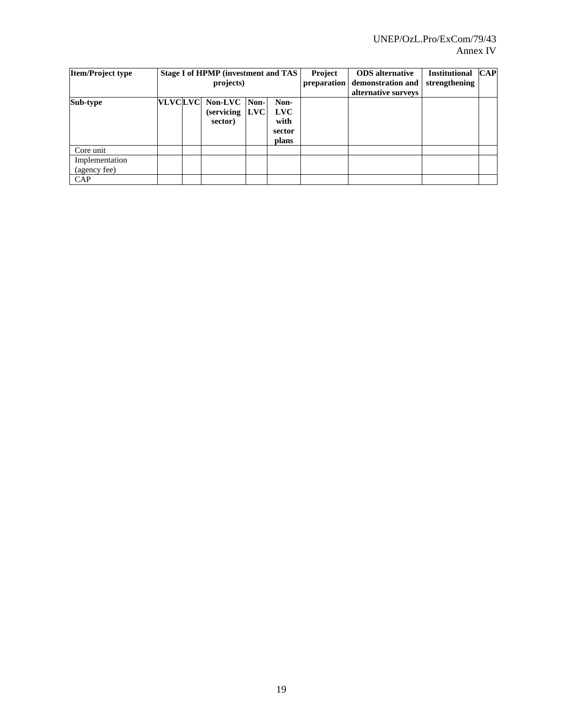| Item/Project type | Stage I of HPMP (investment and TAS projects) | | | | | Project preparation | ODS alternative demonstration and alternative surveys | Institutional strengthening | CAP |
|---|---|---|---|---|---|---|---|---|---|
| **Sub-type** | **VLVC** | **LVC** | **Non-LVC (servicing sector)** | **Non-LVC** | **Non-LVC with sector plans** | | | | |
| Core unit | | | | | | | | | |
| Implementation (agency fee) | | | | | | | | | |
| CAP | | | | | | | | | |